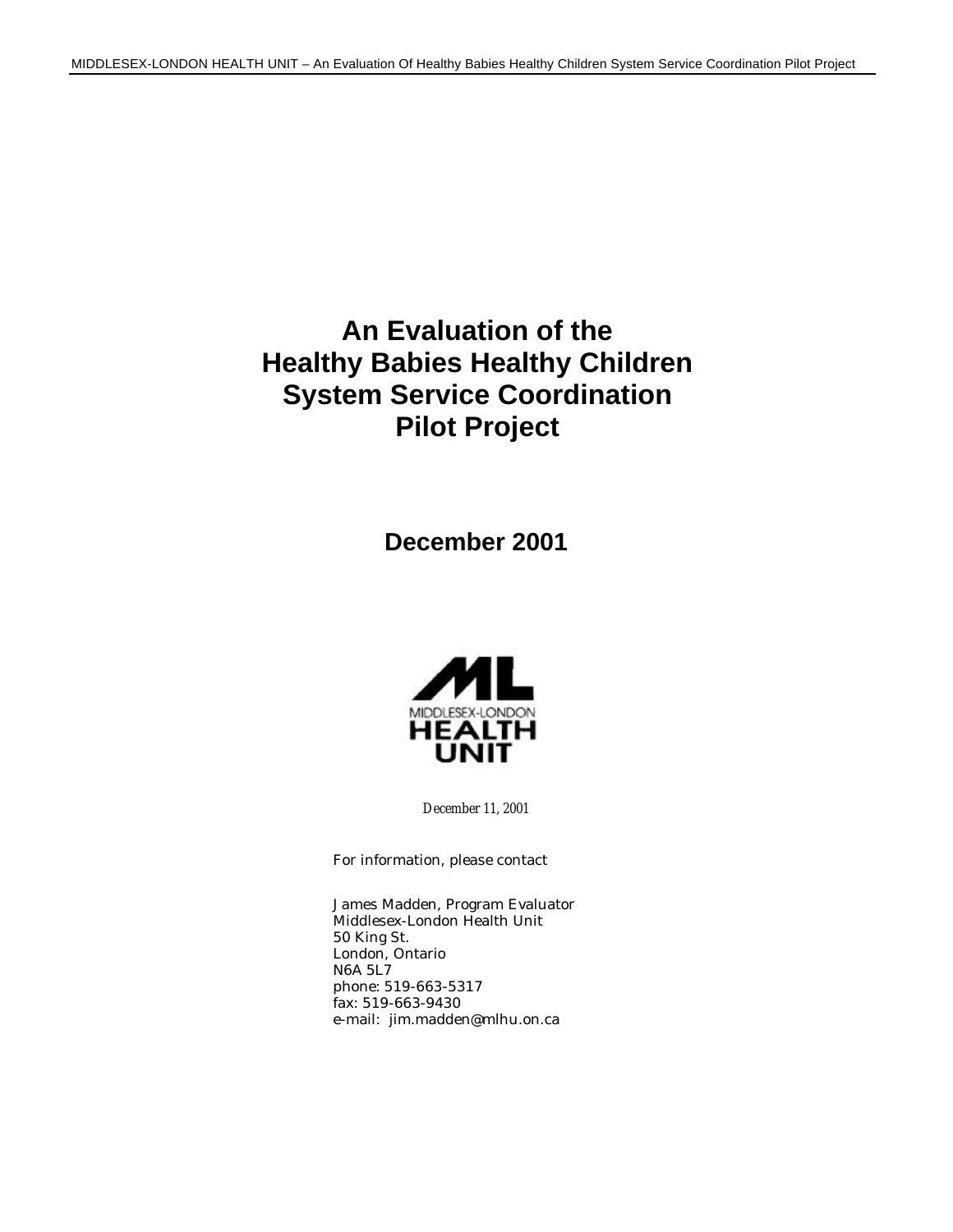# An Evaluation of the Healthy Babies Healthy Children System Service Coordination Pilot Project

## December 2001

MIDDLESEX-LONDON HEALTH UNIT

*December 11, 2001*

For information, please contact

James Madden, Program Evaluator
Middlesex-London Health Unit
50 King St.
London, Ontario
N6A 5L7
phone: 519-663-5317
fax: 519-663-9430
e-mail: jim.madden@mlhu.on.ca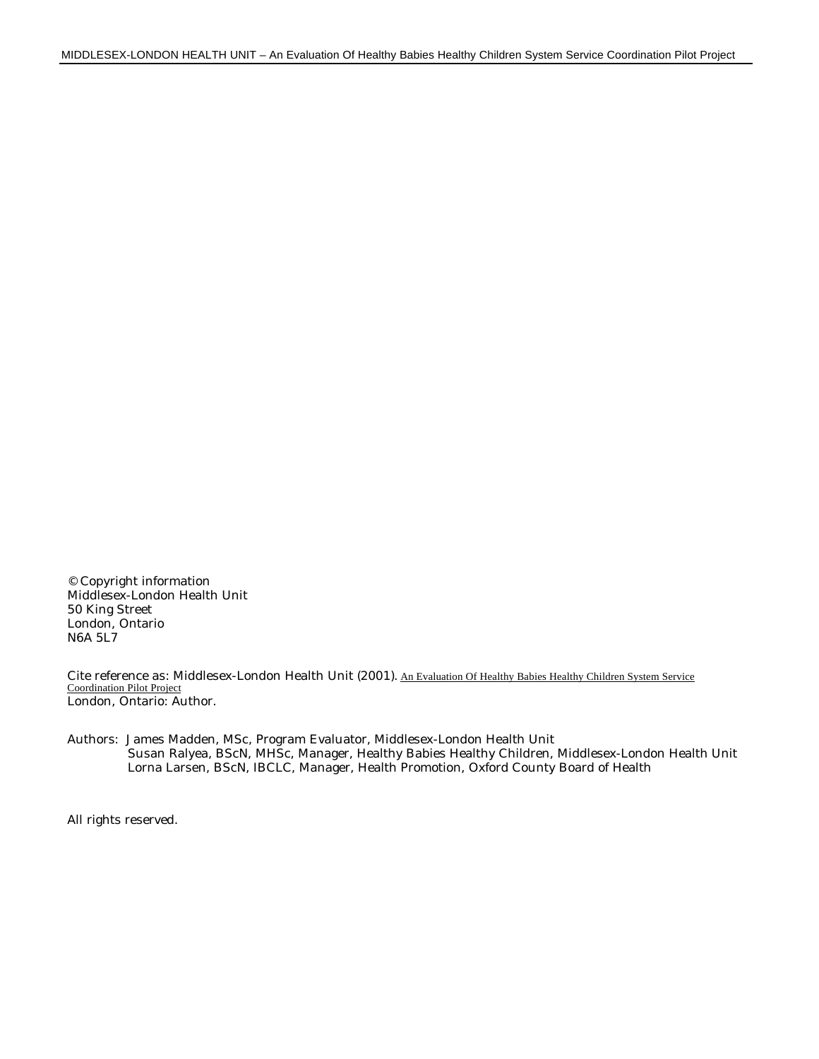© Copyright information
Middlesex-London Health Unit
50 King Street
London, Ontario
N6A 5L7

Cite reference as: Middlesex-London Health Unit (2001). An Evaluation Of Healthy Babies Healthy Children System Service Coordination Pilot Project
London, Ontario: Author.

Authors: James Madden, MSc, Program Evaluator, Middlesex-London Health Unit
Susan Ralyea, BScN, MHSc, Manager, Healthy Babies Healthy Children, Middlesex-London Health Unit
Lorna Larsen, BScN, IBCLC, Manager, Health Promotion, Oxford County Board of Health

All rights reserved.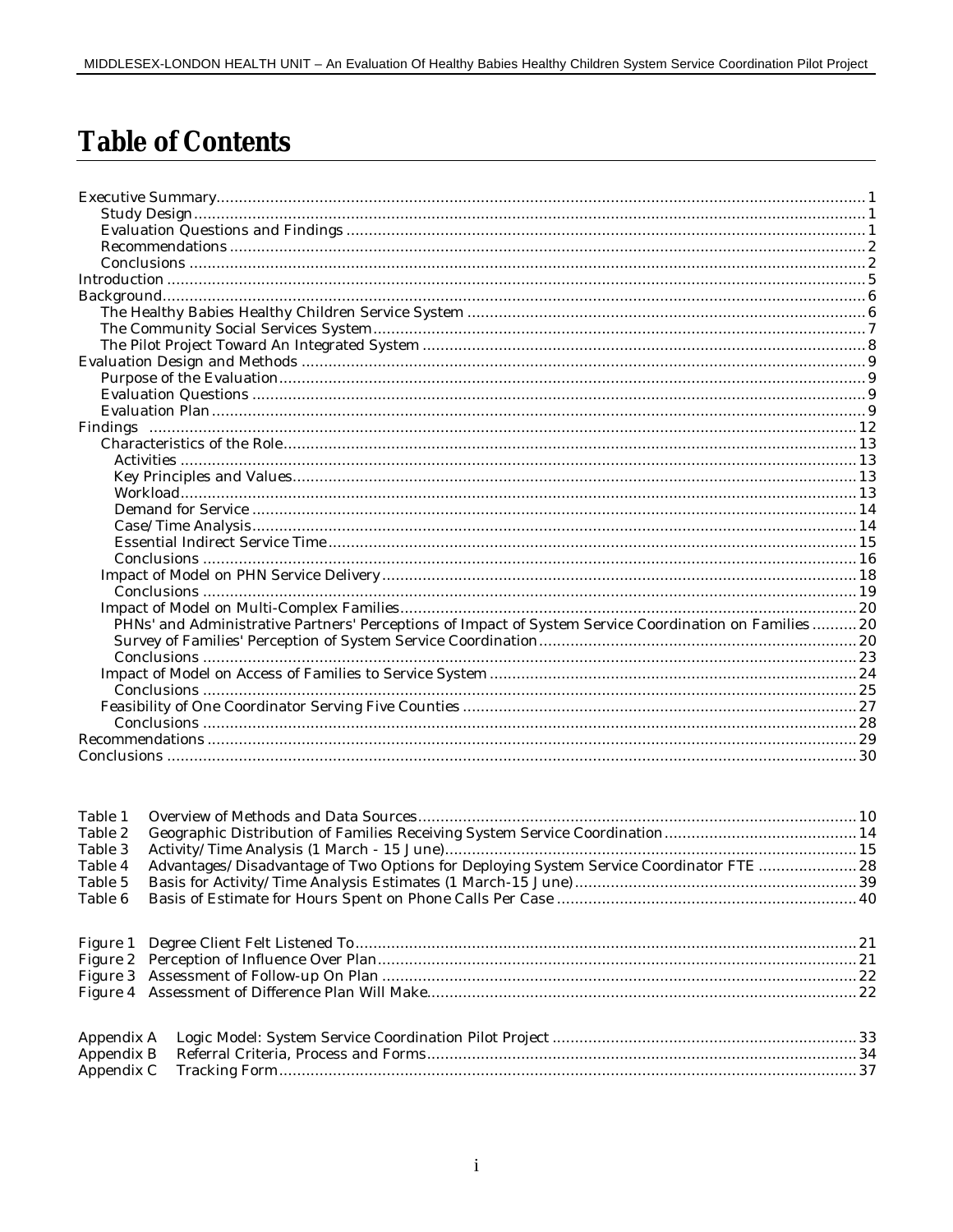# Table of Contents

Executive Summary ... 1
- Study Design ... 1
- Evaluation Questions and Findings ... 1
- Recommendations ... 2
- Conclusions ... 2

Introduction ... 5

Background ... 6
- The Healthy Babies Healthy Children Service System ... 6
- The Community Social Services System ... 7
- The Pilot Project Toward An Integrated System ... 8

Evaluation Design and Methods ... 9
- Purpose of the Evaluation ... 9
- Evaluation Questions ... 9
- Evaluation Plan ... 9

Findings ... 12
- Characteristics of the Role ... 13
  - Activities ... 13
  - Key Principles and Values ... 13
  - Workload ... 13
  - Demand for Service ... 14
  - Case/Time Analysis ... 14
  - Essential Indirect Service Time ... 15
  - Conclusions ... 16
- Impact of Model on PHN Service Delivery ... 18
  - Conclusions ... 19
- Impact of Model on Multi-Complex Families ... 20
  - PHNs' and Administrative Partners' Perceptions of Impact of System Service Coordination on Families ... 20
  - Survey of Families' Perception of System Service Coordination ... 20
  - Conclusions ... 23
- Impact of Model on Access of Families to Service System ... 24
  - Conclusions ... 25
- Feasibility of One Coordinator Serving Five Counties ... 27
  - Conclusions ... 28

Recommendations ... 29

Conclusions ... 30

Table 1 Overview of Methods and Data Sources ... 10
Table 2 Geographic Distribution of Families Receiving System Service Coordination ... 14
Table 3 Activity/Time Analysis (1 March - 15 June) ... 15
Table 4 Advantages/Disadvantage of Two Options for Deploying System Service Coordinator FTE ... 28
Table 5 Basis for Activity/Time Analysis Estimates (1 March-15 June) ... 39
Table 6 Basis of Estimate for Hours Spent on Phone Calls Per Case ... 40

Figure 1 Degree Client Felt Listened To ... 21
Figure 2 Perception of Influence Over Plan ... 21
Figure 3 Assessment of Follow-up On Plan ... 22
Figure 4 Assessment of Difference Plan Will Make ... 22

Appendix A Logic Model: System Service Coordination Pilot Project ... 33
Appendix B Referral Criteria, Process and Forms ... 34
Appendix C Tracking Form ... 37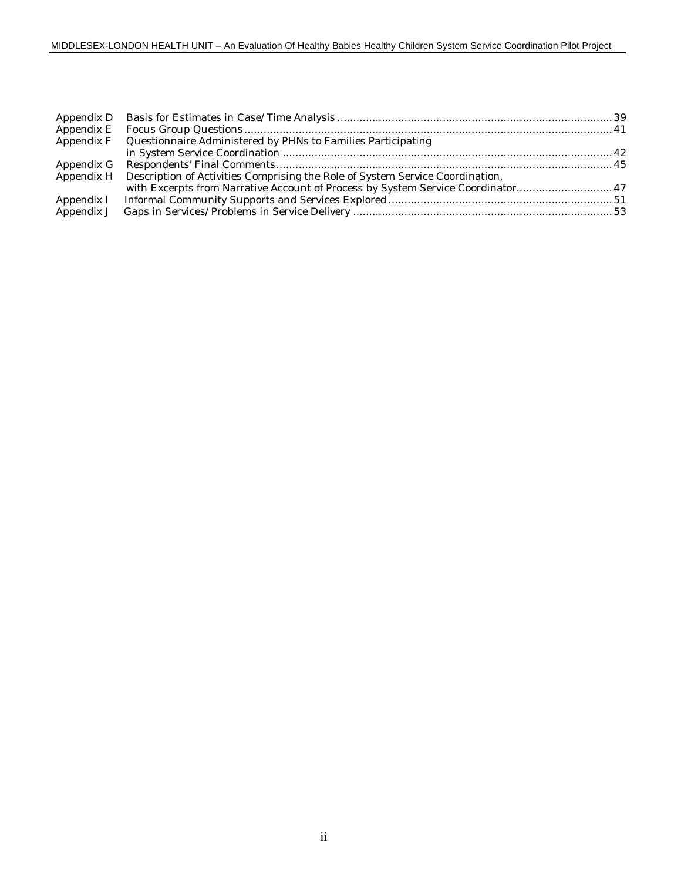| | | |
|---|---|---|
| Appendix D | Basis for Estimates in Case/Time Analysis | 39 |
| Appendix E | Focus Group Questions | 41 |
| Appendix F | Questionnaire Administered by PHNs to Families Participating in System Service Coordination | 42 |
| Appendix G | Respondents' Final Comments | 45 |
| Appendix H | Description of Activities Comprising the Role of System Service Coordination, with Excerpts from Narrative Account of Process by System Service Coordinator | 47 |
| Appendix I | Informal Community Supports and Services Explored | 51 |
| Appendix J | Gaps in Services/Problems in Service Delivery | 53 |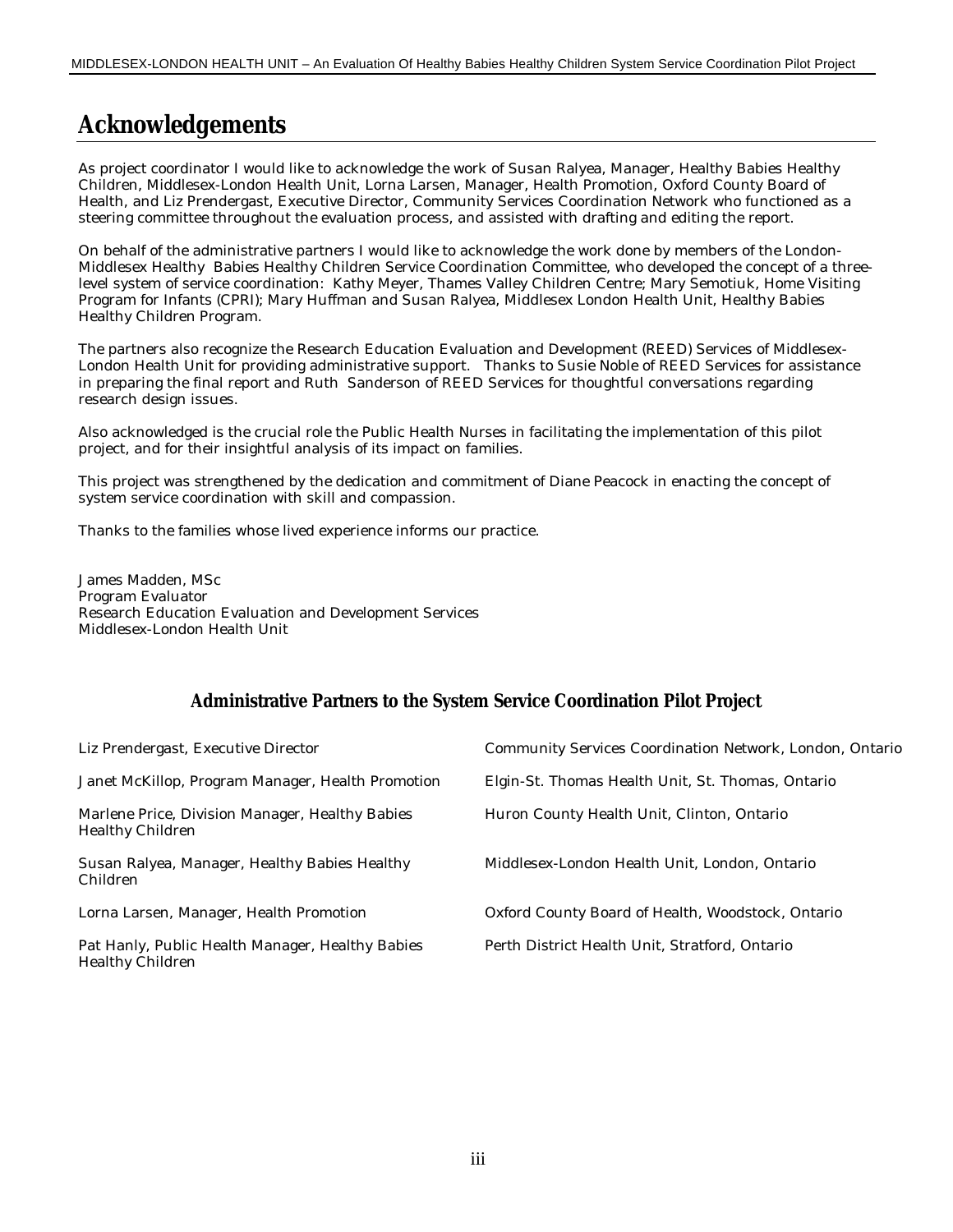# Acknowledgements

As project coordinator I would like to acknowledge the work of Susan Ralyea, Manager, Healthy Babies Healthy Children, Middlesex-London Health Unit, Lorna Larsen, Manager, Health Promotion, Oxford County Board of Health, and Liz Prendergast, Executive Director, Community Services Coordination Network who functioned as a steering committee throughout the evaluation process, and assisted with drafting and editing the report.

On behalf of the administrative partners I would like to acknowledge the work done by members of the London-Middlesex Healthy Babies Healthy Children Service Coordination Committee, who developed the concept of a three-level system of service coordination: Kathy Meyer, Thames Valley Children Centre; Mary Semotiuk, Home Visiting Program for Infants (CPRI); Mary Huffman and Susan Ralyea, Middlesex London Health Unit, Healthy Babies Healthy Children Program.

The partners also recognize the Research Education Evaluation and Development (REED) Services of Middlesex-London Health Unit for providing administrative support. Thanks to Susie Noble of REED Services for assistance in preparing the final report and Ruth Sanderson of REED Services for thoughtful conversations regarding research design issues.

Also acknowledged is the crucial role the Public Health Nurses in facilitating the implementation of this pilot project, and for their insightful analysis of its impact on families.

This project was strengthened by the dedication and commitment of Diane Peacock in enacting the concept of system service coordination with skill and compassion.

Thanks to the families whose lived experience informs our practice.

James Madden, MSc
Program Evaluator
Research Education Evaluation and Development Services
Middlesex-London Health Unit

### Administrative Partners to the System Service Coordination Pilot Project

| | |
|---|---|
| Liz Prendergast, Executive Director | Community Services Coordination Network, London, Ontario |
| Janet McKillop, Program Manager, Health Promotion | Elgin-St. Thomas Health Unit, St. Thomas, Ontario |
| Marlene Price, Division Manager, Healthy Babies Healthy Children | Huron County Health Unit, Clinton, Ontario |
| Susan Ralyea, Manager, Healthy Babies Healthy Children | Middlesex-London Health Unit, London, Ontario |
| Lorna Larsen, Manager, Health Promotion | Oxford County Board of Health, Woodstock, Ontario |
| Pat Hanly, Public Health Manager, Healthy Babies Healthy Children | Perth District Health Unit, Stratford, Ontario |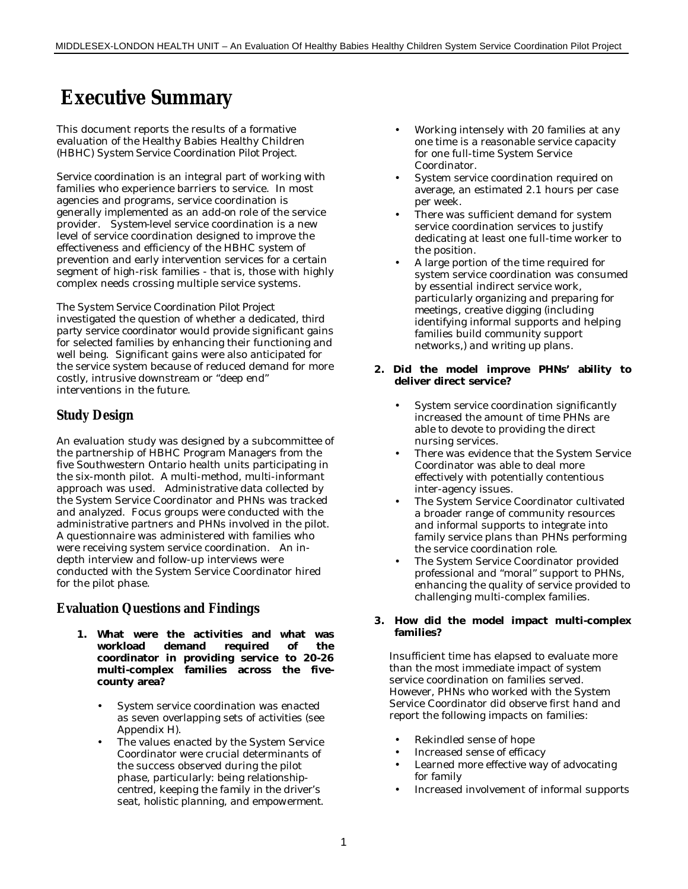# Executive Summary

This document reports the results of a formative evaluation of the Healthy Babies Healthy Children (HBHC) System Service Coordination Pilot Project.

Service coordination is an integral part of working with families who experience barriers to service. In most agencies and programs, service coordination is generally implemented as an add-on role of the service provider. System-level service coordination is a new level of service coordination designed to improve the effectiveness and efficiency of the HBHC system of prevention and early intervention services for a certain segment of high-risk families - that is, those with highly complex needs crossing multiple service systems.

The System Service Coordination Pilot Project investigated the question of whether a dedicated, third party service coordinator would provide significant gains for selected families by enhancing their functioning and well being. Significant gains were also anticipated for the service system because of reduced demand for more costly, intrusive downstream or "deep end" interventions in the future.

## Study Design

An evaluation study was designed by a subcommittee of the partnership of HBHC Program Managers from the five Southwestern Ontario health units participating in the six-month pilot. A multi-method, multi-informant approach was used. Administrative data collected by the System Service Coordinator and PHNs was tracked and analyzed. Focus groups were conducted with the administrative partners and PHNs involved in the pilot. A questionnaire was administered with families who were receiving system service coordination. An in-depth interview and follow-up interviews were conducted with the System Service Coordinator hired for the pilot phase.

## Evaluation Questions and Findings

1. **What were the activities and what was workload demand required of the coordinator in providing service to 20-26 multi-complex families across the five-county area?**

   - System service coordination was enacted as seven overlapping sets of activities (see Appendix H).
   - The values enacted by the System Service Coordinator were crucial determinants of the success observed during the pilot phase, particularly: being relationship-centred, keeping the family in the driver's seat, holistic planning, and empowerment.
   - Working intensely with 20 families at any one time is a reasonable service capacity for one full-time System Service Coordinator.
   - System service coordination required on average, an estimated 2.1 hours per case per week.
   - There was sufficient demand for system service coordination services to justify dedicating at least one full-time worker to the position.
   - A large portion of the time required for system service coordination was consumed by essential indirect service work, particularly organizing and preparing for meetings, creative digging (including identifying informal supports and helping families build community support networks,) and writing up plans.

2. **Did the model improve PHNs' ability to deliver direct service?**

   - System service coordination significantly increased the amount of time PHNs are able to devote to providing the direct nursing services.
   - There was evidence that the System Service Coordinator was able to deal more effectively with potentially contentious inter-agency issues.
   - The System Service Coordinator cultivated a broader range of community resources and informal supports to integrate into family service plans than PHNs performing the service coordination role.
   - The System Service Coordinator provided professional and "moral" support to PHNs, enhancing the quality of service provided to challenging multi-complex families.

3. **How did the model impact multi-complex families?**

   Insufficient time has elapsed to evaluate more than the most immediate impact of system service coordination on families served. However, PHNs who worked with the System Service Coordinator did observe first hand and report the following impacts on families:

   - Rekindled sense of hope
   - Increased sense of efficacy
   - Learned more effective way of advocating for family
   - Increased involvement of informal supports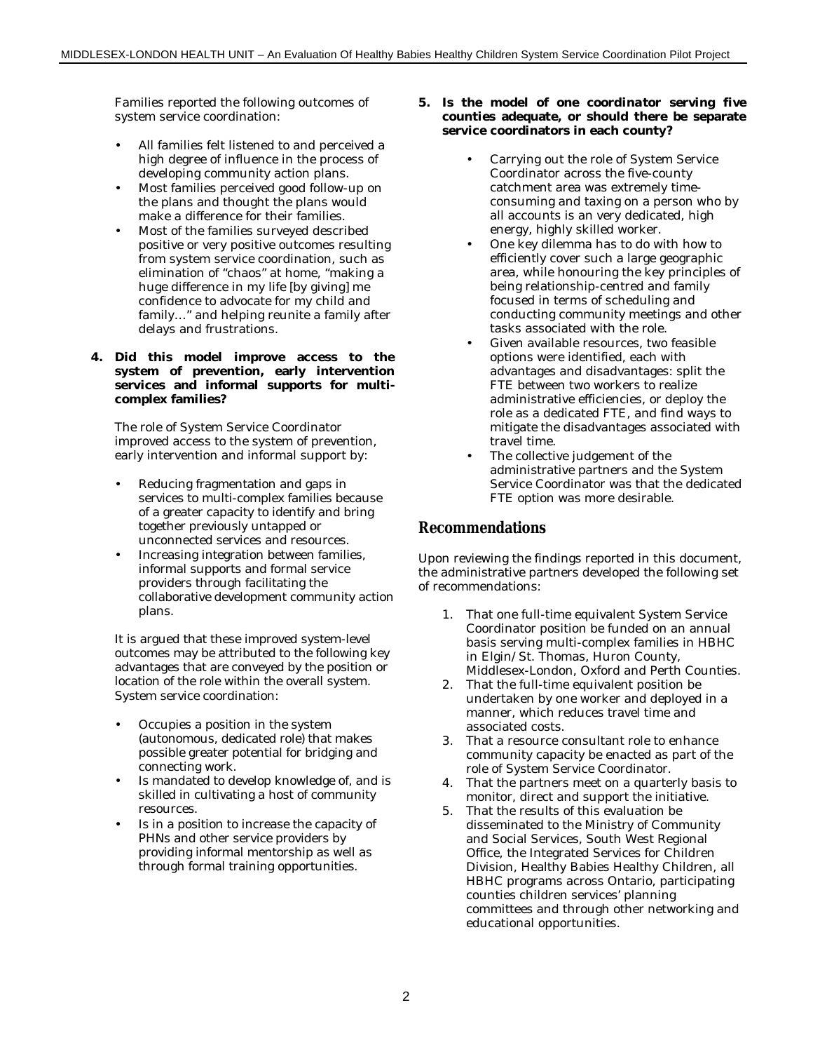Families reported the following outcomes of system service coordination:

- All families felt listened to and perceived a high degree of influence in the process of developing community action plans.
- Most families perceived good follow-up on the plans and thought the plans would make a difference for their families.
- Most of the families surveyed described positive or very positive outcomes resulting from system service coordination, such as elimination of "chaos" at home, "making a huge difference in my life [by giving] me confidence to advocate for my child and family…" and helping reunite a family after delays and frustrations.

**4. Did this model improve access to the system of prevention, early intervention services and informal supports for multi-complex families?**

The role of System Service Coordinator improved access to the system of prevention, early intervention and informal support by:

- Reducing fragmentation and gaps in services to multi-complex families because of a greater capacity to identify and bring together previously untapped or unconnected services and resources.
- Increasing integration between families, informal supports and formal service providers through facilitating the collaborative development community action plans.

It is argued that these improved system-level outcomes may be attributed to the following key advantages that are conveyed by the position or location of the role within the overall system. System service coordination:

- Occupies a position in the system (autonomous, dedicated role) that makes possible greater potential for bridging and connecting work.
- Is mandated to develop knowledge of, and is skilled in cultivating a host of community resources.
- Is in a position to increase the capacity of PHNs and other service providers by providing informal mentorship as well as through formal training opportunities.

**5. Is the model of one coordinator serving five counties adequate, or should there be separate service coordinators in each county?**

- Carrying out the role of System Service Coordinator across the five-county catchment area was extremely time-consuming and taxing on a person who by all accounts is an very dedicated, high energy, highly skilled worker.
- One key dilemma has to do with how to efficiently cover such a large geographic area, while honouring the key principles of being relationship-centred and family focused in terms of scheduling and conducting community meetings and other tasks associated with the role.
- Given available resources, two feasible options were identified, each with advantages and disadvantages: split the FTE between two workers to realize administrative efficiencies, or deploy the role as a dedicated FTE, and find ways to mitigate the disadvantages associated with travel time.
- The collective judgement of the administrative partners and the System Service Coordinator was that the dedicated FTE option was more desirable.

## Recommendations

Upon reviewing the findings reported in this document, the administrative partners developed the following set of recommendations:

1. That one full-time equivalent System Service Coordinator position be funded on an annual basis serving multi-complex families in HBHC in Elgin/St. Thomas, Huron County, Middlesex-London, Oxford and Perth Counties.
2. That the full-time equivalent position be undertaken by one worker and deployed in a manner, which reduces travel time and associated costs.
3. That a resource consultant role to enhance community capacity be enacted as part of the role of System Service Coordinator.
4. That the partners meet on a quarterly basis to monitor, direct and support the initiative.
5. That the results of this evaluation be disseminated to the Ministry of Community and Social Services, South West Regional Office, the Integrated Services for Children Division, Healthy Babies Healthy Children, all HBHC programs across Ontario, participating counties children services' planning committees and through other networking and educational opportunities.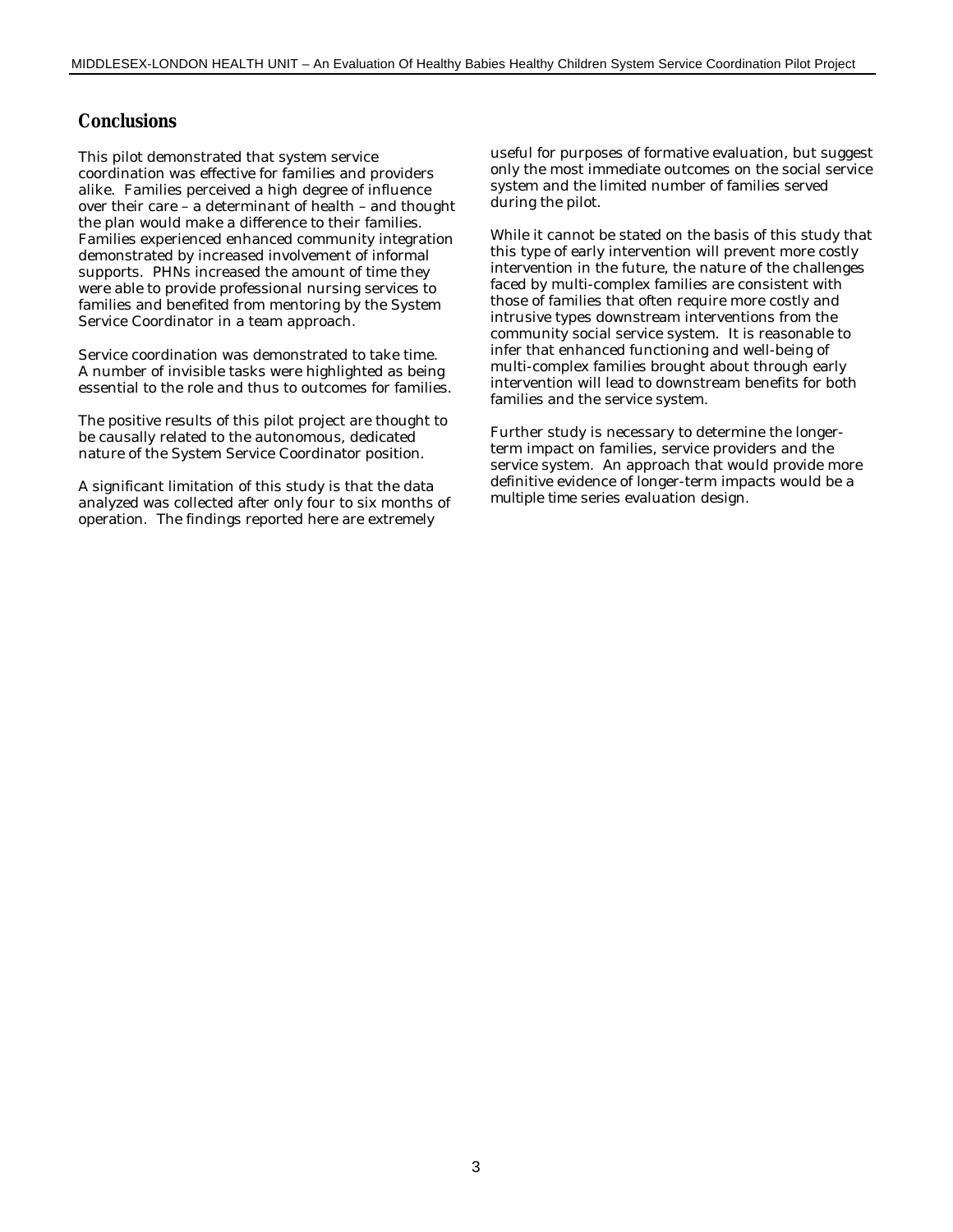## Conclusions

This pilot demonstrated that system service coordination was effective for families and providers alike. Families perceived a high degree of influence over their care – a determinant of health – and thought the plan would make a difference to their families. Families experienced enhanced community integration demonstrated by increased involvement of informal supports. PHNs increased the amount of time they were able to provide professional nursing services to families and benefited from mentoring by the System Service Coordinator in a team approach.

Service coordination was demonstrated to take time. A number of invisible tasks were highlighted as being essential to the role and thus to outcomes for families.

The positive results of this pilot project are thought to be causally related to the autonomous, dedicated nature of the System Service Coordinator position.

A significant limitation of this study is that the data analyzed was collected after only four to six months of operation. The findings reported here are extremely useful for purposes of formative evaluation, but suggest only the most immediate outcomes on the social service system and the limited number of families served during the pilot.

While it cannot be stated on the basis of this study that this type of early intervention will prevent more costly intervention in the future, the nature of the challenges faced by multi-complex families are consistent with those of families that often require more costly and intrusive types downstream interventions from the community social service system. It is reasonable to infer that enhanced functioning and well-being of multi-complex families brought about through early intervention will lead to downstream benefits for both families and the service system.

Further study is necessary to determine the longer-term impact on families, service providers and the service system. An approach that would provide more definitive evidence of longer-term impacts would be a multiple time series evaluation design.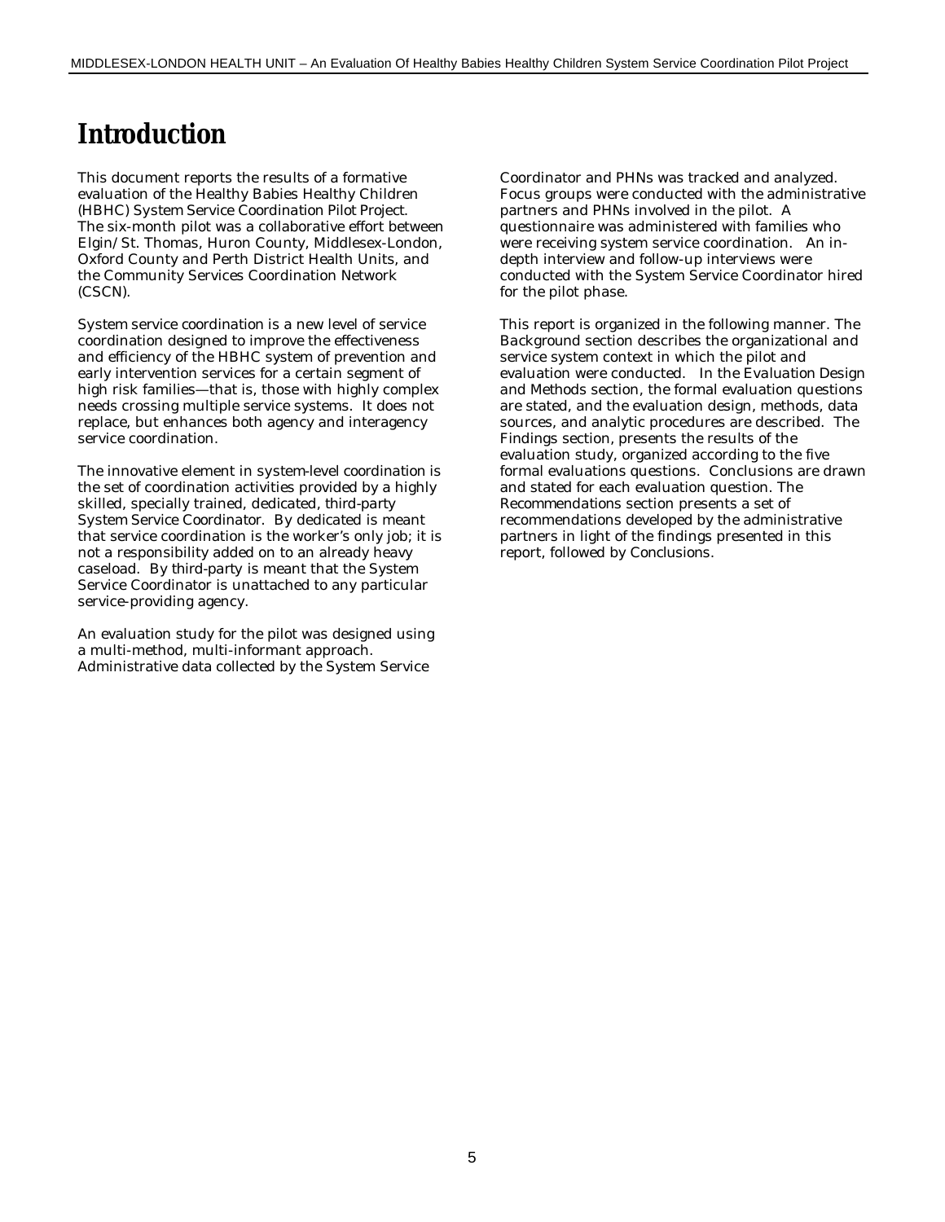# Introduction

This document reports the results of a formative evaluation of the Healthy Babies Healthy Children (HBHC) System Service Coordination Pilot Project. The six-month pilot was a collaborative effort between Elgin/St. Thomas, Huron County, Middlesex-London, Oxford County and Perth District Health Units, and the Community Services Coordination Network (CSCN).

System service coordination is a new level of service coordination designed to improve the effectiveness and efficiency of the HBHC system of prevention and early intervention services for a certain segment of high risk families—that is, those with highly complex needs crossing multiple service systems. It does not replace, but enhances both agency and interagency service coordination.

The innovative element in system-level coordination is the set of coordination activities provided by a highly skilled, specially trained, dedicated, third-party System Service Coordinator. By dedicated is meant that service coordination is the worker's only job; it is not a responsibility added on to an already heavy caseload. By third-party is meant that the System Service Coordinator is unattached to any particular service-providing agency.

An evaluation study for the pilot was designed using a multi-method, multi-informant approach. Administrative data collected by the System Service Coordinator and PHNs was tracked and analyzed. Focus groups were conducted with the administrative partners and PHNs involved in the pilot. A questionnaire was administered with families who were receiving system service coordination. An in-depth interview and follow-up interviews were conducted with the System Service Coordinator hired for the pilot phase.

This report is organized in the following manner. The Background section describes the organizational and service system context in which the pilot and evaluation were conducted. In the Evaluation Design and Methods section, the formal evaluation questions are stated, and the evaluation design, methods, data sources, and analytic procedures are described. The Findings section, presents the results of the evaluation study, organized according to the five formal evaluations questions. Conclusions are drawn and stated for each evaluation question. The Recommendations section presents a set of recommendations developed by the administrative partners in light of the findings presented in this report, followed by Conclusions.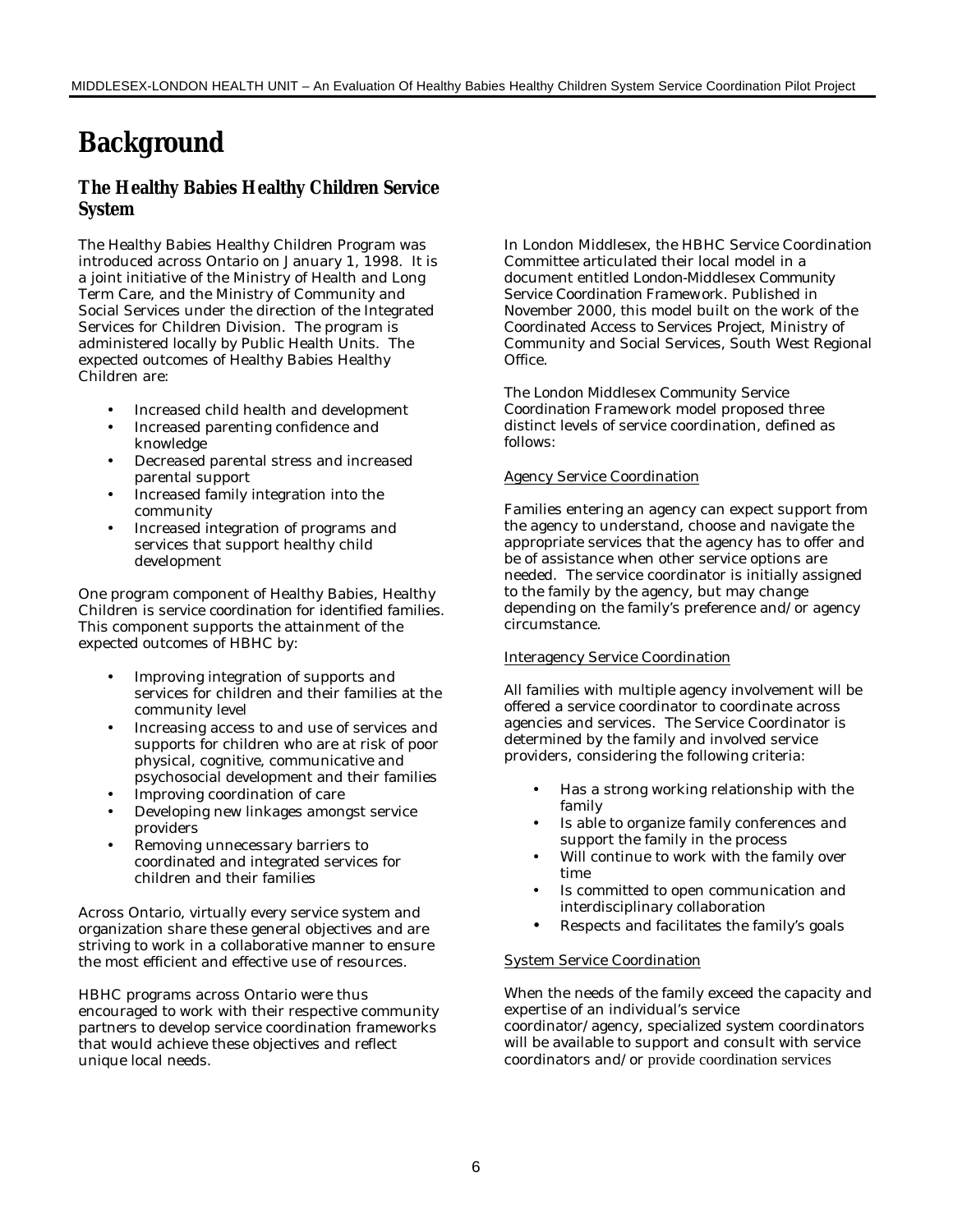# Background

## The Healthy Babies Healthy Children Service System

The Healthy Babies Healthy Children Program was introduced across Ontario on January 1, 1998. It is a joint initiative of the Ministry of Health and Long Term Care, and the Ministry of Community and Social Services under the direction of the Integrated Services for Children Division. The program is administered locally by Public Health Units. The expected outcomes of Healthy Babies Healthy Children are:

- Increased child health and development
- Increased parenting confidence and knowledge
- Decreased parental stress and increased parental support
- Increased family integration into the community
- Increased integration of programs and services that support healthy child development

One program component of Healthy Babies, Healthy Children is service coordination for identified families. This component supports the attainment of the expected outcomes of HBHC by:

- Improving integration of supports and services for children and their families at the community level
- Increasing access to and use of services and supports for children who are at risk of poor physical, cognitive, communicative and psychosocial development and their families
- Improving coordination of care
- Developing new linkages amongst service providers
- Removing unnecessary barriers to coordinated and integrated services for children and their families

Across Ontario, virtually every service system and organization share these general objectives and are striving to work in a collaborative manner to ensure the most efficient and effective use of resources.

HBHC programs across Ontario were thus encouraged to work with their respective community partners to develop service coordination frameworks that would achieve these objectives and reflect unique local needs.

In London Middlesex, the HBHC Service Coordination Committee articulated their local model in a document entitled London-Middlesex Community Service Coordination Framework. Published in November 2000, this model built on the work of the Coordinated Access to Services Project, Ministry of Community and Social Services, South West Regional Office.

The London Middlesex Community Service Coordination Framework model proposed three distinct levels of service coordination, defined as follows:

<u>Agency Service Coordination</u>

Families entering an agency can expect support from the agency to understand, choose and navigate the appropriate services that the agency has to offer and be of assistance when other service options are needed. The service coordinator is initially assigned to the family by the agency, but may change depending on the family's preference and/or agency circumstance.

<u>Interagency Service Coordination</u>

All families with multiple agency involvement will be offered a service coordinator to coordinate across agencies and services. The Service Coordinator is determined by the family and involved service providers, considering the following criteria:

- Has a strong working relationship with the family
- Is able to organize family conferences and support the family in the process
- Will continue to work with the family over time
- Is committed to open communication and interdisciplinary collaboration
- Respects and facilitates the family's goals

<u>System Service Coordination</u>

When the needs of the family exceed the capacity and expertise of an individual's service coordinator/agency, specialized system coordinators will be available to support and consult with service coordinators and/or provide coordination services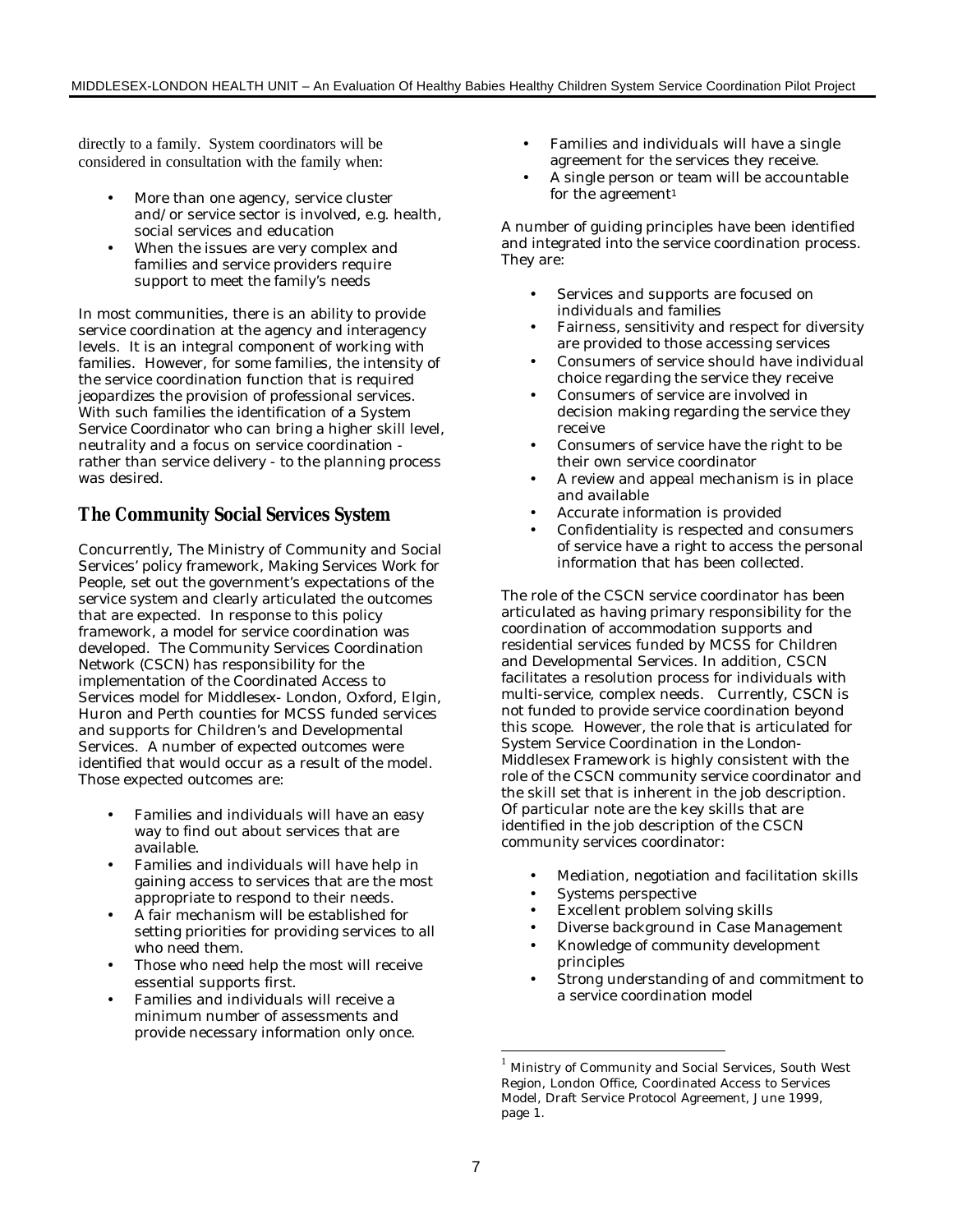directly to a family. System coordinators will be considered in consultation with the family when:

- More than one agency, service cluster and/or service sector is involved, e.g. health, social services and education
- When the issues are very complex and families and service providers require support to meet the family's needs

In most communities, there is an ability to provide service coordination at the agency and interagency levels. It is an integral component of working with families. However, for some families, the intensity of the service coordination function that is required jeopardizes the provision of professional services. With such families the identification of a System Service Coordinator who can bring a higher skill level, neutrality and a focus on service coordination - rather than service delivery - to the planning process was desired.

## The Community Social Services System

Concurrently, The Ministry of Community and Social Services' policy framework, Making Services Work for People, set out the government's expectations of the service system and clearly articulated the outcomes that are expected. In response to this policy framework, a model for service coordination was developed. The Community Services Coordination Network (CSCN) has responsibility for the implementation of the Coordinated Access to Services model for Middlesex- London, Oxford, Elgin, Huron and Perth counties for MCSS funded services and supports for Children's and Developmental Services. A number of expected outcomes were identified that would occur as a result of the model. Those expected outcomes are:

- Families and individuals will have an easy way to find out about services that are available.
- Families and individuals will have help in gaining access to services that are the most appropriate to respond to their needs.
- A fair mechanism will be established for setting priorities for providing services to all who need them.
- Those who need help the most will receive essential supports first.
- Families and individuals will receive a minimum number of assessments and provide necessary information only once.
- Families and individuals will have a single agreement for the services they receive.
- A single person or team will be accountable for the agreement[1]

A number of guiding principles have been identified and integrated into the service coordination process. They are:

- Services and supports are focused on individuals and families
- Fairness, sensitivity and respect for diversity are provided to those accessing services
- Consumers of service should have individual choice regarding the service they receive
- Consumers of service are involved in decision making regarding the service they receive
- Consumers of service have the right to be their own service coordinator
- A review and appeal mechanism is in place and available
- Accurate information is provided
- Confidentiality is respected and consumers of service have a right to access the personal information that has been collected.

The role of the CSCN service coordinator has been articulated as having primary responsibility for the coordination of accommodation supports and residential services funded by MCSS for Children and Developmental Services. In addition, CSCN facilitates a resolution process for individuals with multi-service, complex needs. Currently, CSCN is not funded to provide service coordination beyond this scope. However, the role that is articulated for System Service Coordination in the London-Middlesex Framework is highly consistent with the role of the CSCN community service coordinator and the skill set that is inherent in the job description. Of particular note are the key skills that are identified in the job description of the CSCN community services coordinator:

- Mediation, negotiation and facilitation skills
- Systems perspective
- Excellent problem solving skills
- Diverse background in Case Management
- Knowledge of community development principles
- Strong understanding of and commitment to a service coordination model

[1] Ministry of Community and Social Services, South West Region, London Office, Coordinated Access to Services Model, Draft Service Protocol Agreement, June 1999, page 1.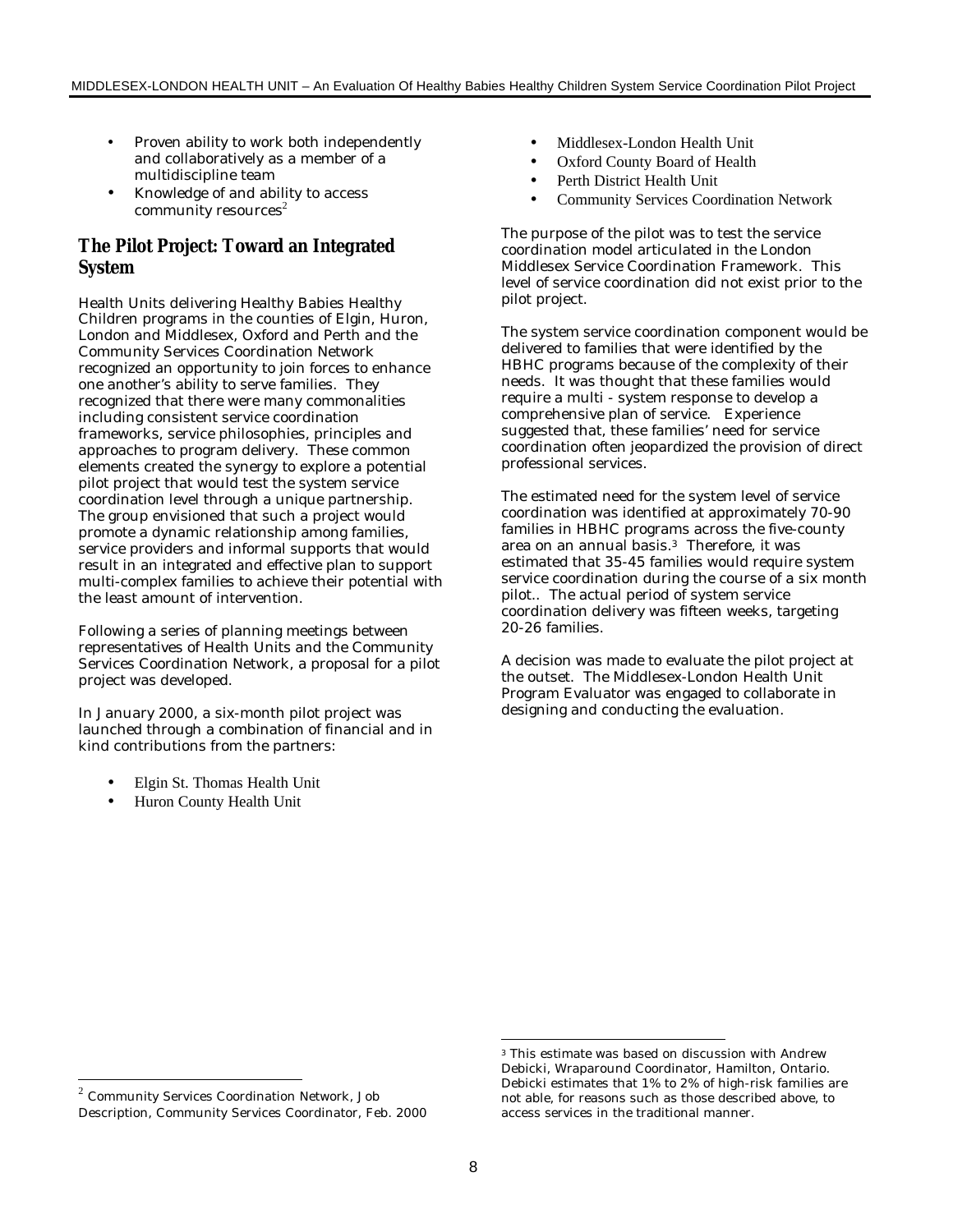- Proven ability to work both independently and collaboratively as a member of a multidiscipline team
- Knowledge of and ability to access community resources[2]

## The Pilot Project: Toward an Integrated System

Health Units delivering Healthy Babies Healthy Children programs in the counties of Elgin, Huron, London and Middlesex, Oxford and Perth and the Community Services Coordination Network recognized an opportunity to join forces to enhance one another's ability to serve families. They recognized that there were many commonalities including consistent service coordination frameworks, service philosophies, principles and approaches to program delivery. These common elements created the synergy to explore a potential pilot project that would test the system service coordination level through a unique partnership. The group envisioned that such a project would promote a dynamic relationship among families, service providers and informal supports that would result in an integrated and effective plan to support multi-complex families to achieve their potential with the least amount of intervention.

Following a series of planning meetings between representatives of Health Units and the Community Services Coordination Network, a proposal for a pilot project was developed.

In January 2000, a six-month pilot project was launched through a combination of financial and in kind contributions from the partners:

- Elgin St. Thomas Health Unit
- Huron County Health Unit
- Middlesex-London Health Unit
- Oxford County Board of Health
- Perth District Health Unit
- Community Services Coordination Network

The purpose of the pilot was to test the service coordination model articulated in the London Middlesex Service Coordination Framework. This level of service coordination did not exist prior to the pilot project.

The system service coordination component would be delivered to families that were identified by the HBHC programs because of the complexity of their needs. It was thought that these families would require a multi - system response to develop a comprehensive plan of service. Experience suggested that, these families' need for service coordination often jeopardized the provision of direct professional services.

The estimated need for the system level of service coordination was identified at approximately 70-90 families in HBHC programs across the five-county area on an annual basis.[3] Therefore, it was estimated that 35-45 families would require system service coordination during the course of a six month pilot.. The actual period of system service coordination delivery was fifteen weeks, targeting 20-26 families.

A decision was made to evaluate the pilot project at the outset. The Middlesex-London Health Unit Program Evaluator was engaged to collaborate in designing and conducting the evaluation.

---

[2] Community Services Coordination Network, Job Description, Community Services Coordinator, Feb. 2000

[3] This estimate was based on discussion with Andrew Debicki, Wraparound Coordinator, Hamilton, Ontario. Debicki estimates that 1% to 2% of high-risk families are not able, for reasons such as those described above, to access services in the traditional manner.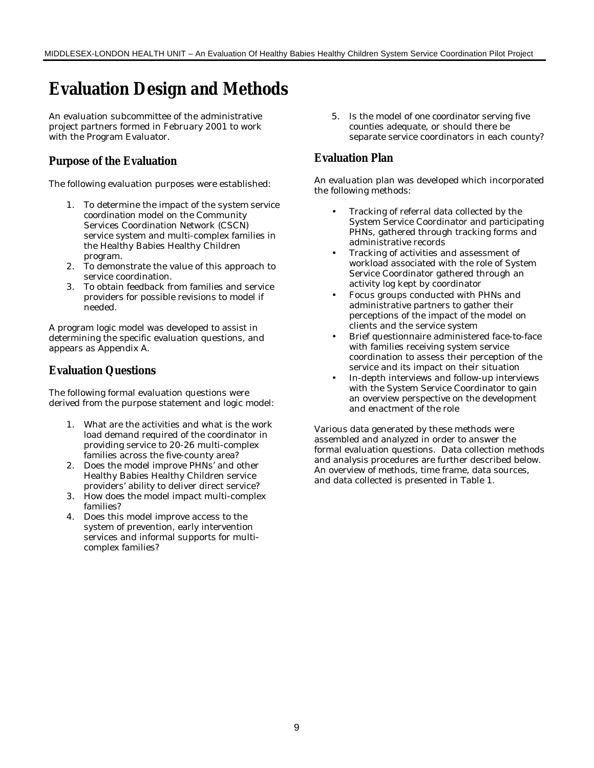# Evaluation Design and Methods

An evaluation subcommittee of the administrative project partners formed in February 2001 to work with the Program Evaluator.

## Purpose of the Evaluation

The following evaluation purposes were established:

1. To determine the impact of the system service coordination model on the Community Services Coordination Network (CSCN) service system and multi-complex families in the Healthy Babies Healthy Children program.
2. To demonstrate the value of this approach to service coordination.
3. To obtain feedback from families and service providers for possible revisions to model if needed.

A program logic model was developed to assist in determining the specific evaluation questions, and appears as Appendix A.

## Evaluation Questions

The following formal evaluation questions were derived from the purpose statement and logic model:

1. What are the activities and what is the work load demand required of the coordinator in providing service to 20-26 multi-complex families across the five-county area?
2. Does the model improve PHNs' and other Healthy Babies Healthy Children service providers' ability to deliver direct service?
3. How does the model impact multi-complex families?
4. Does this model improve access to the system of prevention, early intervention services and informal supports for multi-complex families?
5. Is the model of one coordinator serving five counties adequate, or should there be separate service coordinators in each county?

## Evaluation Plan

An evaluation plan was developed which incorporated the following methods:

- Tracking of referral data collected by the System Service Coordinator and participating PHNs, gathered through tracking forms and administrative records
- Tracking of activities and assessment of workload associated with the role of System Service Coordinator gathered through an activity log kept by coordinator
- Focus groups conducted with PHNs and administrative partners to gather their perceptions of the impact of the model on clients and the service system
- Brief questionnaire administered face-to-face with families receiving system service coordination to assess their perception of the service and its impact on their situation
- In-depth interviews and follow-up interviews with the System Service Coordinator to gain an overview perspective on the development and enactment of the role

Various data generated by these methods were assembled and analyzed in order to answer the formal evaluation questions. Data collection methods and analysis procedures are further described below. An overview of methods, time frame, data sources, and data collected is presented in Table 1.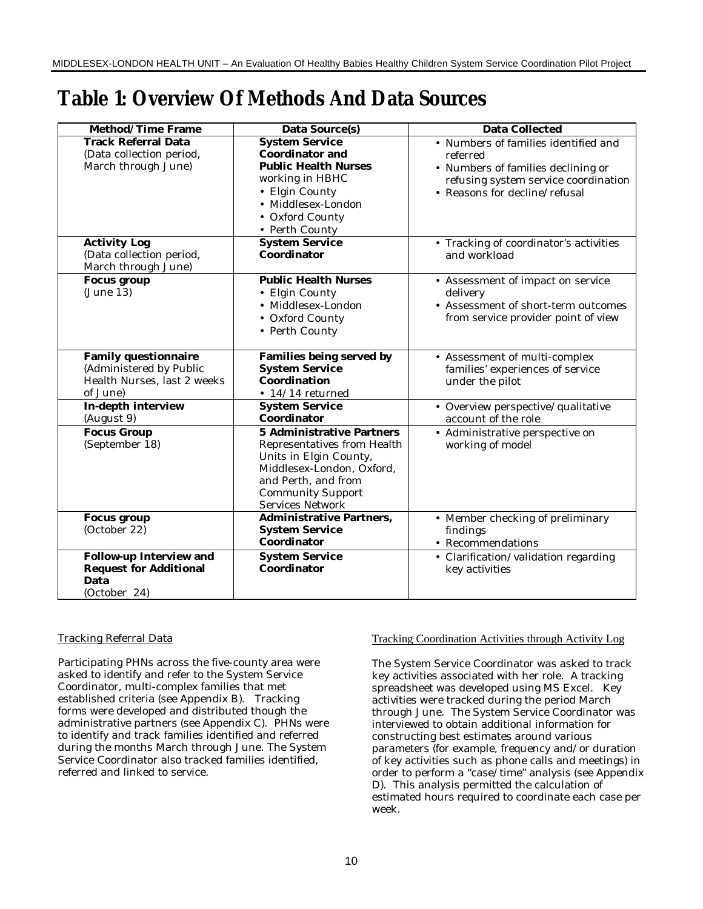# Table 1: Overview Of Methods And Data Sources

| Method/Time Frame | Data Source(s) | Data Collected |
|---|---|---|
| **Track Referral Data** (Data collection period, March through June) | **System Service Coordinator and Public Health Nurses** working in HBHC<br>• Elgin County<br>• Middlesex-London<br>• Oxford County<br>• Perth County | • Numbers of families identified and referred<br>• Numbers of families declining or refusing system service coordination<br>• Reasons for decline/refusal |
| **Activity Log** (Data collection period, March through June) | **System Service Coordinator** | • Tracking of coordinator's activities and workload |
| **Focus group** (June 13) | **Public Health Nurses**<br>• Elgin County<br>• Middlesex-London<br>• Oxford County<br>• Perth County | • Assessment of impact on service delivery<br>• Assessment of short-term outcomes from service provider point of view |
| **Family questionnaire** (Administered by Public Health Nurses, last 2 weeks of June) | **Families being served by System Service Coordination**<br>• 14/14 returned | • Assessment of multi-complex families' experiences of service under the pilot |
| **In-depth interview** (August 9) | **System Service Coordinator** | • Overview perspective/qualitative account of the role |
| **Focus Group** (September 18) | **5 Administrative Partners** Representatives from Health Units in Elgin County, Middlesex-London, Oxford, and Perth, and from Community Support Services Network | • Administrative perspective on working of model |
| **Focus group** (October 22) | **Administrative Partners, System Service Coordinator** | • Member checking of preliminary findings<br>• Recommendations |
| **Follow-up Interview and Request for Additional Data** (October 24) | **System Service Coordinator** | • Clarification/validation regarding key activities |

Tracking Referral Data

Participating PHNs across the five-county area were asked to identify and refer to the System Service Coordinator, multi-complex families that met established criteria (see Appendix B). Tracking forms were developed and distributed though the administrative partners (see Appendix C). PHNs were to identify and track families identified and referred during the months March through June. The System Service Coordinator also tracked families identified, referred and linked to service.

Tracking Coordination Activities through Activity Log

The System Service Coordinator was asked to track key activities associated with her role. A tracking spreadsheet was developed using MS Excel. Key activities were tracked during the period March through June. The System Service Coordinator was interviewed to obtain additional information for constructing best estimates around various parameters (for example, frequency and/or duration of key activities such as phone calls and meetings) in order to perform a "case/time" analysis (see Appendix D). This analysis permitted the calculation of estimated hours required to coordinate each case per week.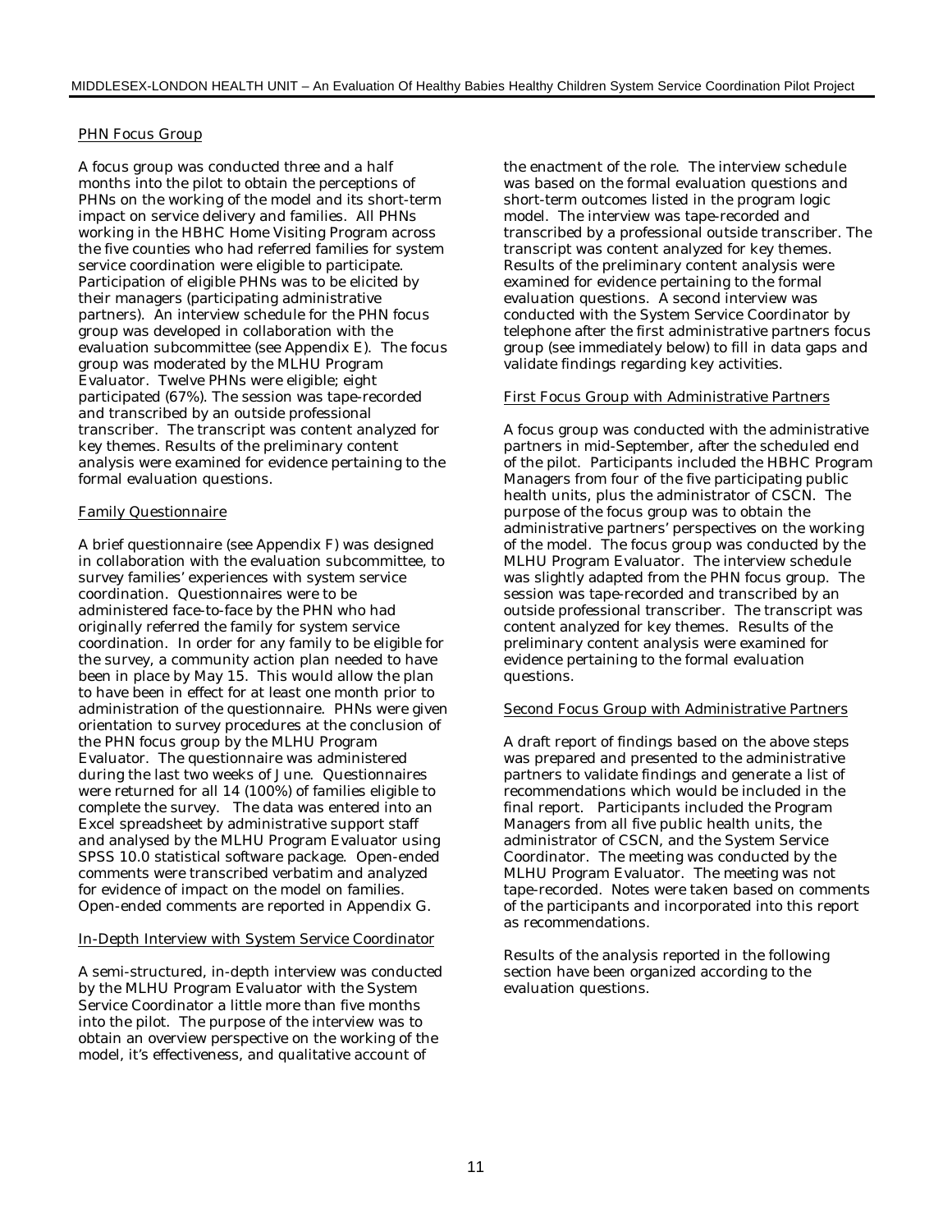<u>PHN Focus Group</u>

A focus group was conducted three and a half months into the pilot to obtain the perceptions of PHNs on the working of the model and its short-term impact on service delivery and families. All PHNs working in the HBHC Home Visiting Program across the five counties who had referred families for system service coordination were eligible to participate. Participation of eligible PHNs was to be elicited by their managers (participating administrative partners). An interview schedule for the PHN focus group was developed in collaboration with the evaluation subcommittee (see Appendix E). The focus group was moderated by the MLHU Program Evaluator. Twelve PHNs were eligible; eight participated (67%). The session was tape-recorded and transcribed by an outside professional transcriber. The transcript was content analyzed for key themes. Results of the preliminary content analysis were examined for evidence pertaining to the formal evaluation questions.

<u>Family Questionnaire</u>

A brief questionnaire (see Appendix F) was designed in collaboration with the evaluation subcommittee, to survey families' experiences with system service coordination. Questionnaires were to be administered face-to-face by the PHN who had originally referred the family for system service coordination. In order for any family to be eligible for the survey, a community action plan needed to have been in place by May 15. This would allow the plan to have been in effect for at least one month prior to administration of the questionnaire. PHNs were given orientation to survey procedures at the conclusion of the PHN focus group by the MLHU Program Evaluator. The questionnaire was administered during the last two weeks of June. Questionnaires were returned for all 14 (100%) of families eligible to complete the survey. The data was entered into an Excel spreadsheet by administrative support staff and analysed by the MLHU Program Evaluator using SPSS 10.0 statistical software package. Open-ended comments were transcribed verbatim and analyzed for evidence of impact on the model on families. Open-ended comments are reported in Appendix G.

<u>In-Depth Interview with System Service Coordinator</u>

A semi-structured, in-depth interview was conducted by the MLHU Program Evaluator with the System Service Coordinator a little more than five months into the pilot. The purpose of the interview was to obtain an overview perspective on the working of the model, it's effectiveness, and qualitative account of the enactment of the role. The interview schedule was based on the formal evaluation questions and short-term outcomes listed in the program logic model. The interview was tape-recorded and transcribed by a professional outside transcriber. The transcript was content analyzed for key themes. Results of the preliminary content analysis were examined for evidence pertaining to the formal evaluation questions. A second interview was conducted with the System Service Coordinator by telephone after the first administrative partners focus group (see immediately below) to fill in data gaps and validate findings regarding key activities.

<u>First Focus Group with Administrative Partners</u>

A focus group was conducted with the administrative partners in mid-September, after the scheduled end of the pilot. Participants included the HBHC Program Managers from four of the five participating public health units, plus the administrator of CSCN. The purpose of the focus group was to obtain the administrative partners' perspectives on the working of the model. The focus group was conducted by the MLHU Program Evaluator. The interview schedule was slightly adapted from the PHN focus group. The session was tape-recorded and transcribed by an outside professional transcriber. The transcript was content analyzed for key themes. Results of the preliminary content analysis were examined for evidence pertaining to the formal evaluation questions.

<u>Second Focus Group with Administrative Partners</u>

A draft report of findings based on the above steps was prepared and presented to the administrative partners to validate findings and generate a list of recommendations which would be included in the final report. Participants included the Program Managers from all five public health units, the administrator of CSCN, and the System Service Coordinator. The meeting was conducted by the MLHU Program Evaluator. The meeting was not tape-recorded. Notes were taken based on comments of the participants and incorporated into this report as recommendations.

Results of the analysis reported in the following section have been organized according to the evaluation questions.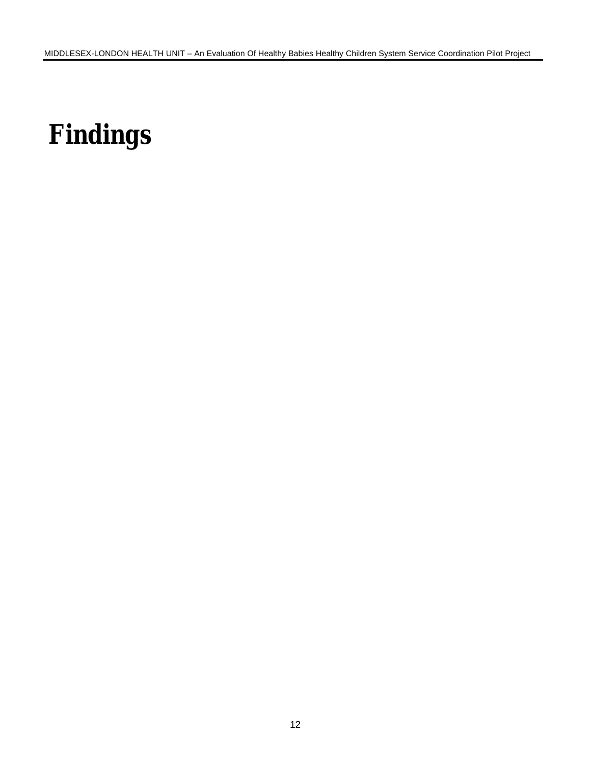# Findings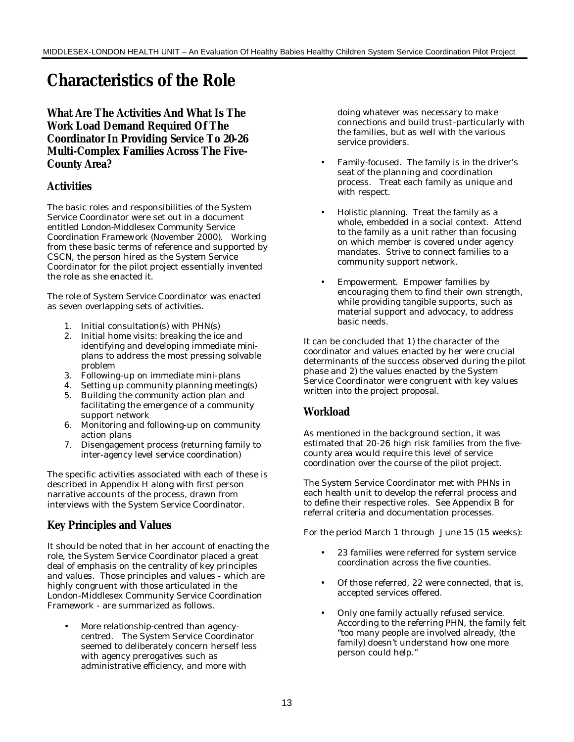# Characteristics of the Role

### What Are The Activities And What Is The Work Load Demand Required Of The Coordinator In Providing Service To 20-26 Multi-Complex Families Across The Five-County Area?

## Activities

The basic roles and responsibilities of the System Service Coordinator were set out in a document entitled London-Middlesex Community Service Coordination Framework (November 2000). Working from these basic terms of reference and supported by CSCN, the person hired as the System Service Coordinator for the pilot project essentially invented the role as she enacted it.

The role of System Service Coordinator was enacted as seven overlapping sets of activities.

1. Initial consultation(s) with PHN(s)
2. Initial home visits: breaking the ice and identifying and developing immediate mini-plans to address the most pressing solvable problem
3. Following-up on immediate mini-plans
4. Setting up community planning meeting(s)
5. Building the community action plan and facilitating the emergence of a community support network
6. Monitoring and following-up on community action plans
7. Disengagement process (returning family to inter-agency level service coordination)

The specific activities associated with each of these is described in Appendix H along with first person narrative accounts of the process, drawn from interviews with the System Service Coordinator.

## Key Principles and Values

It should be noted that in her account of enacting the role, the System Service Coordinator placed a great deal of emphasis on the centrality of key principles and values. Those principles and values - which are highly congruent with those articulated in the London-Middlesex Community Service Coordination Framework - are summarized as follows.

- More relationship-centred than agency-centred. The System Service Coordinator seemed to deliberately concern herself less with agency prerogatives such as administrative efficiency, and more with doing whatever was necessary to make connections and build trust–particularly with the families, but as well with the various service providers.
- Family-focused. The family is in the driver's seat of the planning and coordination process. Treat each family as unique and with respect.
- Holistic planning. Treat the family as a whole, embedded in a social context. Attend to the family as a unit rather than focusing on which member is covered under agency mandates. Strive to connect families to a community support network.
- Empowerment. Empower families by encouraging them to find their own strength, while providing tangible supports, such as material support and advocacy, to address basic needs.

It can be concluded that 1) the character of the coordinator and values enacted by her were crucial determinants of the success observed during the pilot phase and 2) the values enacted by the System Service Coordinator were congruent with key values written into the project proposal.

## Workload

As mentioned in the background section, it was estimated that 20-26 high risk families from the five-county area would require this level of service coordination over the course of the pilot project.

The System Service Coordinator met with PHNs in each health unit to develop the referral process and to define their respective roles. See Appendix B for referral criteria and documentation processes.

For the period March 1 through June 15 (15 weeks):

- 23 families were referred for system service coordination across the five counties.
- Of those referred, 22 were connected, that is, accepted services offered.
- Only one family actually refused service. According to the referring PHN, the family felt "too many people are involved already, (the family) doesn't understand how one more person could help."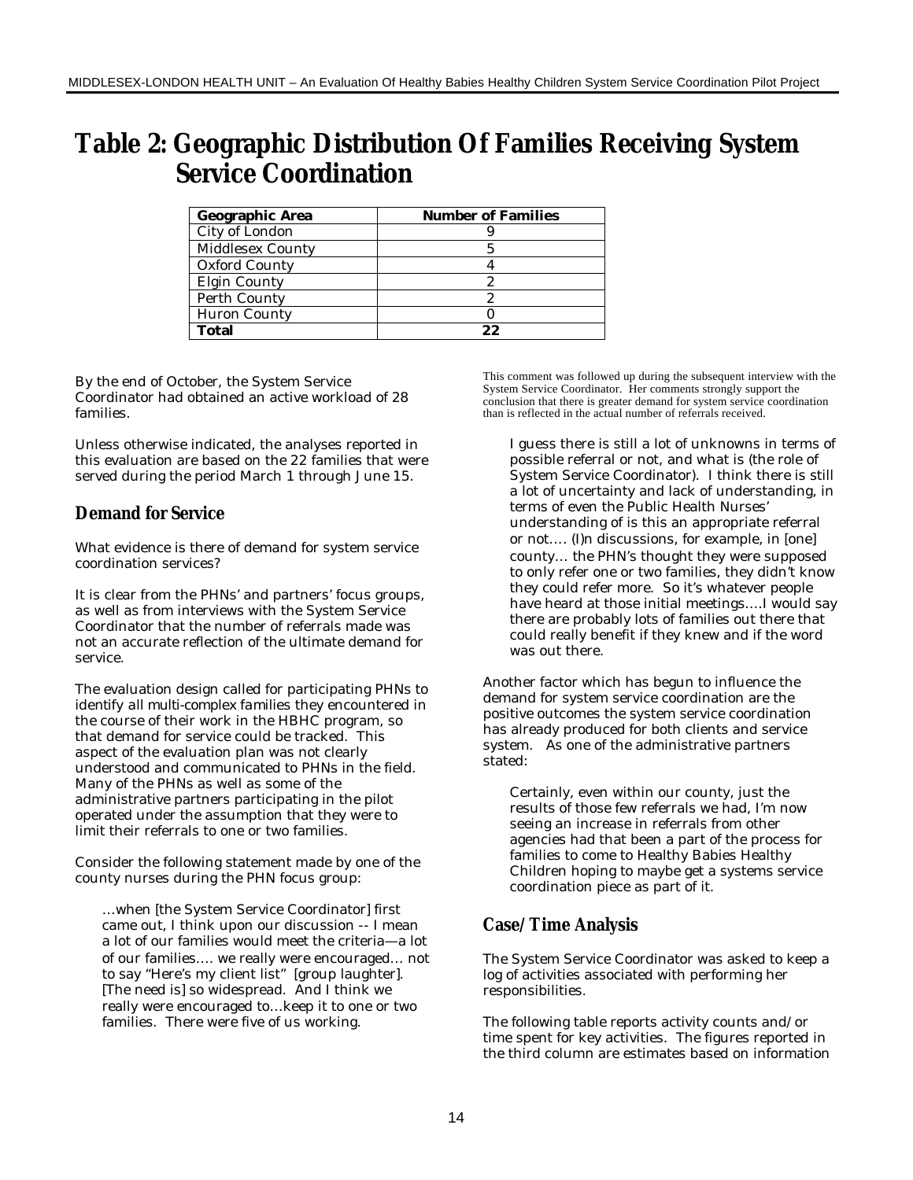# Table 2: Geographic Distribution Of Families Receiving System Service Coordination

| Geographic Area | Number of Families |
|---|---|
| City of London | 9 |
| Middlesex County | 5 |
| Oxford County | 4 |
| Elgin County | 2 |
| Perth County | 2 |
| Huron County | 0 |
| **Total** | **22** |

By the end of October, the System Service Coordinator had obtained an active workload of 28 families.

Unless otherwise indicated, the analyses reported in this evaluation are based on the 22 families that were served during the period March 1 through June 15.

## Demand for Service

What evidence is there of demand for system service coordination services?

It is clear from the PHNs' and partners' focus groups, as well as from interviews with the System Service Coordinator that the number of referrals made was not an accurate reflection of the ultimate demand for service.

The evaluation design called for participating PHNs to identify all multi-complex families they encountered in the course of their work in the HBHC program, so that demand for service could be tracked. This aspect of the evaluation plan was not clearly understood and communicated to PHNs in the field. Many of the PHNs as well as some of the administrative partners participating in the pilot operated under the assumption that they were to limit their referrals to one or two families.

Consider the following statement made by one of the county nurses during the PHN focus group:

> …when [the System Service Coordinator] first came out, I think upon our discussion -- I mean a lot of our families would meet the criteria—a lot of our families…. we really were encouraged… not to say "Here's my client list" [group laughter]. [The need is] so widespread. And I think we really were encouraged to…keep it to one or two families. There were five of us working.

This comment was followed up during the subsequent interview with the System Service Coordinator. Her comments strongly support the conclusion that there is greater demand for system service coordination than is reflected in the actual number of referrals received.

> I guess there is still a lot of unknowns in terms of possible referral or not, and what is (the role of System Service Coordinator). I think there is still a lot of uncertainty and lack of understanding, in terms of even the Public Health Nurses' understanding of is this an appropriate referral or not…. (I)n discussions, for example, in [one] county… the PHN's thought they were supposed to only refer one or two families, they didn't know they could refer more. So it's whatever people have heard at those initial meetings….I would say there are probably lots of families out there that could really benefit if they knew and if the word was out there.

Another factor which has begun to influence the demand for system service coordination are the positive outcomes the system service coordination has already produced for both clients and service system. As one of the administrative partners stated:

> Certainly, even within our county, just the results of those few referrals we had, I'm now seeing an increase in referrals from other agencies had that been a part of the process for families to come to Healthy Babies Healthy Children hoping to maybe get a systems service coordination piece as part of it.

## Case/Time Analysis

The System Service Coordinator was asked to keep a log of activities associated with performing her responsibilities.

The following table reports activity counts and/or time spent for key activities. The figures reported in the third column are estimates based on information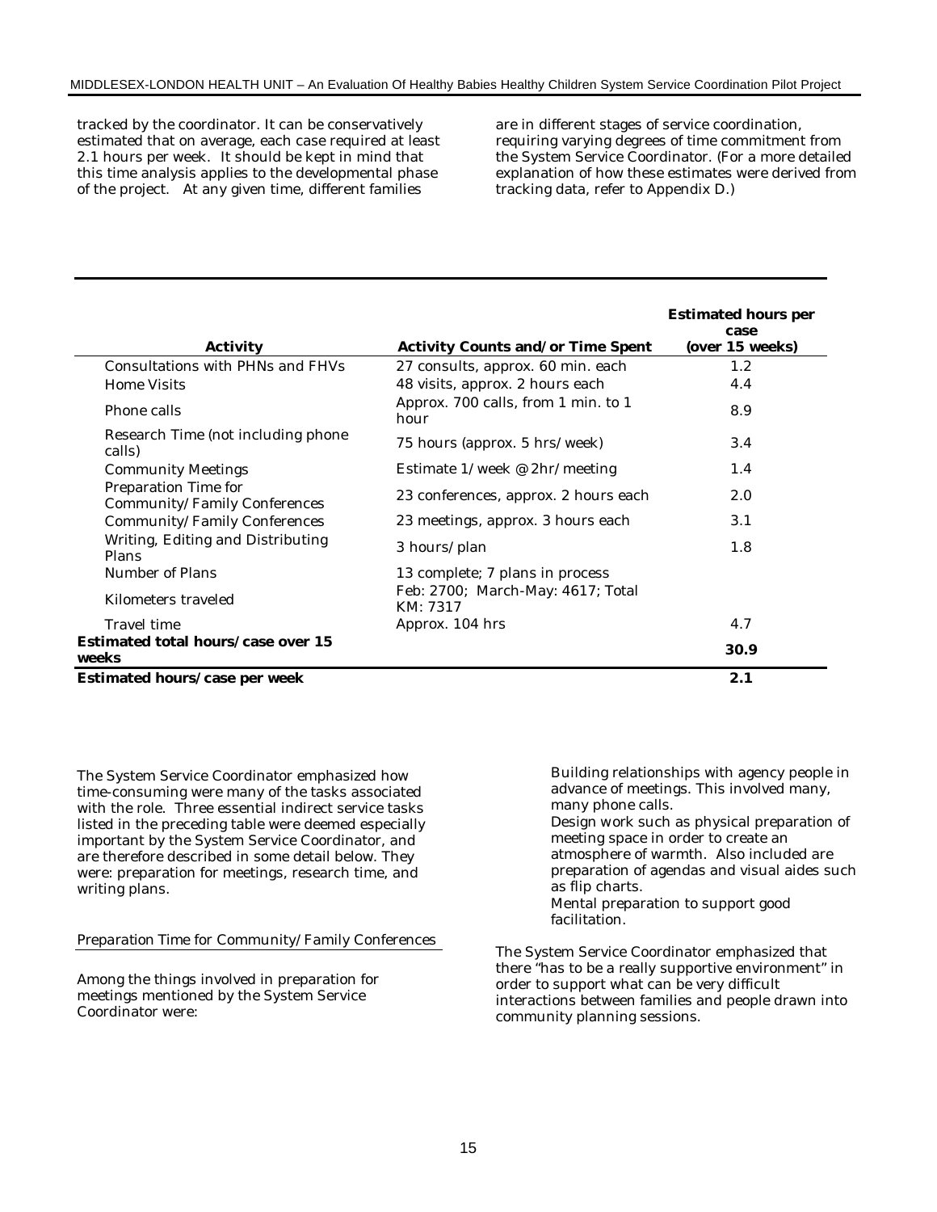tracked by the coordinator. It can be conservatively estimated that on average, each case required at least 2.1 hours per week. It should be kept in mind that this time analysis applies to the developmental phase of the project. At any given time, different families are in different stages of service coordination, requiring varying degrees of time commitment from the System Service Coordinator. (For a more detailed explanation of how these estimates were derived from tracking data, refer to Appendix D.)

| Activity | Activity Counts and/or Time Spent | Estimated hours per case (over 15 weeks) |
|---|---|---|
| Consultations with PHNs and FHVs | 27 consults, approx. 60 min. each | 1.2 |
| Home Visits | 48 visits, approx. 2 hours each | 4.4 |
| Phone calls | Approx. 700 calls, from 1 min. to 1 hour | 8.9 |
| Research Time (not including phone calls) | 75 hours (approx. 5 hrs/week) | 3.4 |
| Community Meetings | Estimate 1/week @ 2hr/meeting | 1.4 |
| Preparation Time for Community/Family Conferences | 23 conferences, approx. 2 hours each | 2.0 |
| Community/Family Conferences | 23 meetings, approx. 3 hours each | 3.1 |
| Writing, Editing and Distributing Plans | 3 hours/plan | 1.8 |
| Number of Plans | 13 complete; 7 plans in process | |
| Kilometers traveled | Feb: 2700; March-May: 4617; Total KM: 7317 | |
| Travel time | Approx. 104 hrs | 4.7 |
| **Estimated total hours/case over 15 weeks** | | **30.9** |
| **Estimated hours/case per week** | | **2.1** |

The System Service Coordinator emphasized how time-consuming were many of the tasks associated with the role. Three essential indirect service tasks listed in the preceding table were deemed especially important by the System Service Coordinator, and are therefore described in some detail below. They were: preparation for meetings, research time, and writing plans.

### Preparation Time for Community/Family Conferences

Among the things involved in preparation for meetings mentioned by the System Service Coordinator were:

- Building relationships with agency people in advance of meetings. This involved many, many phone calls.
- Design work such as physical preparation of meeting space in order to create an atmosphere of warmth. Also included are preparation of agendas and visual aides such as flip charts.
- Mental preparation to support good facilitation.

The System Service Coordinator emphasized that there "has to be a really supportive environment" in order to support what can be very difficult interactions between families and people drawn into community planning sessions.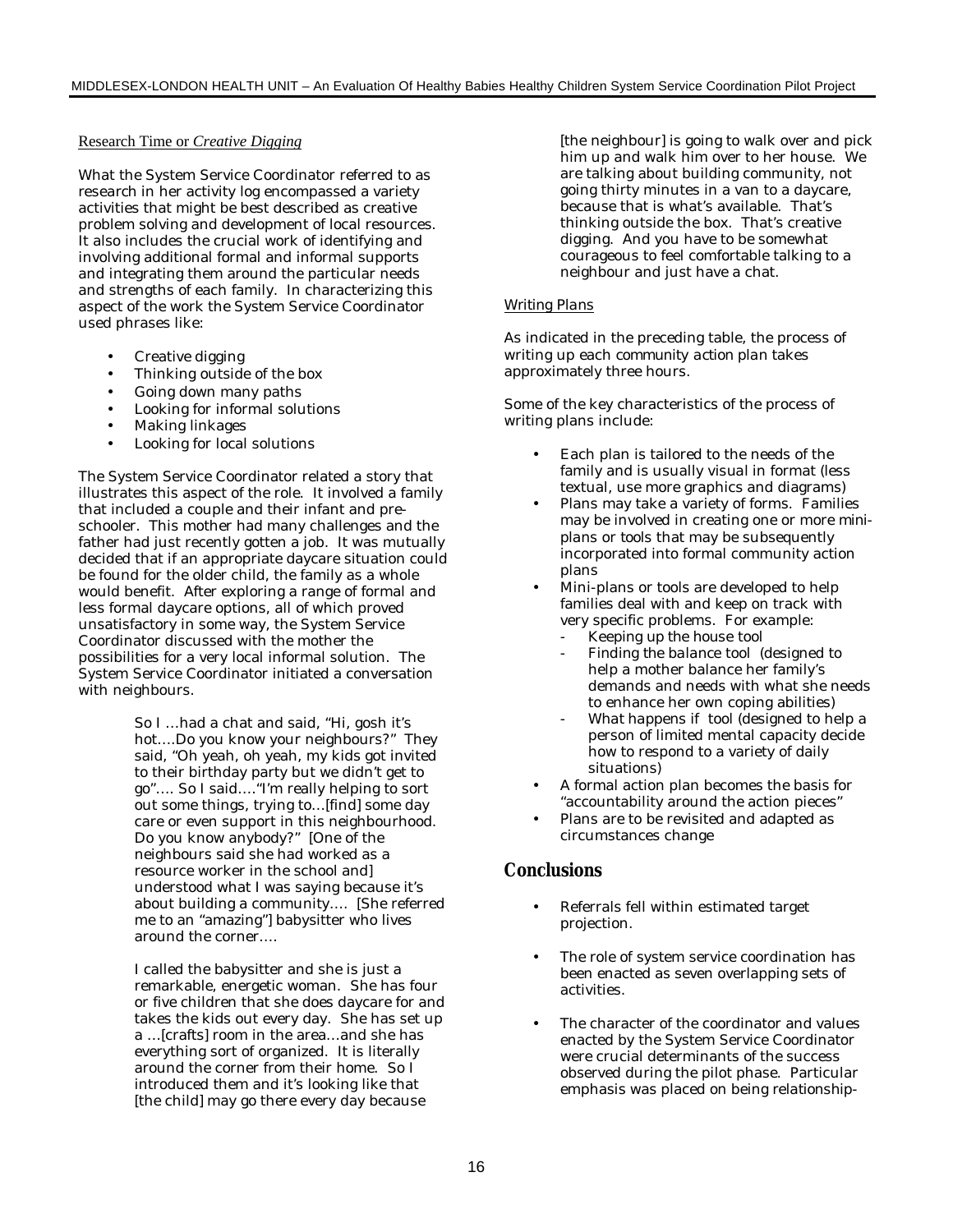Research Time or *Creative Digging*

What the System Service Coordinator referred to as research in her activity log encompassed a variety activities that might be best described as creative problem solving and development of local resources. It also includes the crucial work of identifying and involving additional formal and informal supports and integrating them around the particular needs and strengths of each family. In characterizing this aspect of the work the System Service Coordinator used phrases like:

- Creative digging
- Thinking outside of the box
- Going down many paths
- Looking for informal solutions
- Making linkages
- Looking for local solutions

The System Service Coordinator related a story that illustrates this aspect of the role. It involved a family that included a couple and their infant and pre-schooler. This mother had many challenges and the father had just recently gotten a job. It was mutually decided that if an appropriate daycare situation could be found for the older child, the family as a whole would benefit. After exploring a range of formal and less formal daycare options, all of which proved unsatisfactory in some way, the System Service Coordinator discussed with the mother the possibilities for a very local informal solution. The System Service Coordinator initiated a conversation with neighbours.

> So I …had a chat and said, "Hi, gosh it's hot….Do you know your neighbours?" They said, "Oh yeah, oh yeah, my kids got invited to their birthday party but we didn't get to go"…. So I said…."I'm really helping to sort out some things, trying to…[find] some day care or even support in this neighbourhood. Do you know anybody?" [One of the neighbours said she had worked as a resource worker in the school and] understood what I was saying because it's about building a community…. [She referred me to an "amazing"] babysitter who lives around the corner….
>
> I called the babysitter and she is just a remarkable, energetic woman. She has four or five children that she does daycare for and takes the kids out every day. She has set up a …[crafts] room in the area…and she has everything sort of organized. It is literally around the corner from their home. So I introduced them and it's looking like that [the child] may go there every day because [the neighbour] is going to walk over and pick him up and walk him over to her house. We are talking about building community, not going thirty minutes in a van to a daycare, because that is what's available. That's thinking outside the box. That's creative digging. And you have to be somewhat courageous to feel comfortable talking to a neighbour and just have a chat.

Writing Plans

As indicated in the preceding table, the process of writing up each community action plan takes approximately three hours.

Some of the key characteristics of the process of writing plans include:

- Each plan is tailored to the needs of the family and is usually visual in format (less textual, use more graphics and diagrams)
- Plans may take a variety of forms. Families may be involved in creating one or more mini-plans or tools that may be subsequently incorporated into formal community action plans
- Mini-plans or tools are developed to help families deal with and keep on track with very specific problems. For example:
  - Keeping up the house tool
  - Finding the balance tool (designed to help a mother balance her family's demands and needs with what she needs to enhance her own coping abilities)
  - What happens if tool (designed to help a person of limited mental capacity decide how to respond to a variety of daily situations)
- A formal action plan becomes the basis for "accountability around the action pieces"
- Plans are to be revisited and adapted as circumstances change

## Conclusions

- Referrals fell within estimated target projection.
- The role of system service coordination has been enacted as seven overlapping sets of activities.
- The character of the coordinator and values enacted by the System Service Coordinator were crucial determinants of the success observed during the pilot phase. Particular emphasis was placed on being relationship-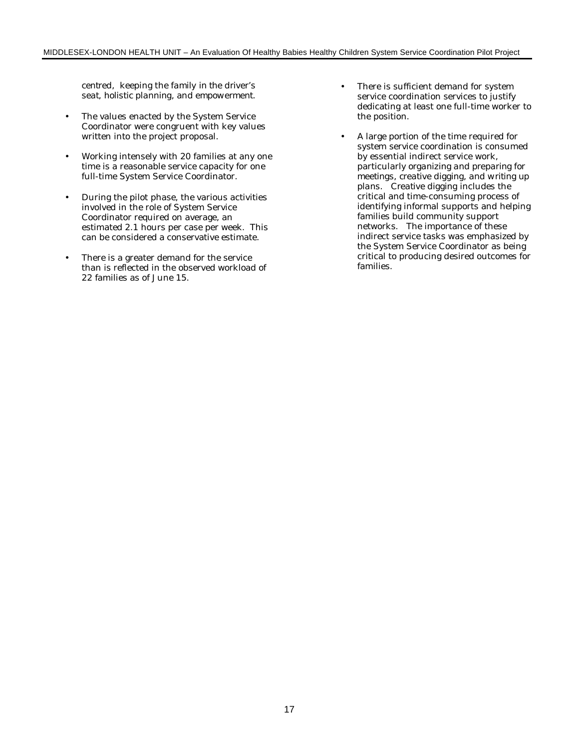centred, keeping the family in the driver's seat, holistic planning, and empowerment.

- The values enacted by the System Service Coordinator were congruent with key values written into the project proposal.
- Working intensely with 20 families at any one time is a reasonable service capacity for one full-time System Service Coordinator.
- During the pilot phase, the various activities involved in the role of System Service Coordinator required on average, an estimated 2.1 hours per case per week. This can be considered a conservative estimate.
- There is a greater demand for the service than is reflected in the observed workload of 22 families as of June 15.
- There is sufficient demand for system service coordination services to justify dedicating at least one full-time worker to the position.
- A large portion of the time required for system service coordination is consumed by essential indirect service work, particularly organizing and preparing for meetings, creative digging, and writing up plans. Creative digging includes the critical and time-consuming process of identifying informal supports and helping families build community support networks. The importance of these indirect service tasks was emphasized by the System Service Coordinator as being critical to producing desired outcomes for families.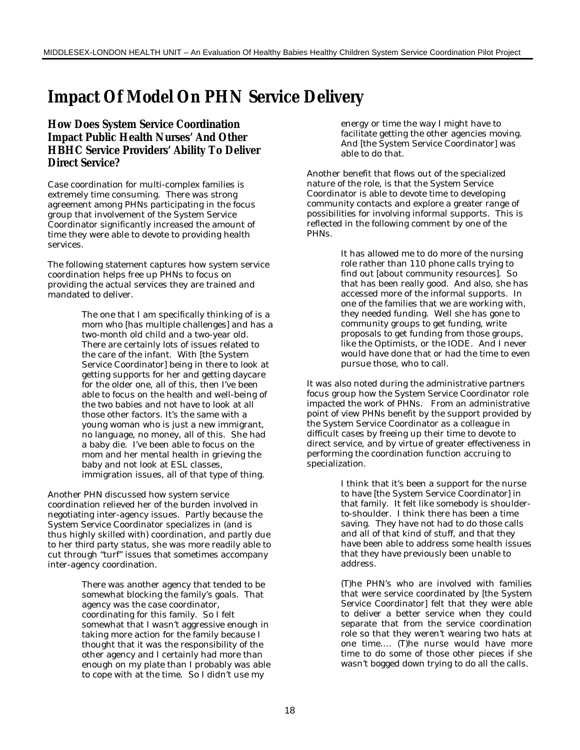# Impact Of Model On PHN Service Delivery

## How Does System Service Coordination Impact Public Health Nurses' And Other HBHC Service Providers' Ability To Deliver Direct Service?

Case coordination for multi-complex families is extremely time consuming. There was strong agreement among PHNs participating in the focus group that involvement of the System Service Coordinator significantly increased the amount of time they were able to devote to providing health services.

The following statement captures how system service coordination helps free up PHNs to focus on providing the actual services they are trained and mandated to deliver.

> The one that I am specifically thinking of is a mom who [has multiple challenges] and has a two-month old child and a two-year old. There are certainly lots of issues related to the care of the infant. With [the System Service Coordinator] being in there to look at getting supports for her and getting daycare for the older one, all of this, then I've been able to focus on the health and well-being of the two babies and not have to look at all those other factors. It's the same with a young woman who is just a new immigrant, no language, no money, all of this. She had a baby die. I've been able to focus on the mom and her mental health in grieving the baby and not look at ESL classes, immigration issues, all of that type of thing.

Another PHN discussed how system service coordination relieved her of the burden involved in negotiating inter-agency issues. Partly because the System Service Coordinator specializes in (and is thus highly skilled with) coordination, and partly due to her third party status, she was more readily able to cut through "turf" issues that sometimes accompany inter-agency coordination.

> There was another agency that tended to be somewhat blocking the family's goals. That agency was the case coordinator, coordinating for this family. So I felt somewhat that I wasn't aggressive enough in taking more action for the family because I thought that it was the responsibility of the other agency and I certainly had more than enough on my plate than I probably was able to cope with at the time. So I didn't use my energy or time the way I might have to facilitate getting the other agencies moving. And [the System Service Coordinator] was able to do that.

Another benefit that flows out of the specialized nature of the role, is that the System Service Coordinator is able to devote time to developing community contacts and explore a greater range of possibilities for involving informal supports. This is reflected in the following comment by one of the PHNs.

> It has allowed me to do more of the nursing role rather than 110 phone calls trying to find out [about community resources]. So that has been really good. And also, she has accessed more of the informal supports. In one of the families that we are working with, they needed funding. Well she has gone to community groups to get funding, write proposals to get funding from those groups, like the Optimists, or the IODE. And I never would have done that or had the time to even pursue those, who to call.

It was also noted during the administrative partners focus group how the System Service Coordinator role impacted the work of PHNs. From an administrative point of view PHNs benefit by the support provided by the System Service Coordinator as a colleague in difficult cases by freeing up their time to devote to direct service, and by virtue of greater effectiveness in performing the coordination function accruing to specialization.

> I think that it's been a support for the nurse to have [the System Service Coordinator] in that family. It felt like somebody is shoulder-to-shoulder. I think there has been a time saving. They have not had to do those calls and all of that kind of stuff, and that they have been able to address some health issues that they have previously been unable to address.

> (T)he PHN's who are involved with families that were service coordinated by [the System Service Coordinator] felt that they were able to deliver a better service when they could separate that from the service coordination role so that they weren't wearing two hats at one time.... (T)he nurse would have more time to do some of those other pieces if she wasn't bogged down trying to do all the calls.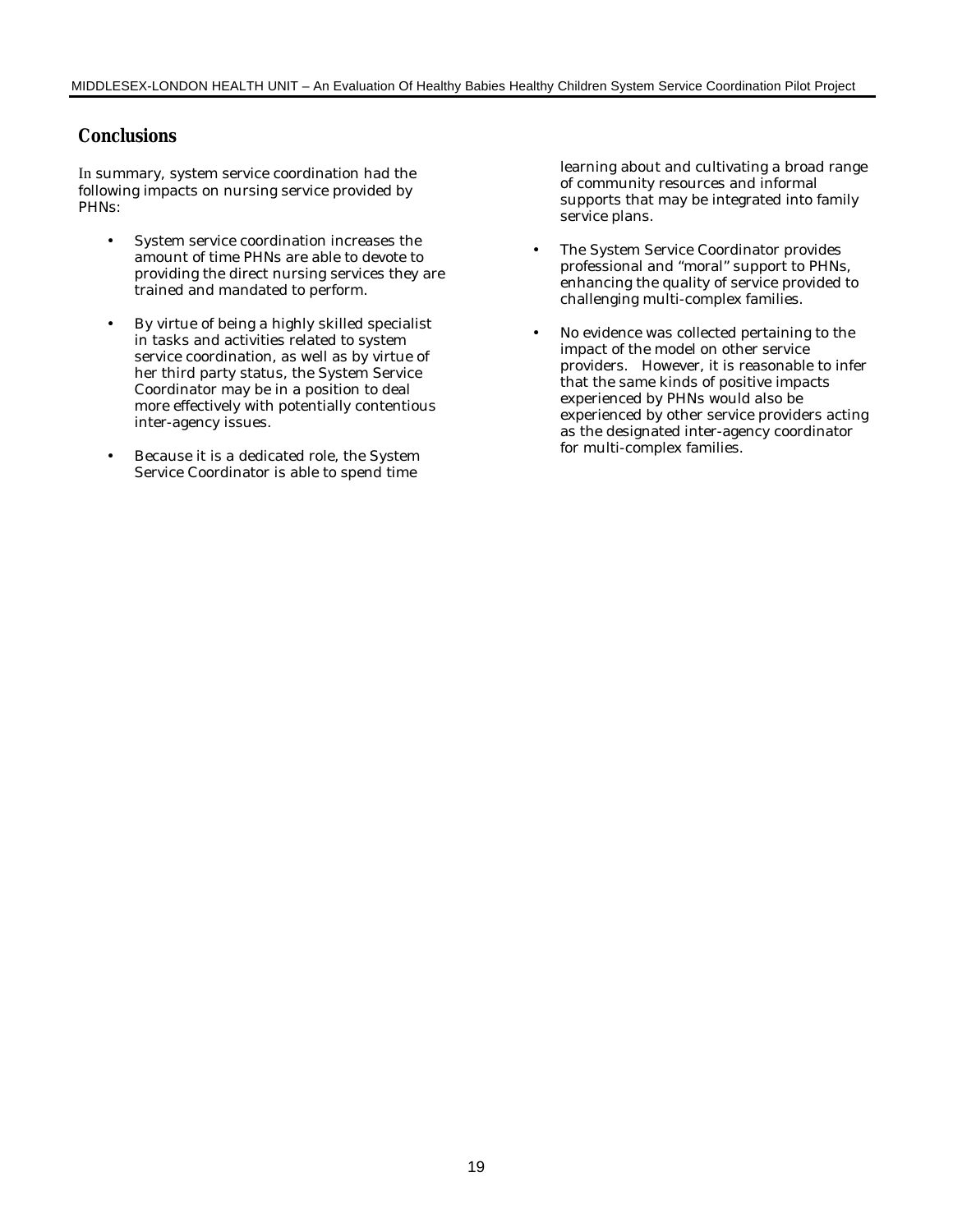## Conclusions

In summary, system service coordination had the following impacts on nursing service provided by PHNs:

- System service coordination increases the amount of time PHNs are able to devote to providing the direct nursing services they are trained and mandated to perform.
- By virtue of being a highly skilled specialist in tasks and activities related to system service coordination, as well as by virtue of her third party status, the System Service Coordinator may be in a position to deal more effectively with potentially contentious inter-agency issues.
- Because it is a dedicated role, the System Service Coordinator is able to spend time learning about and cultivating a broad range of community resources and informal supports that may be integrated into family service plans.
- The System Service Coordinator provides professional and "moral" support to PHNs, enhancing the quality of service provided to challenging multi-complex families.
- No evidence was collected pertaining to the impact of the model on other service providers. However, it is reasonable to infer that the same kinds of positive impacts experienced by PHNs would also be experienced by other service providers acting as the designated inter-agency coordinator for multi-complex families.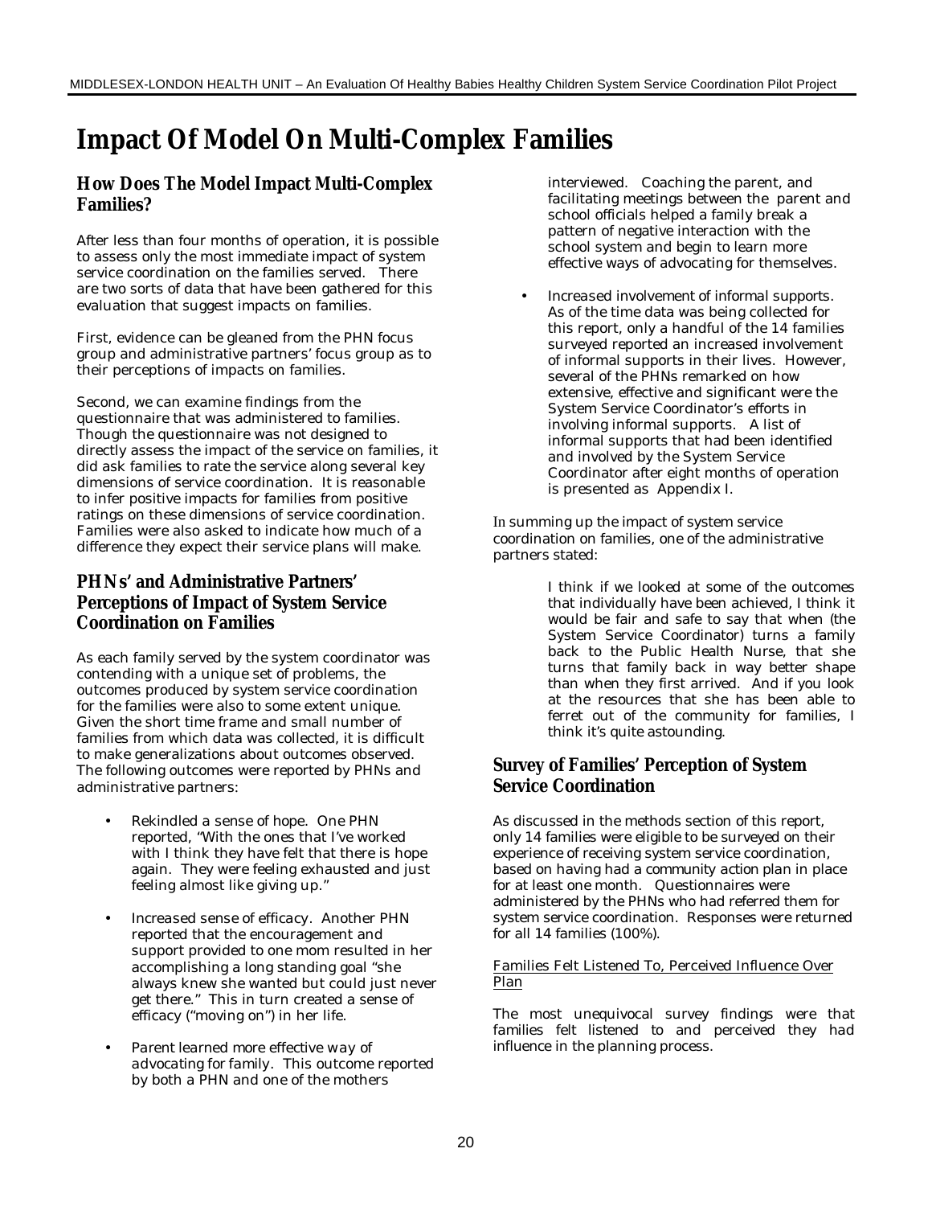# Impact Of Model On Multi-Complex Families

## How Does The Model Impact Multi-Complex Families?

After less than four months of operation, it is possible to assess only the most immediate impact of system service coordination on the families served. There are two sorts of data that have been gathered for this evaluation that suggest impacts on families.

First, evidence can be gleaned from the PHN focus group and administrative partners' focus group as to their perceptions of impacts on families.

Second, we can examine findings from the questionnaire that was administered to families. Though the questionnaire was not designed to directly assess the impact of the service on families, it did ask families to rate the service along several key dimensions of service coordination. It is reasonable to infer positive impacts for families from positive ratings on these dimensions of service coordination. Families were also asked to indicate how much of a difference they expect their service plans will make.

## PHNs' and Administrative Partners' Perceptions of Impact of System Service Coordination on Families

As each family served by the system coordinator was contending with a unique set of problems, the outcomes produced by system service coordination for the families were also to some extent unique. Given the short time frame and small number of families from which data was collected, it is difficult to make generalizations about outcomes observed. The following outcomes were reported by PHNs and administrative partners:

- *Rekindled a sense of hope.* One PHN reported, "With the ones that I've worked with I think they have felt that there is hope again. They were feeling exhausted and just feeling almost like giving up."
- *Increased sense of efficacy.* Another PHN reported that the encouragement and support provided to one mom resulted in her accomplishing a long standing goal "she always knew she wanted but could just never get there." This in turn created a sense of efficacy ("moving on") in her life.
- *Parent learned more effective way of advocating for family.* This outcome reported by both a PHN and one of the mothers interviewed. Coaching the parent, and facilitating meetings between the parent and school officials helped a family break a pattern of negative interaction with the school system and begin to learn more effective ways of advocating for themselves.
- *Increased involvement of informal supports.* As of the time data was being collected for this report, only a handful of the 14 families surveyed reported an increased involvement of informal supports in their lives. However, several of the PHNs remarked on how extensive, effective and significant were the System Service Coordinator's efforts in involving informal supports. A list of informal supports that had been identified and involved by the System Service Coordinator after eight months of operation is presented as Appendix I.

In summing up the impact of system service coordination on families, one of the administrative partners stated:

> I think if we looked at some of the outcomes that individually have been achieved, I think it would be fair and safe to say that when (the System Service Coordinator) turns a family back to the Public Health Nurse, that she turns that family back in way better shape than when they first arrived. And if you look at the resources that she has been able to ferret out of the community for families, I think it's quite astounding.

## Survey of Families' Perception of System Service Coordination

As discussed in the methods section of this report, only 14 families were eligible to be surveyed on their experience of receiving system service coordination, based on having had a community action plan in place for at least one month. Questionnaires were administered by the PHNs who had referred them for system service coordination. Responses were returned for all 14 families (100%).

<u>Families Felt Listened To, Perceived Influence Over Plan</u>

The most unequivocal survey findings were that families felt listened to and perceived they had influence in the planning process.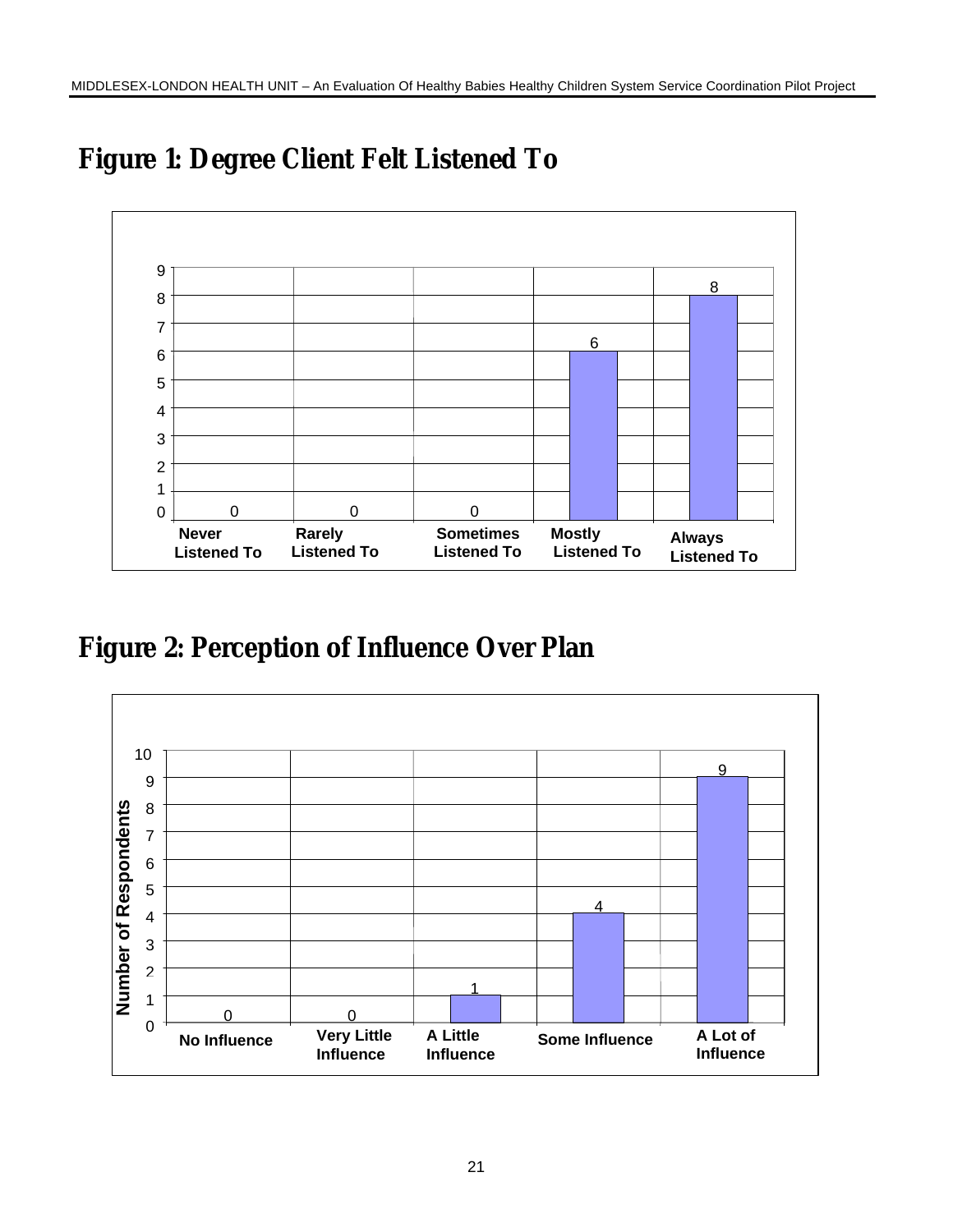## Figure 1: Degree Client Felt Listened To

| Never Listened To | Rarely Listened To | Sometimes Listened To | Mostly Listened To | Always Listened To |
|---|---|---|---|---|
| 0 | 0 | 0 | 6 | 8 |

## Figure 2: Perception of Influence Over Plan

| | No Influence | Very Little Influence | A Little Influence | Some Influence | A Lot of Influence |
|---|---|---|---|---|---|
| Number of Respondents | 0 | 0 | 1 | 4 | 9 |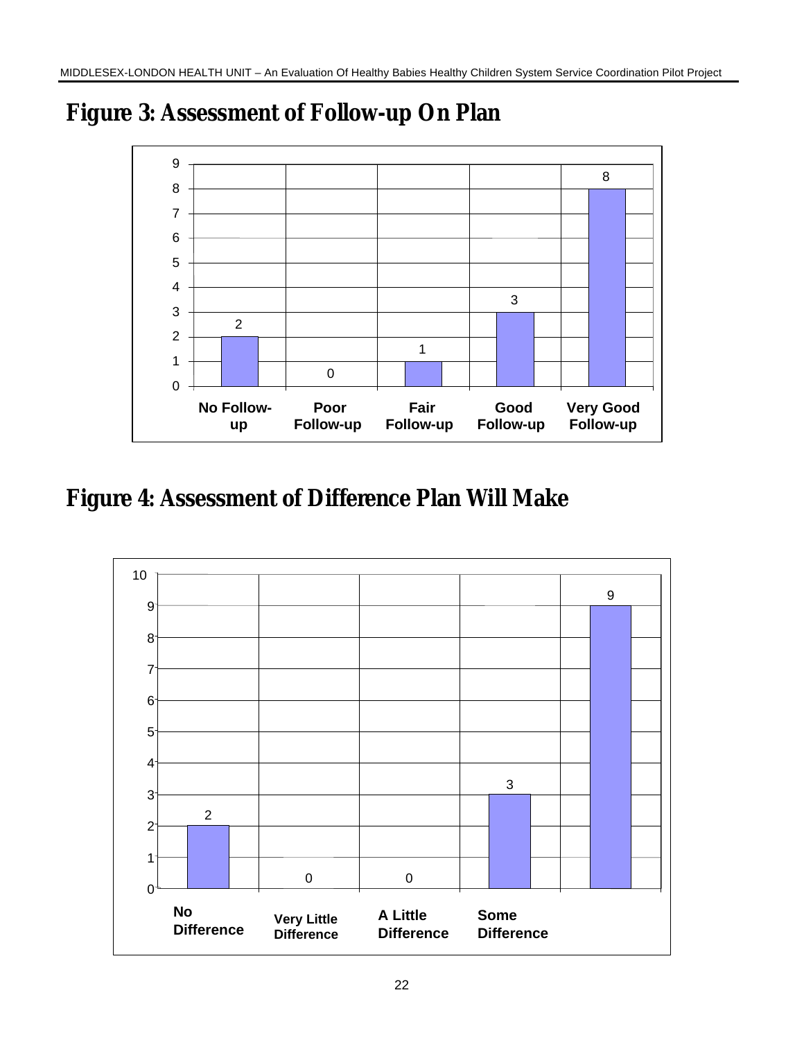## Figure 3: Assessment of Follow-up On Plan

| Category | Count |
|---|---|
| No Follow-up | 2 |
| Poor Follow-up | 0 |
| Fair Follow-up | 1 |
| Good Follow-up | 3 |
| Very Good Follow-up | 8 |

## Figure 4: Assessment of Difference Plan Will Make

| Category | Count |
|---|---|
| No Difference | 2 |
| Very Little Difference | 0 |
| A Little Difference | 0 |
| Some Difference | 3 |
| | 9 |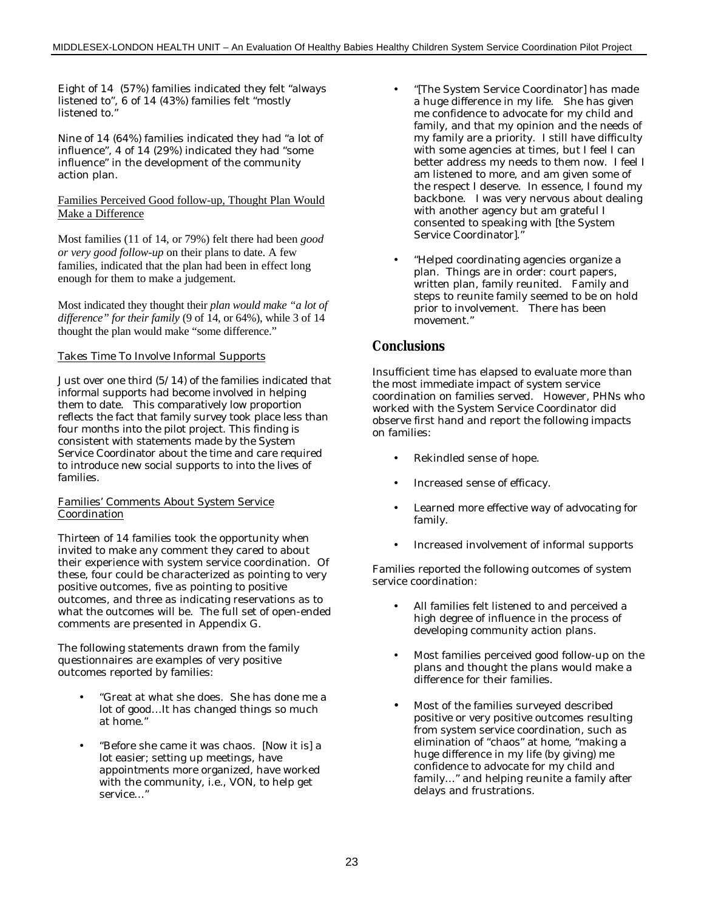Eight of 14 (57%) families indicated they felt "always listened to", 6 of 14 (43%) families felt "mostly listened to."

Nine of 14 (64%) families indicated they had "a lot of influence", 4 of 14 (29%) indicated they had "some influence" in the development of the community action plan.

Families Perceived Good follow-up, Thought Plan Would Make a Difference

Most families (11 of 14, or 79%) felt there had been *good or very good follow-up* on their plans to date. A few families, indicated that the plan had been in effect long enough for them to make a judgement.

Most indicated they thought their *plan would make "a lot of difference" for their family* (9 of 14, or 64%), while 3 of 14 thought the plan would make "some difference."

Takes Time To Involve Informal Supports

Just over one third (5/14) of the families indicated that informal supports had become involved in helping them to date. This comparatively low proportion reflects the fact that family survey took place less than four months into the pilot project. This finding is consistent with statements made by the System Service Coordinator about the time and care required to introduce new social supports to into the lives of families.

Families' Comments About System Service Coordination

Thirteen of 14 families took the opportunity when invited to make any comment they cared to about their experience with system service coordination. Of these, four could be characterized as pointing to very positive outcomes, five as pointing to positive outcomes, and three as indicating reservations as to what the outcomes will be. The full set of open-ended comments are presented in Appendix G.

The following statements drawn from the family questionnaires are examples of very positive outcomes reported by families:

- "Great at what she does. She has done me a lot of good…It has changed things so much at home."
- "Before she came it was chaos. [Now it is] a lot easier; setting up meetings, have appointments more organized, have worked with the community, i.e., VON, to help get service…"
- "[The System Service Coordinator] has made a huge difference in my life. She has given me confidence to advocate for my child and family, and that my opinion and the needs of my family are a priority. I still have difficulty with some agencies at times, but I feel I can better address my needs to them now. I feel I am listened to more, and am given some of the respect I deserve. In essence, I found my backbone. I was very nervous about dealing with another agency but am grateful I consented to speaking with [the System Service Coordinator]."
- "Helped coordinating agencies organize a plan. Things are in order: court papers, written plan, family reunited. Family and steps to reunite family seemed to be on hold prior to involvement. There has been movement."

## Conclusions

Insufficient time has elapsed to evaluate more than the most immediate impact of system service coordination on families served. However, PHNs who worked with the System Service Coordinator did observe first hand and report the following impacts on families:

- Rekindled sense of hope.
- Increased sense of efficacy.
- Learned more effective way of advocating for family.
- Increased involvement of informal supports

Families reported the following outcomes of system service coordination:

- All families felt listened to and perceived a high degree of influence in the process of developing community action plans.
- Most families perceived good follow-up on the plans and thought the plans would make a difference for their families.
- Most of the families surveyed described positive or very positive outcomes resulting from system service coordination, such as elimination of "chaos" at home, "making a huge difference in my life (by giving) me confidence to advocate for my child and family…" and helping reunite a family after delays and frustrations.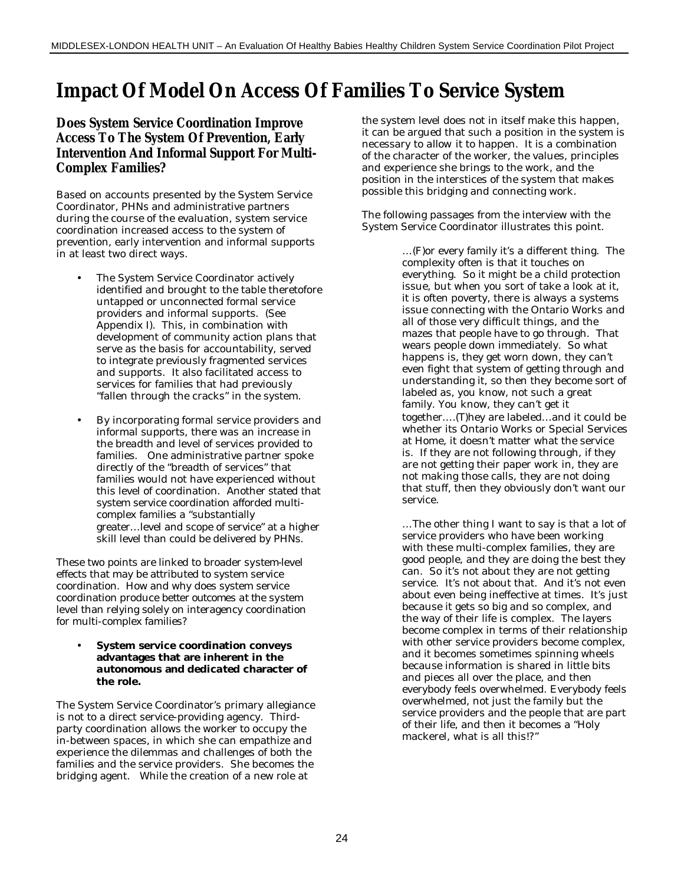# Impact Of Model On Access Of Families To Service System

## Does System Service Coordination Improve Access To The System Of Prevention, Early Intervention And Informal Support For Multi-Complex Families?

Based on accounts presented by the System Service Coordinator, PHNs and administrative partners during the course of the evaluation, system service coordination increased access to the system of prevention, early intervention and informal supports in at least two direct ways.

- The System Service Coordinator actively identified and brought to the table theretofore untapped or unconnected formal service providers and informal supports. (See Appendix I). This, in combination with development of community action plans that serve as the basis for accountability, served to integrate previously fragmented services and supports. It also facilitated access to services for families that had previously "fallen through the cracks" in the system.
- By incorporating formal service providers and informal supports, there was an increase in the breadth and level of services provided to families. One administrative partner spoke directly of the "breadth of services" that families would not have experienced without this level of coordination. Another stated that system service coordination afforded multi-complex families a "substantially greater…level and scope of service" at a higher skill level than could be delivered by PHNs.

These two points are linked to broader system-level effects that may be attributed to system service coordination. How and why does system service coordination produce better outcomes at the system level than relying solely on interagency coordination for multi-complex families?

- **System service coordination conveys advantages that are inherent in the autonomous and dedicated character of the role.**

The System Service Coordinator's primary allegiance is not to a direct service-providing agency. Third-party coordination allows the worker to occupy the in-between spaces, in which she can empathize and experience the dilemmas and challenges of both the families and the service providers. She becomes the bridging agent. While the creation of a new role at the system level does not in itself make this happen, it can be argued that such a position in the system is necessary to allow it to happen. It is a combination of the character of the worker, the values, principles and experience she brings to the work, and the position in the interstices of the system that makes possible this bridging and connecting work.

The following passages from the interview with the System Service Coordinator illustrates this point.

> …(F)or every family it's a different thing. The complexity often is that it touches on everything. So it might be a child protection issue, but when you sort of take a look at it, it is often poverty, there is always a systems issue connecting with the Ontario Works and all of those very difficult things, and the mazes that people have to go through. That wears people down immediately. So what happens is, they get worn down, they can't even fight that system of getting through and understanding it, so then they become sort of labeled as, you know, not such a great family. You know, they can't get it together….(T)hey are labeled…and it could be whether its Ontario Works or Special Services at Home, it doesn't matter what the service is. If they are not following through, if they are not getting their paper work in, they are not making those calls, they are not doing that stuff, then they obviously don't want our service.
>
> …The other thing I want to say is that a lot of service providers who have been working with these multi-complex families, they are good people, and they are doing the best they can. So it's not about they are not getting service. It's not about that. And it's not even about even being ineffective at times. It's just because it gets so big and so complex, and the way of their life is complex. The layers become complex in terms of their relationship with other service providers become complex, and it becomes sometimes spinning wheels because information is shared in little bits and pieces all over the place, and then everybody feels overwhelmed. Everybody feels overwhelmed, not just the family but the service providers and the people that are part of their life, and then it becomes a "Holy mackerel, what is all this!?"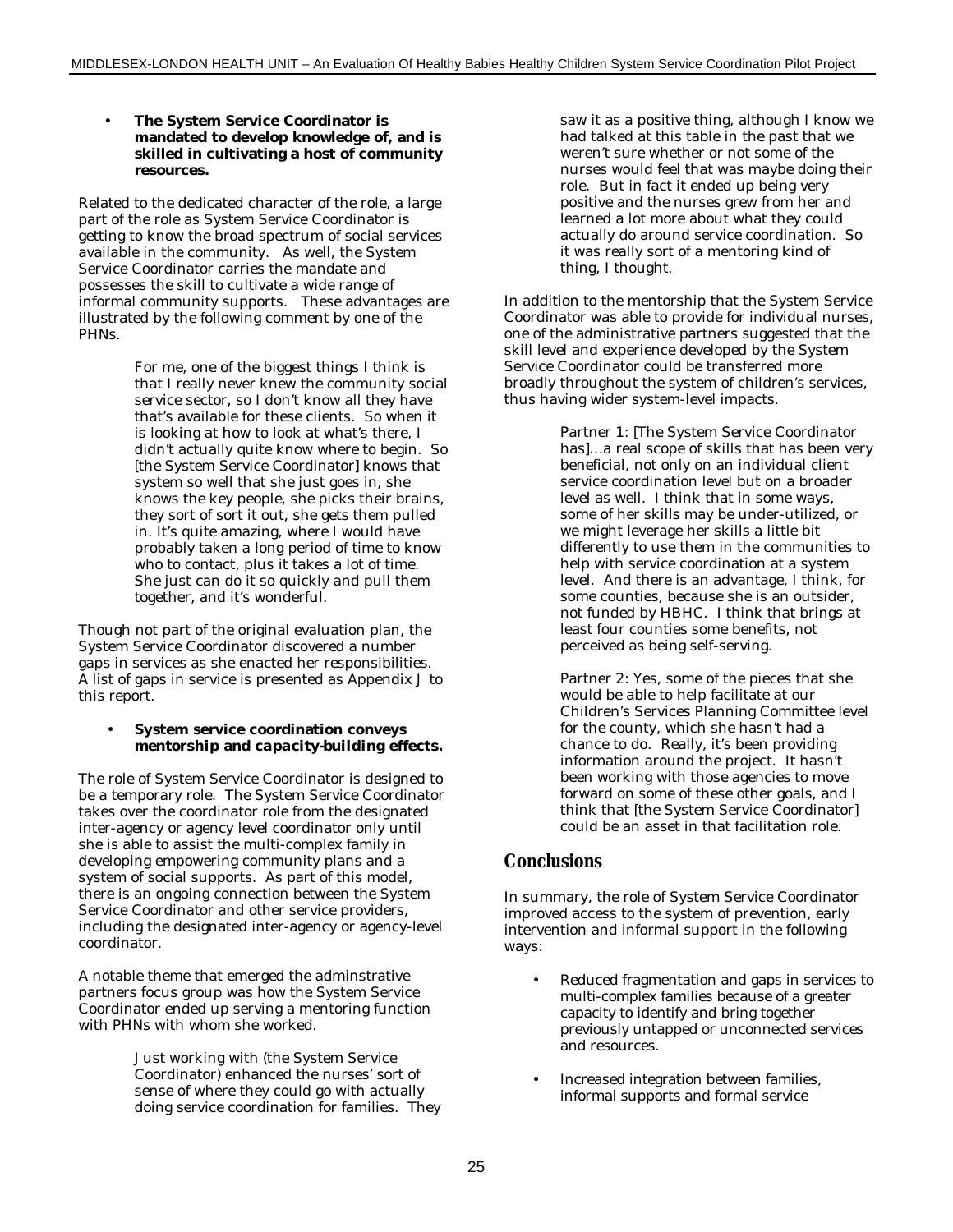- **The System Service Coordinator is mandated to develop knowledge of, and is skilled in cultivating a host of community resources.**

Related to the dedicated character of the role, a large part of the role as System Service Coordinator is getting to know the broad spectrum of social services available in the community. As well, the System Service Coordinator carries the mandate and possesses the skill to cultivate a wide range of informal community supports. These advantages are illustrated by the following comment by one of the PHNs.

> For me, one of the biggest things I think is that I really never knew the community social service sector, so I don't know all they have that's available for these clients. So when it is looking at how to look at what's there, I didn't actually quite know where to begin. So [the System Service Coordinator] knows that system so well that she just goes in, she knows the key people, she picks their brains, they sort of sort it out, she gets them pulled in. It's quite amazing, where I would have probably taken a long period of time to know who to contact, plus it takes a lot of time. She just can do it so quickly and pull them together, and it's wonderful.

Though not part of the original evaluation plan, the System Service Coordinator discovered a number gaps in services as she enacted her responsibilities. A list of gaps in service is presented as Appendix J to this report.

- ***System service coordination conveys mentorship and capacity-building effects.***

The role of System Service Coordinator is designed to be a temporary role. The System Service Coordinator takes over the coordinator role from the designated inter-agency or agency level coordinator only until she is able to assist the multi-complex family in developing empowering community plans and a system of social supports. As part of this model, there is an ongoing connection between the System Service Coordinator and other service providers, including the designated inter-agency or agency-level coordinator.

A notable theme that emerged the adminstrative partners focus group was how the System Service Coordinator ended up serving a mentoring function with PHNs with whom she worked.

> Just working with (the System Service Coordinator) enhanced the nurses' sort of sense of where they could go with actually doing service coordination for families. They saw it as a positive thing, although I know we had talked at this table in the past that we weren't sure whether or not some of the nurses would feel that was maybe doing their role. But in fact it ended up being very positive and the nurses grew from her and learned a lot more about what they could actually do around service coordination. So it was really sort of a mentoring kind of thing, I thought.

In addition to the mentorship that the System Service Coordinator was able to provide for individual nurses, one of the administrative partners suggested that the skill level and experience developed by the System Service Coordinator could be transferred more broadly throughout the system of children's services, thus having wider system-level impacts.

> Partner 1: [The System Service Coordinator has]…a real scope of skills that has been very beneficial, not only on an individual client service coordination level but on a broader level as well. I think that in some ways, some of her skills may be under-utilized, or we might leverage her skills a little bit differently to use them in the communities to help with service coordination at a system level. And there is an advantage, I think, for some counties, because she is an outsider, not funded by HBHC. I think that brings at least four counties some benefits, not perceived as being self-serving.
>
> Partner 2: Yes, some of the pieces that she would be able to help facilitate at our Children's Services Planning Committee level for the county, which she hasn't had a chance to do. Really, it's been providing information around the project. It hasn't been working with those agencies to move forward on some of these other goals, and I think that [the System Service Coordinator] could be an asset in that facilitation role.

## Conclusions

In summary, the role of System Service Coordinator improved access to the system of prevention, early intervention and informal support in the following ways:

- Reduced fragmentation and gaps in services to multi-complex families because of a greater capacity to identify and bring together previously untapped or unconnected services and resources.
- Increased integration between families, informal supports and formal service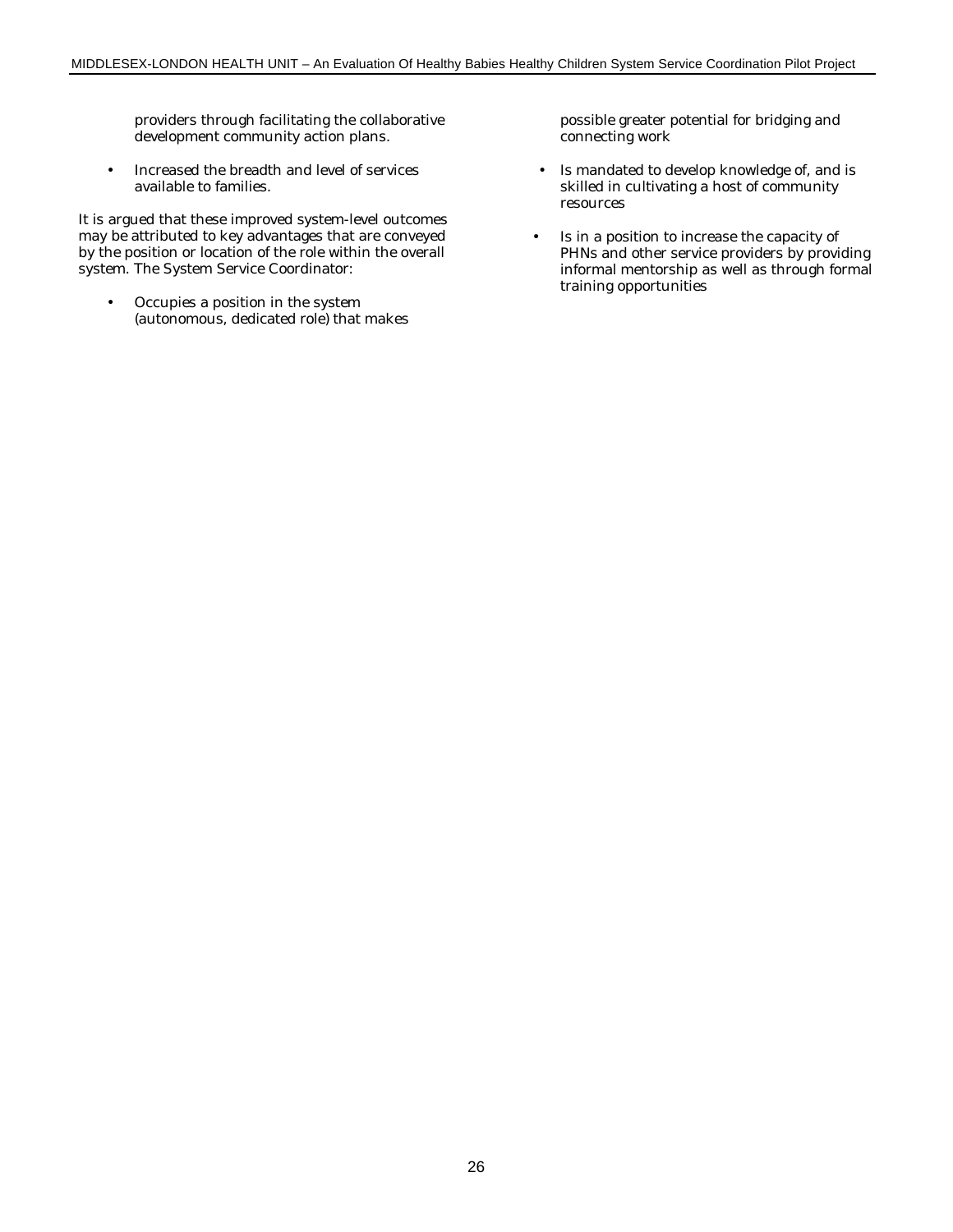providers through facilitating the collaborative development community action plans.

- Increased the breadth and level of services available to families.

It is argued that these improved system-level outcomes may be attributed to key advantages that are conveyed by the position or location of the role within the overall system. The System Service Coordinator:

- Occupies a position in the system (autonomous, dedicated role) that makes possible greater potential for bridging and connecting work
- Is mandated to develop knowledge of, and is skilled in cultivating a host of community resources
- Is in a position to increase the capacity of PHNs and other service providers by providing informal mentorship as well as through formal training opportunities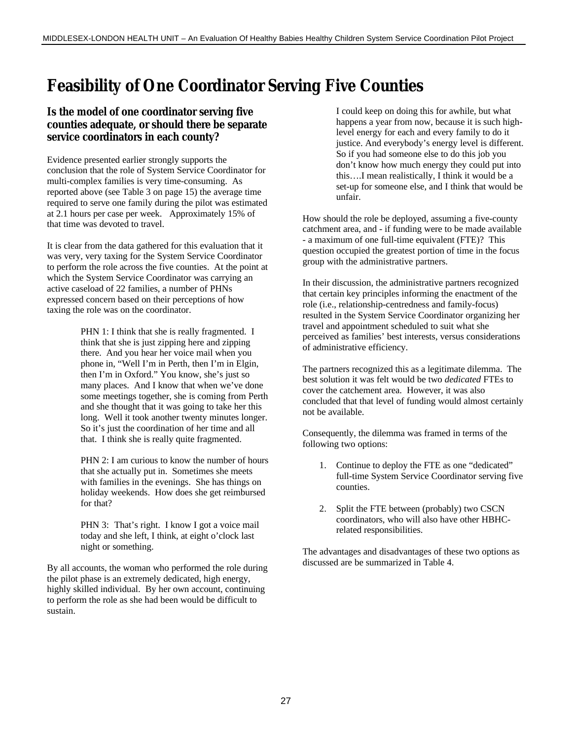# Feasibility of One Coordinator Serving Five Counties

### Is the model of one coordinator serving five counties adequate, or should there be separate service coordinators in each county?

Evidence presented earlier strongly supports the conclusion that the role of System Service Coordinator for multi-complex families is very time-consuming. As reported above (see Table 3 on page 15) the average time required to serve one family during the pilot was estimated at 2.1 hours per case per week. Approximately 15% of that time was devoted to travel.

It is clear from the data gathered for this evaluation that it was very, very taxing for the System Service Coordinator to perform the role across the five counties. At the point at which the System Service Coordinator was carrying an active caseload of 22 families, a number of PHNs expressed concern based on their perceptions of how taxing the role was on the coordinator.

> PHN 1: I think that she is really fragmented. I think that she is just zipping here and zipping there. And you hear her voice mail when you phone in, "Well I'm in Perth, then I'm in Elgin, then I'm in Oxford." You know, she's just so many places. And I know that when we've done some meetings together, she is coming from Perth and she thought that it was going to take her this long. Well it took another twenty minutes longer. So it's just the coordination of her time and all that. I think she is really quite fragmented.
>
> PHN 2: I am curious to know the number of hours that she actually put in. Sometimes she meets with families in the evenings. She has things on holiday weekends. How does she get reimbursed for that?
>
> PHN 3: That's right. I know I got a voice mail today and she left, I think, at eight o'clock last night or something.

By all accounts, the woman who performed the role during the pilot phase is an extremely dedicated, high energy, highly skilled individual. By her own account, continuing to perform the role as she had been would be difficult to sustain.

> I could keep on doing this for awhile, but what happens a year from now, because it is such high-level energy for each and every family to do it justice. And everybody's energy level is different. So if you had someone else to do this job you don't know how much energy they could put into this….I mean realistically, I think it would be a set-up for someone else, and I think that would be unfair.

How should the role be deployed, assuming a five-county catchment area, and - if funding were to be made available - a maximum of one full-time equivalent (FTE)? This question occupied the greatest portion of time in the focus group with the administrative partners.

In their discussion, the administrative partners recognized that certain key principles informing the enactment of the role (i.e., relationship-centredness and family-focus) resulted in the System Service Coordinator organizing her travel and appointment scheduled to suit what she perceived as families' best interests, versus considerations of administrative efficiency.

The partners recognized this as a legitimate dilemma. The best solution it was felt would be two *dedicated* FTEs to cover the catchement area. However, it was also concluded that that level of funding would almost certainly not be available.

Consequently, the dilemma was framed in terms of the following two options:

1. Continue to deploy the FTE as one "dedicated" full-time System Service Coordinator serving five counties.
2. Split the FTE between (probably) two CSCN coordinators, who will also have other HBHC-related responsibilities.

The advantages and disadvantages of these two options as discussed are be summarized in Table 4.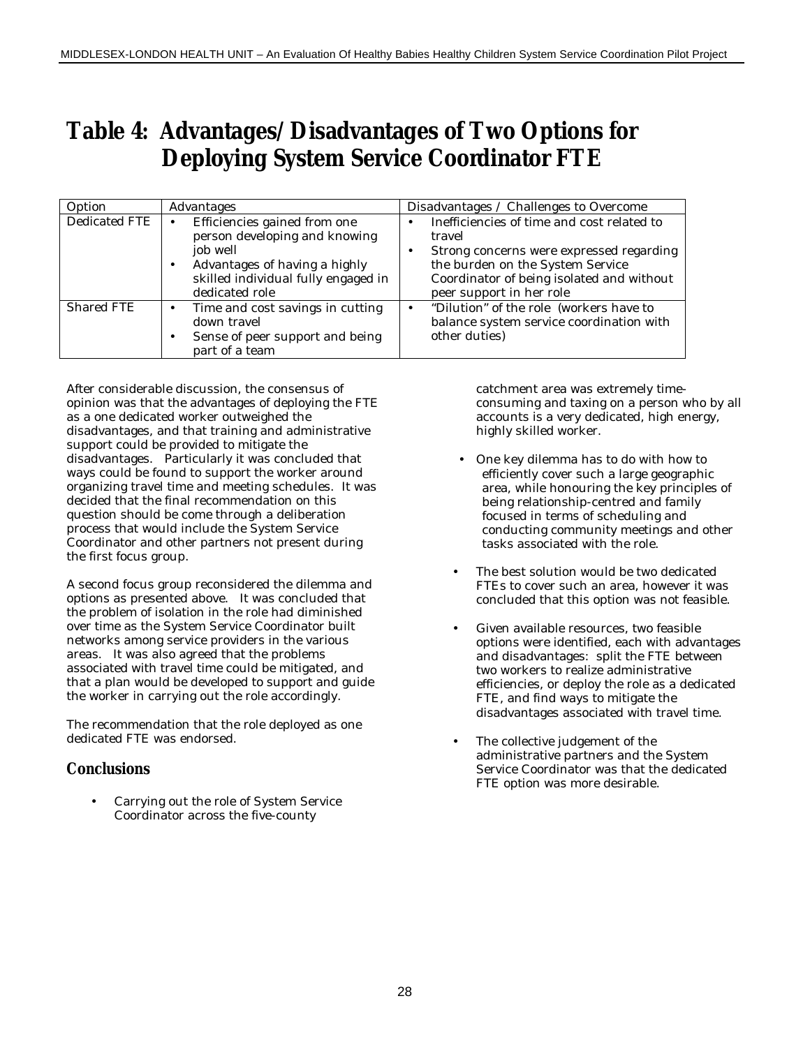# Table 4: Advantages/Disadvantages of Two Options for Deploying System Service Coordinator FTE

| Option | Advantages | Disadvantages / Challenges to Overcome |
|---|---|---|
| Dedicated FTE | • Efficiencies gained from one person developing and knowing job well<br>• Advantages of having a highly skilled individual fully engaged in dedicated role | • Inefficiencies of time and cost related to travel<br>• Strong concerns were expressed regarding the burden on the System Service Coordinator of being isolated and without peer support in her role |
| Shared FTE | • Time and cost savings in cutting down travel<br>• Sense of peer support and being part of a team | • "Dilution" of the role (workers have to balance system service coordination with other duties) |

After considerable discussion, the consensus of opinion was that the advantages of deploying the FTE as a one dedicated worker outweighed the disadvantages, and that training and administrative support could be provided to mitigate the disadvantages. Particularly it was concluded that ways could be found to support the worker around organizing travel time and meeting schedules. It was decided that the final recommendation on this question should be come through a deliberation process that would include the System Service Coordinator and other partners not present during the first focus group.

A second focus group reconsidered the dilemma and options as presented above. It was concluded that the problem of isolation in the role had diminished over time as the System Service Coordinator built networks among service providers in the various areas. It was also agreed that the problems associated with travel time could be mitigated, and that a plan would be developed to support and guide the worker in carrying out the role accordingly.

The recommendation that the role deployed as one dedicated FTE was endorsed.

## Conclusions

- Carrying out the role of System Service Coordinator across the five-county catchment area was extremely time-consuming and taxing on a person who by all accounts is a very dedicated, high energy, highly skilled worker.
- One key dilemma has to do with how to efficiently cover such a large geographic area, while honouring the key principles of being relationship-centred and family focused in terms of scheduling and conducting community meetings and other tasks associated with the role.
- The best solution would be two dedicated FTEs to cover such an area, however it was concluded that this option was not feasible.
- Given available resources, two feasible options were identified, each with advantages and disadvantages: split the FTE between two workers to realize administrative efficiencies, or deploy the role as a dedicated FTE, and find ways to mitigate the disadvantages associated with travel time.
- The collective judgement of the administrative partners and the System Service Coordinator was that the dedicated FTE option was more desirable.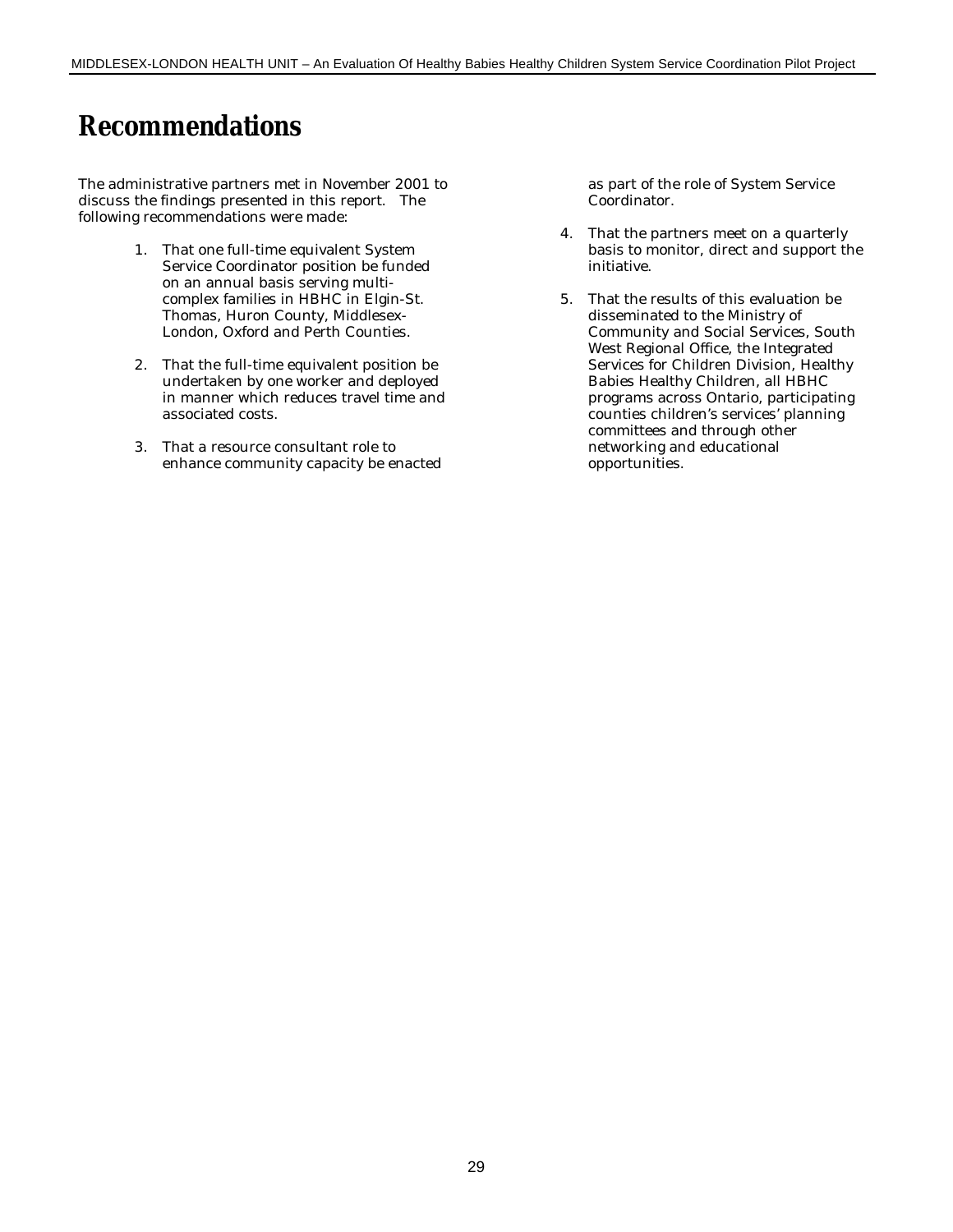# Recommendations

The administrative partners met in November 2001 to discuss the findings presented in this report. The following recommendations were made:

1. That one full-time equivalent System Service Coordinator position be funded on an annual basis serving multi-complex families in HBHC in Elgin-St. Thomas, Huron County, Middlesex-London, Oxford and Perth Counties.

2. That the full-time equivalent position be undertaken by one worker and deployed in manner which reduces travel time and associated costs.

3. That a resource consultant role to enhance community capacity be enacted as part of the role of System Service Coordinator.

4. That the partners meet on a quarterly basis to monitor, direct and support the initiative.

5. That the results of this evaluation be disseminated to the Ministry of Community and Social Services, South West Regional Office, the Integrated Services for Children Division, Healthy Babies Healthy Children, all HBHC programs across Ontario, participating counties children's services' planning committees and through other networking and educational opportunities.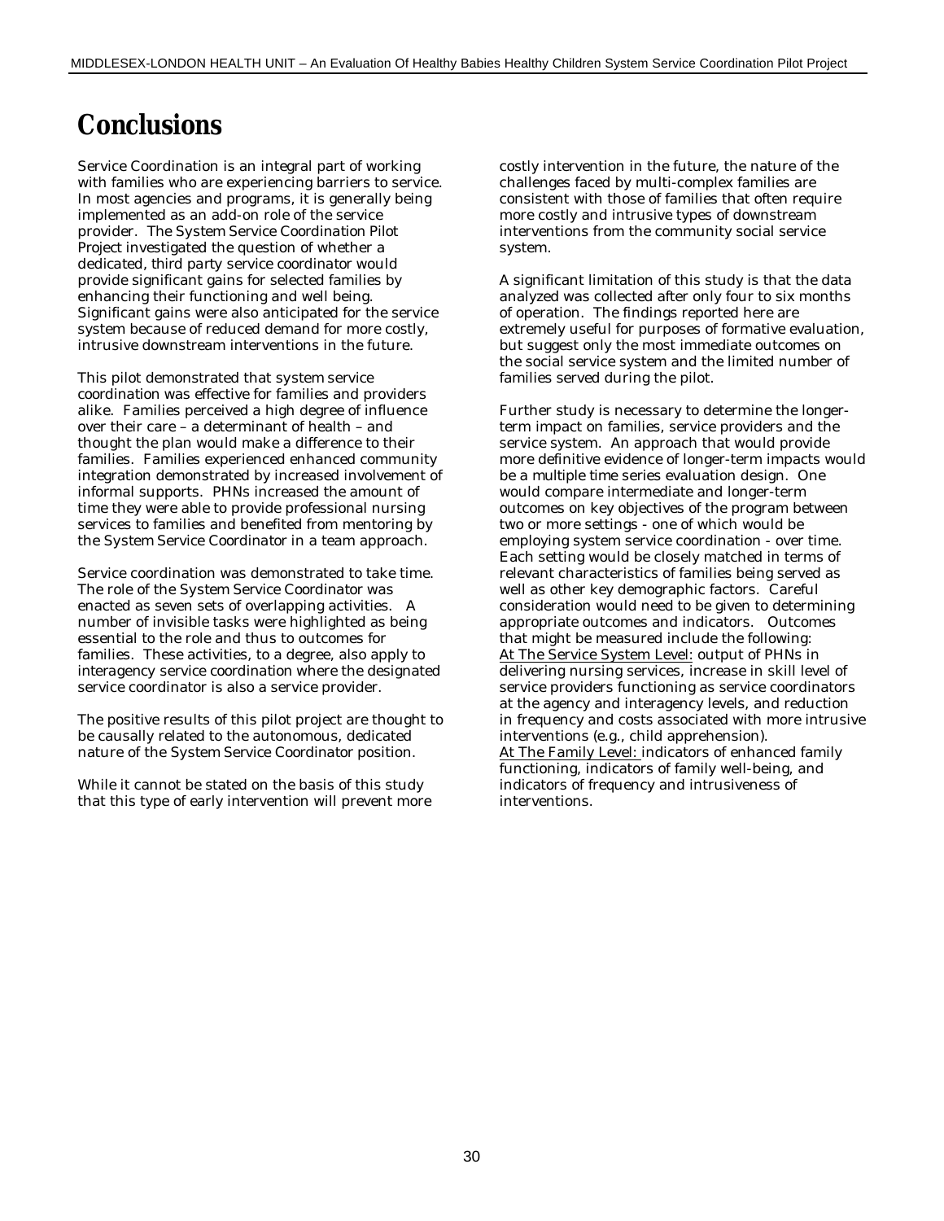# Conclusions

Service Coordination is an integral part of working with families who are experiencing barriers to service. In most agencies and programs, it is generally being implemented as an add-on role of the service provider. The System Service Coordination Pilot Project investigated the question of whether a dedicated, third party service coordinator would provide significant gains for selected families by enhancing their functioning and well being. Significant gains were also anticipated for the service system because of reduced demand for more costly, intrusive downstream interventions in the future.

This pilot demonstrated that system service coordination was effective for families and providers alike. Families perceived a high degree of influence over their care – a determinant of health – and thought the plan would make a difference to their families. Families experienced enhanced community integration demonstrated by increased involvement of informal supports. PHNs increased the amount of time they were able to provide professional nursing services to families and benefited from mentoring by the System Service Coordinator in a team approach.

Service coordination was demonstrated to take time. The role of the System Service Coordinator was enacted as seven sets of overlapping activities. A number of invisible tasks were highlighted as being essential to the role and thus to outcomes for families. These activities, to a degree, also apply to interagency service coordination where the designated service coordinator is also a service provider.

The positive results of this pilot project are thought to be causally related to the autonomous, dedicated nature of the System Service Coordinator position.

While it cannot be stated on the basis of this study that this type of early intervention will prevent more costly intervention in the future, the nature of the challenges faced by multi-complex families are consistent with those of families that often require more costly and intrusive types of downstream interventions from the community social service system.

A significant limitation of this study is that the data analyzed was collected after only four to six months of operation. The findings reported here are extremely useful for purposes of formative evaluation, but suggest only the most immediate outcomes on the social service system and the limited number of families served during the pilot.

Further study is necessary to determine the longer-term impact on families, service providers and the service system. An approach that would provide more definitive evidence of longer-term impacts would be a multiple time series evaluation design. One would compare intermediate and longer-term outcomes on key objectives of the program between two or more settings - one of which would be employing system service coordination - over time. Each setting would be closely matched in terms of relevant characteristics of families being served as well as other key demographic factors. Careful consideration would need to be given to determining appropriate outcomes and indicators. Outcomes that might be measured include the following:

<u>At The Service System Level:</u> output of PHNs in delivering nursing services, increase in skill level of service providers functioning as service coordinators at the agency and interagency levels, and reduction in frequency and costs associated with more intrusive interventions (e.g., child apprehension).

<u>At The Family Level:</u> indicators of enhanced family functioning, indicators of family well-being, and indicators of frequency and intrusiveness of interventions.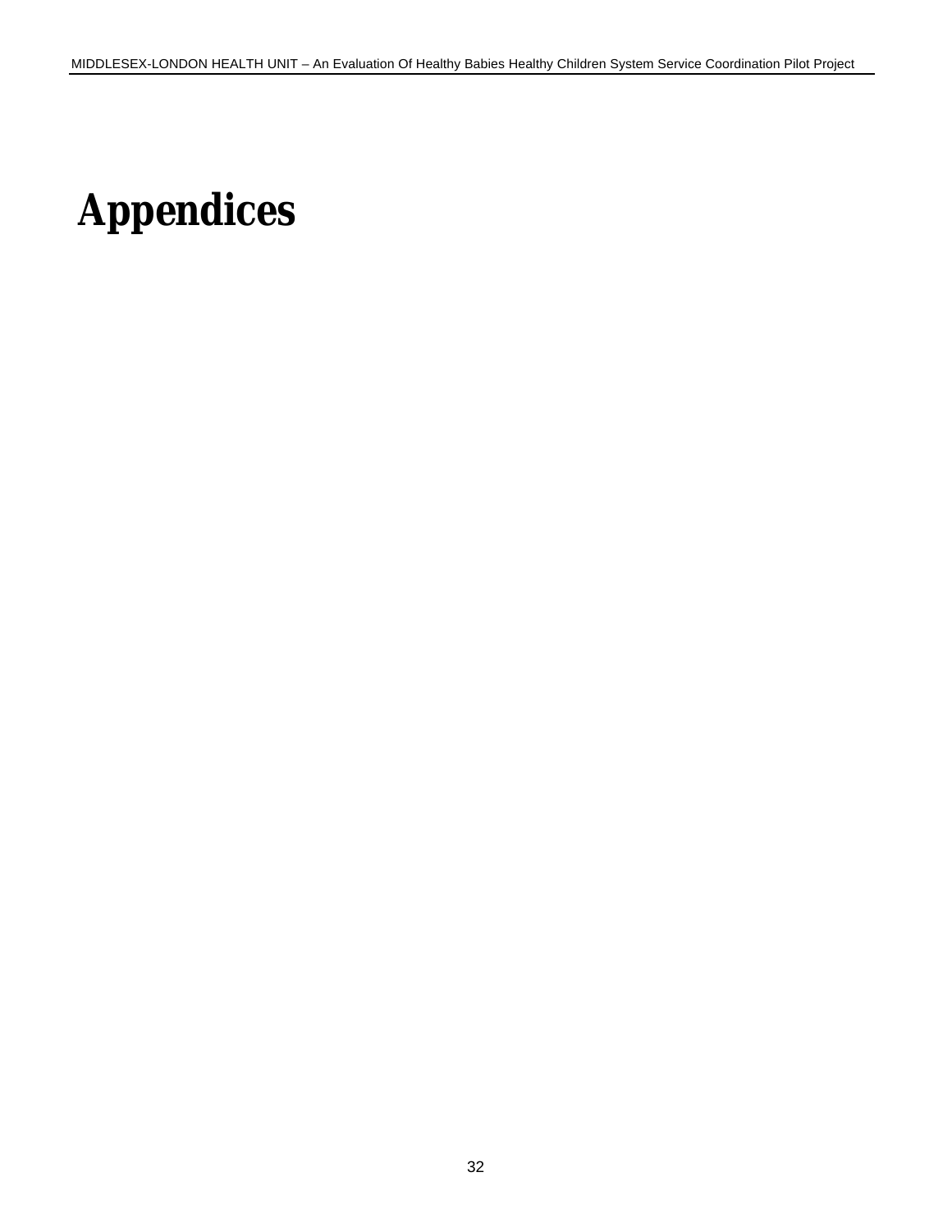# Appendices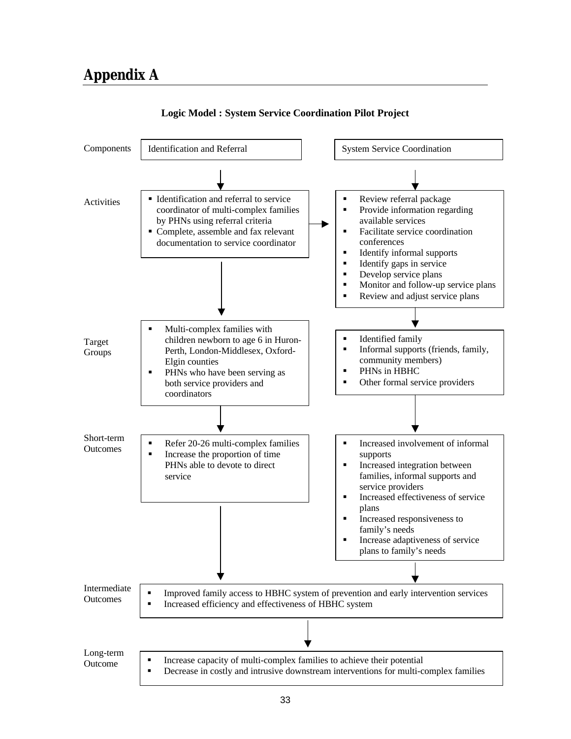# Appendix A

**Logic Model : System Service Coordination Pilot Project**

| | Identification and Referral | System Service Coordination |
|---|---|---|
| **Components** | Identification and Referral | System Service Coordination |
| **Activities** | ▪ Identification and referral to service coordinator of multi-complex families by PHNs using referral criteria<br>▪ Complete, assemble and fax relevant documentation to service coordinator | ▪ Review referral package<br>▪ Provide information regarding available services<br>▪ Facilitate service coordination conferences<br>▪ Identify informal supports<br>▪ Identify gaps in service<br>▪ Develop service plans<br>▪ Monitor and follow-up service plans<br>▪ Review and adjust service plans |
| **Target Groups** | ▪ Multi-complex families with children newborn to age 6 in Huron-Perth, London-Middlesex, Oxford-Elgin counties<br>▪ PHNs who have been serving as both service providers and coordinators | ▪ Identified family<br>▪ Informal supports (friends, family, community members)<br>▪ PHNs in HBHC<br>▪ Other formal service providers |
| **Short-term Outcomes** | ▪ Refer 20-26 multi-complex families<br>▪ Increase the proportion of time PHNs able to devote to direct service | ▪ Increased involvement of informal supports<br>▪ Increased integration between families, informal supports and service providers<br>▪ Increased effectiveness of service plans<br>▪ Increased responsiveness to family's needs<br>▪ Increase adaptiveness of service plans to family's needs |

**Intermediate Outcomes**

- Improved family access to HBHC system of prevention and early intervention services
- Increased efficiency and effectiveness of HBHC system

**Long-term Outcome**

- Increase capacity of multi-complex families to achieve their potential
- Decrease in costly and intrusive downstream interventions for multi-complex families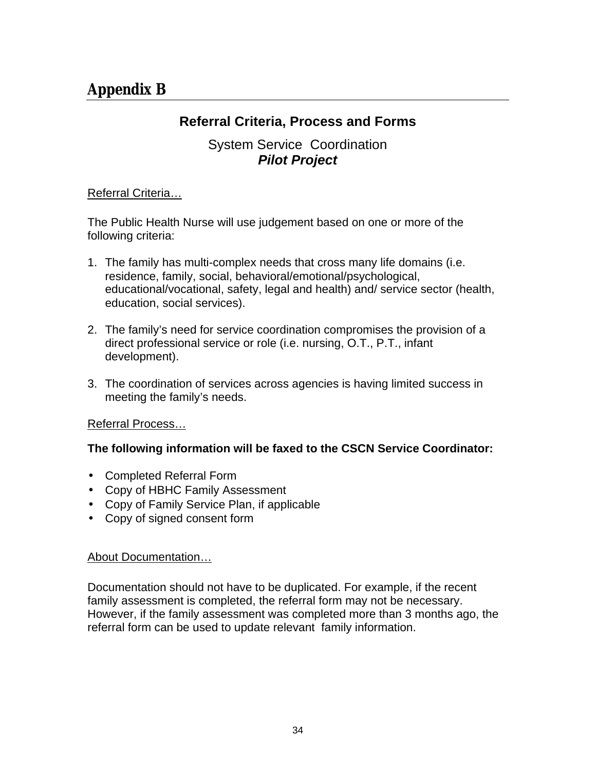# Appendix B

## Referral Criteria, Process and Forms

System Service Coordination
***Pilot Project***

Referral Criteria…

The Public Health Nurse will use judgement based on one or more of the following criteria:

1. The family has multi-complex needs that cross many life domains (i.e. residence, family, social, behavioral/emotional/psychological, educational/vocational, safety, legal and health) and/ service sector (health, education, social services).

2. The family's need for service coordination compromises the provision of a direct professional service or role (i.e. nursing, O.T., P.T., infant development).

3. The coordination of services across agencies is having limited success in meeting the family's needs.

Referral Process…

**The following information will be faxed to the CSCN Service Coordinator:**

- Completed Referral Form
- Copy of HBHC Family Assessment
- Copy of Family Service Plan, if applicable
- Copy of signed consent form

About Documentation…

Documentation should not have to be duplicated. For example, if the recent family assessment is completed, the referral form may not be necessary. However, if the family assessment was completed more than 3 months ago, the referral form can be used to update relevant family information.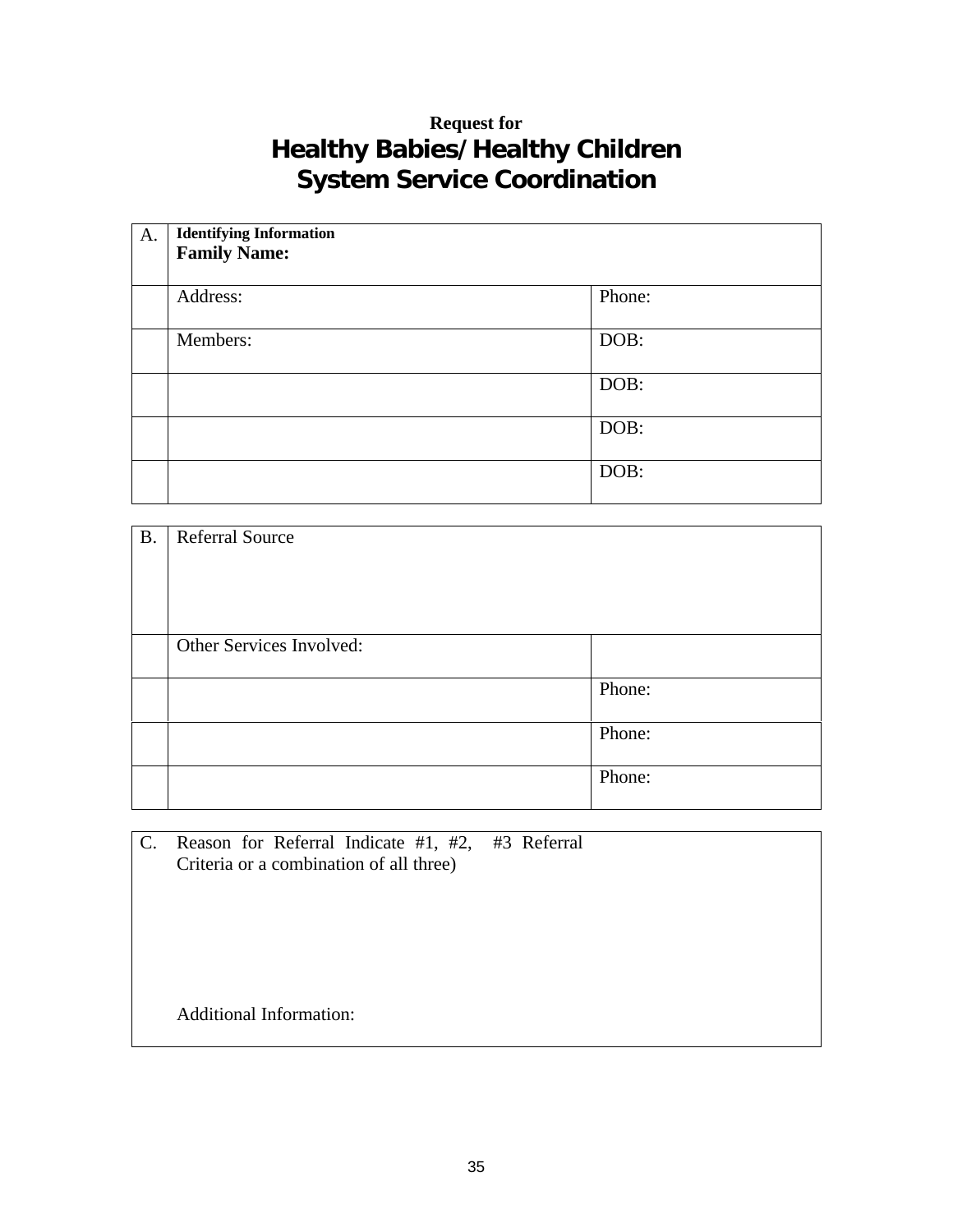**Request for**

# Healthy Babies/Healthy Children System Service Coordination

| A. | **Identifying Information**<br>**Family Name:** | |
|---|---|---|
| | Address: | Phone: |
| | Members: | DOB: |
| | | DOB: |
| | | DOB: |
| | | DOB: |

| B. | Referral Source | |
|---|---|---|
| | Other Services Involved: | |
| | | Phone: |
| | | Phone: |
| | | Phone: |

| C. | Reason for Referral Indicate #1, #2, #3 Referral Criteria or a combination of all three)<br><br>Additional Information: |
|---|---|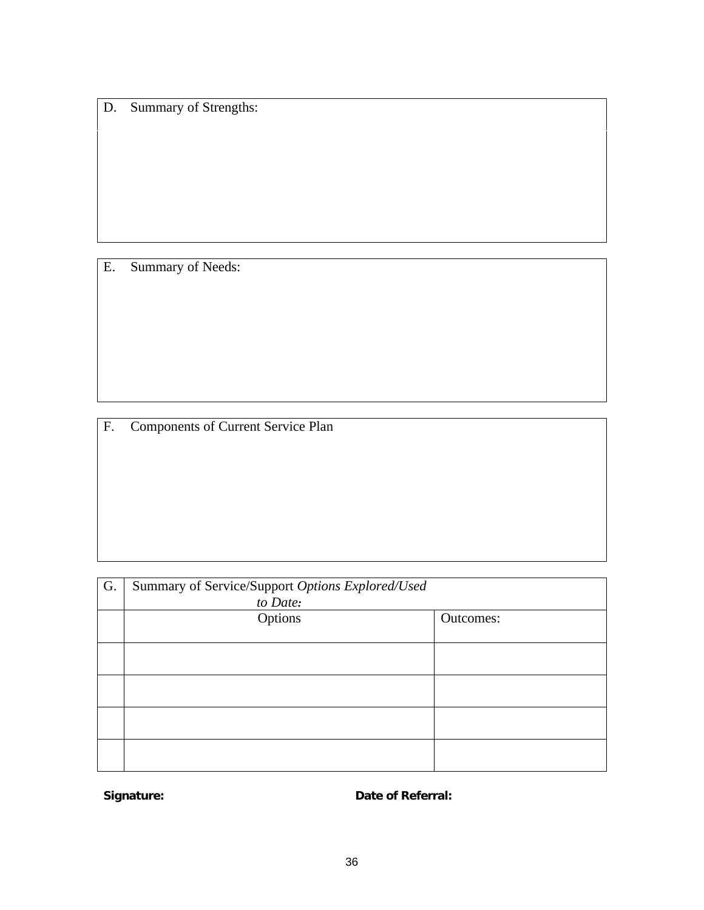D. Summary of Strengths:

E. Summary of Needs:

F. Components of Current Service Plan

| G. | Summary of Service/Support *Options Explored/Used to Date:* | |
|---|---|---|
| | Options | Outcomes: |
| | | |
| | | |
| | | |
| | | |

**Signature:** **Date of Referral:**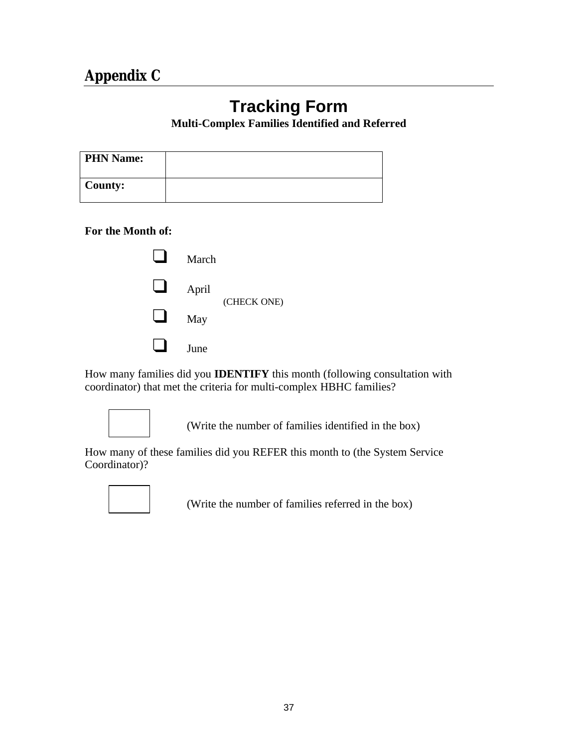## Appendix C

# Tracking Form

**Multi-Complex Families Identified and Referred**

| **PHN Name:** | |
|---|---|
| **County:** | |

**For the Month of:**

- ❑ March
- ❑ April
- ❑ May
- ❑ June

(CHECK ONE)

How many families did you **IDENTIFY** this month (following consultation with coordinator) that met the criteria for multi-complex HBHC families?

☐ (Write the number of families identified in the box)

How many of these families did you REFER this month to (the System Service Coordinator)?

☐ (Write the number of families referred in the box)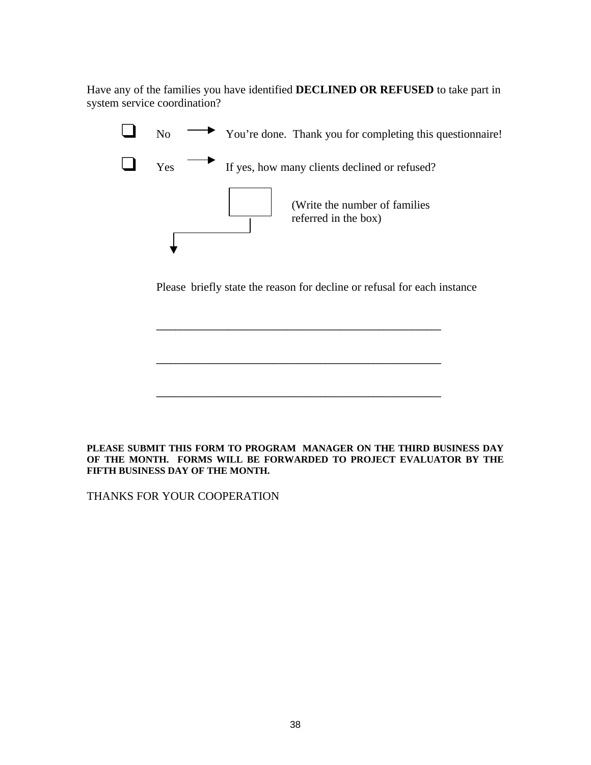Have any of the families you have identified **DECLINED OR REFUSED** to take part in system service coordination?

- ❑ No → You're done. Thank you for completing this questionnaire!
- ❑ Yes → If yes, how many clients declined or refused?

[ ] (Write the number of families referred in the box)

Please briefly state the reason for decline or refusal for each instance

\_\_\_\_\_\_\_\_\_\_\_\_\_\_\_\_\_\_\_\_\_\_\_\_\_\_\_\_\_\_\_\_\_\_\_\_\_\_\_\_\_\_\_\_\_\_\_\_

\_\_\_\_\_\_\_\_\_\_\_\_\_\_\_\_\_\_\_\_\_\_\_\_\_\_\_\_\_\_\_\_\_\_\_\_\_\_\_\_\_\_\_\_\_\_\_\_

\_\_\_\_\_\_\_\_\_\_\_\_\_\_\_\_\_\_\_\_\_\_\_\_\_\_\_\_\_\_\_\_\_\_\_\_\_\_\_\_\_\_\_\_\_\_\_\_

**PLEASE SUBMIT THIS FORM TO PROGRAM MANAGER ON THE THIRD BUSINESS DAY OF THE MONTH. FORMS WILL BE FORWARDED TO PROJECT EVALUATOR BY THE FIFTH BUSINESS DAY OF THE MONTH.**

THANKS FOR YOUR COOPERATION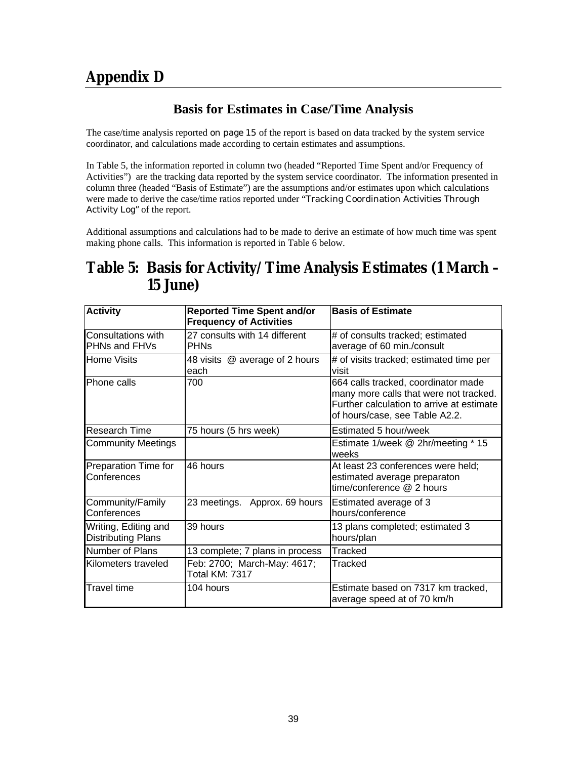# Appendix D

## Basis for Estimates in Case/Time Analysis

The case/time analysis reported on page 15 of the report is based on data tracked by the system service coordinator, and calculations made according to certain estimates and assumptions.

In Table 5, the information reported in column two (headed "Reported Time Spent and/or Frequency of Activities") are the tracking data reported by the system service coordinator. The information presented in column three (headed "Basis of Estimate") are the assumptions and/or estimates upon which calculations were made to derive the case/time ratios reported under "Tracking Coordination Activities Through Activity Log" of the report.

Additional assumptions and calculations had to be made to derive an estimate of how much time was spent making phone calls. This information is reported in Table 6 below.

## Table 5: Basis for Activity/Time Analysis Estimates (1 March – 15 June)

| Activity | Reported Time Spent and/or Frequency of Activities | Basis of Estimate |
|---|---|---|
| Consultations with PHNs and FHVs | 27 consults with 14 different PHNs | # of consults tracked; estimated average of 60 min./consult |
| Home Visits | 48 visits @ average of 2 hours each | # of visits tracked; estimated time per visit |
| Phone calls | 700 | 664 calls tracked, coordinator made many more calls that were not tracked. Further calculation to arrive at estimate of hours/case, see Table A2.2. |
| Research Time | 75 hours (5 hrs week) | Estimated 5 hour/week |
| Community Meetings | | Estimate 1/week @ 2hr/meeting * 15 weeks |
| Preparation Time for Conferences | 46 hours | At least 23 conferences were held; estimated average preparaton time/conference @ 2 hours |
| Community/Family Conferences | 23 meetings. Approx. 69 hours | Estimated average of 3 hours/conference |
| Writing, Editing and Distributing Plans | 39 hours | 13 plans completed; estimated 3 hours/plan |
| Number of Plans | 13 complete; 7 plans in process | Tracked |
| Kilometers traveled | Feb: 2700; March-May: 4617; Total KM: 7317 | Tracked |
| Travel time | 104 hours | Estimate based on 7317 km tracked, average speed at of 70 km/h |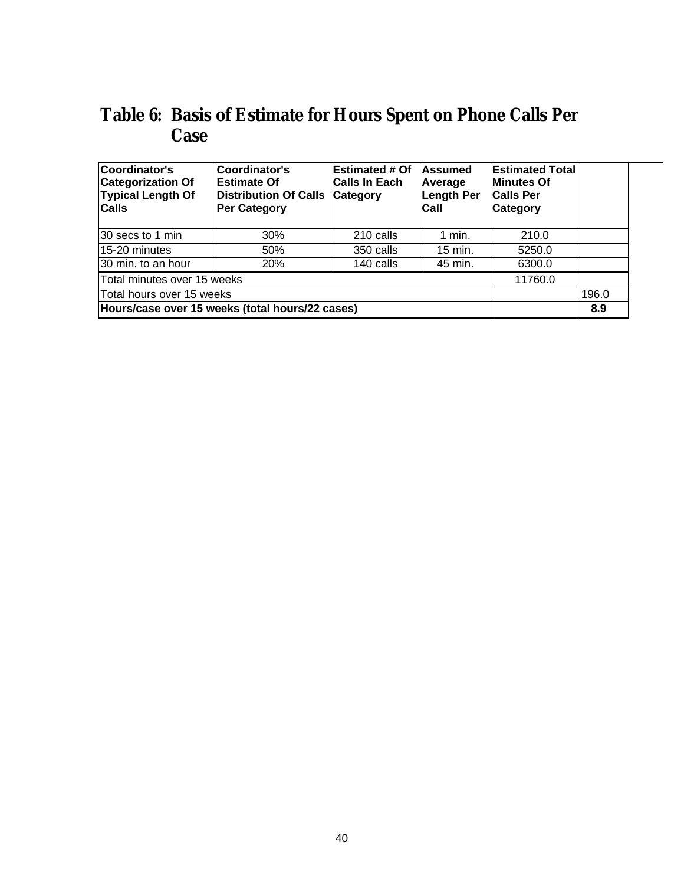# Table 6: Basis of Estimate for Hours Spent on Phone Calls Per Case

| Coordinator's Categorization Of Typical Length Of Calls | Coordinator's Estimate Of Distribution Of Calls Per Category | Estimated # Of Calls In Each Category | Assumed Average Length Per Call | Estimated Total Minutes Of Calls Per Category | |
|---|---|---|---|---|---|
| 30 secs to 1 min | 30% | 210 calls | 1 min. | 210.0 | |
| 15-20 minutes | 50% | 350 calls | 15 min. | 5250.0 | |
| 30 min. to an hour | 20% | 140 calls | 45 min. | 6300.0 | |
| Total minutes over 15 weeks | | | | 11760.0 | |
| Total hours over 15 weeks | | | | | 196.0 |
| **Hours/case over 15 weeks (total hours/22 cases)** | | | | | **8.9** |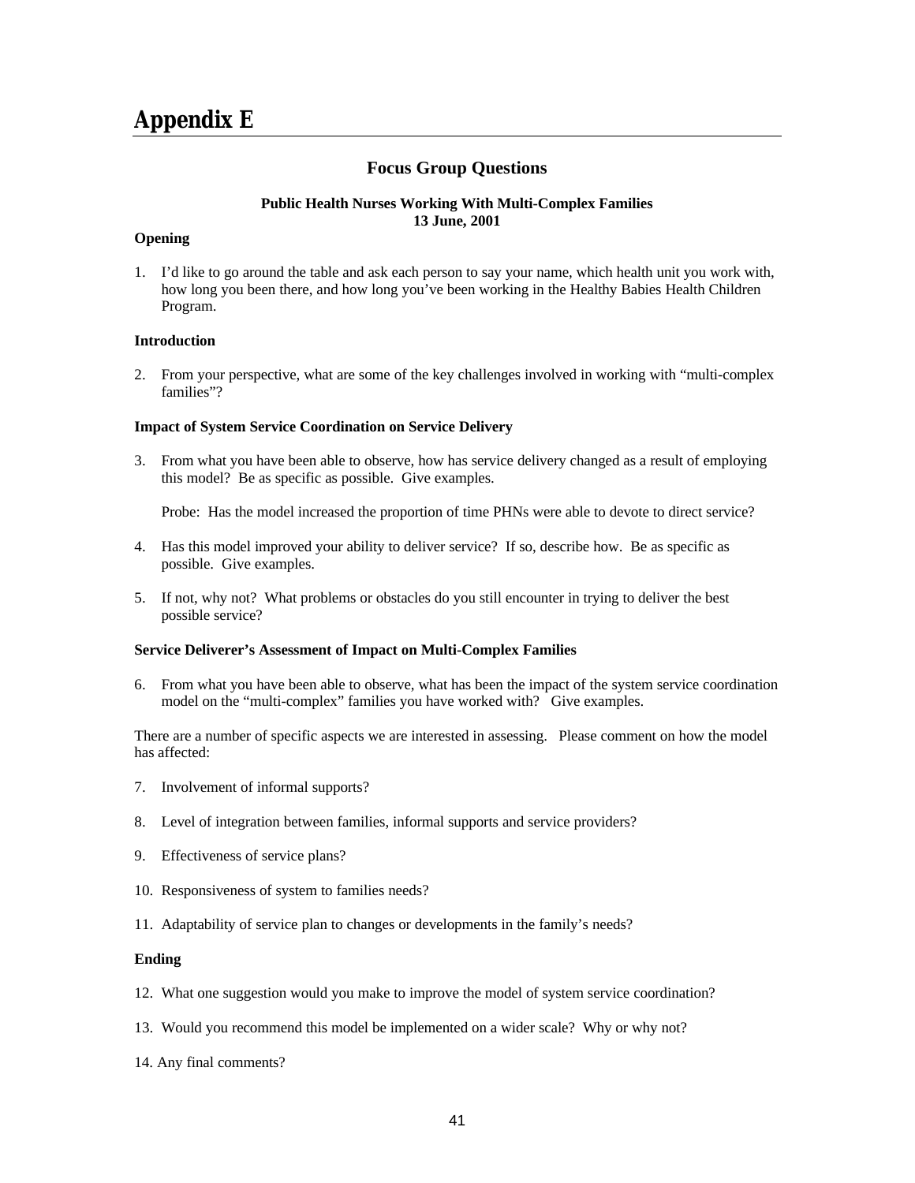# Appendix E

## Focus Group Questions

**Public Health Nurses Working With Multi-Complex Families**
**13 June, 2001**

**Opening**

1. I'd like to go around the table and ask each person to say your name, which health unit you work with, how long you been there, and how long you've been working in the Healthy Babies Health Children Program.

**Introduction**

2. From your perspective, what are some of the key challenges involved in working with "multi-complex families"?

**Impact of System Service Coordination on Service Delivery**

3. From what you have been able to observe, how has service delivery changed as a result of employing this model? Be as specific as possible. Give examples.

   Probe: Has the model increased the proportion of time PHNs were able to devote to direct service?

4. Has this model improved your ability to deliver service? If so, describe how. Be as specific as possible. Give examples.

5. If not, why not? What problems or obstacles do you still encounter in trying to deliver the best possible service?

**Service Deliverer's Assessment of Impact on Multi-Complex Families**

6. From what you have been able to observe, what has been the impact of the system service coordination model on the "multi-complex" families you have worked with? Give examples.

There are a number of specific aspects we are interested in assessing. Please comment on how the model has affected:

7. Involvement of informal supports?

8. Level of integration between families, informal supports and service providers?

9. Effectiveness of service plans?

10. Responsiveness of system to families needs?

11. Adaptability of service plan to changes or developments in the family's needs?

**Ending**

12. What one suggestion would you make to improve the model of system service coordination?

13. Would you recommend this model be implemented on a wider scale? Why or why not?

14. Any final comments?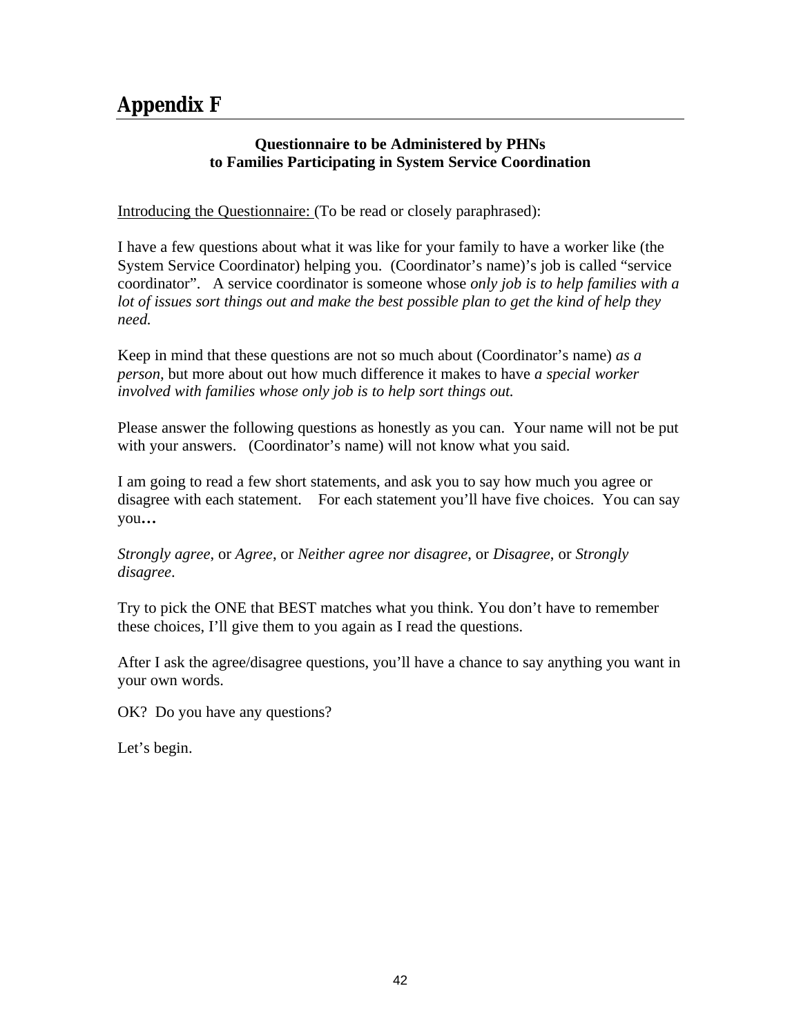# Appendix F

**Questionnaire to be Administered by PHNs to Families Participating in System Service Coordination**

Introducing the Questionnaire: (To be read or closely paraphrased):

I have a few questions about what it was like for your family to have a worker like (the System Service Coordinator) helping you. (Coordinator's name)'s job is called "service coordinator". A service coordinator is someone whose *only job is to help families with a lot of issues sort things out and make the best possible plan to get the kind of help they need.*

Keep in mind that these questions are not so much about (Coordinator's name) *as a person,* but more about out how much difference it makes to have *a special worker involved with families whose only job is to help sort things out.*

Please answer the following questions as honestly as you can. Your name will not be put with your answers. (Coordinator's name) will not know what you said.

I am going to read a few short statements, and ask you to say how much you agree or disagree with each statement. For each statement you'll have five choices. You can say you**…**

*Strongly agree*, or *Agree*, or *Neither agree nor disagree*, or *Disagree*, or *Strongly disagree*.

Try to pick the ONE that BEST matches what you think. You don't have to remember these choices, I'll give them to you again as I read the questions.

After I ask the agree/disagree questions, you'll have a chance to say anything you want in your own words.

OK? Do you have any questions?

Let's begin.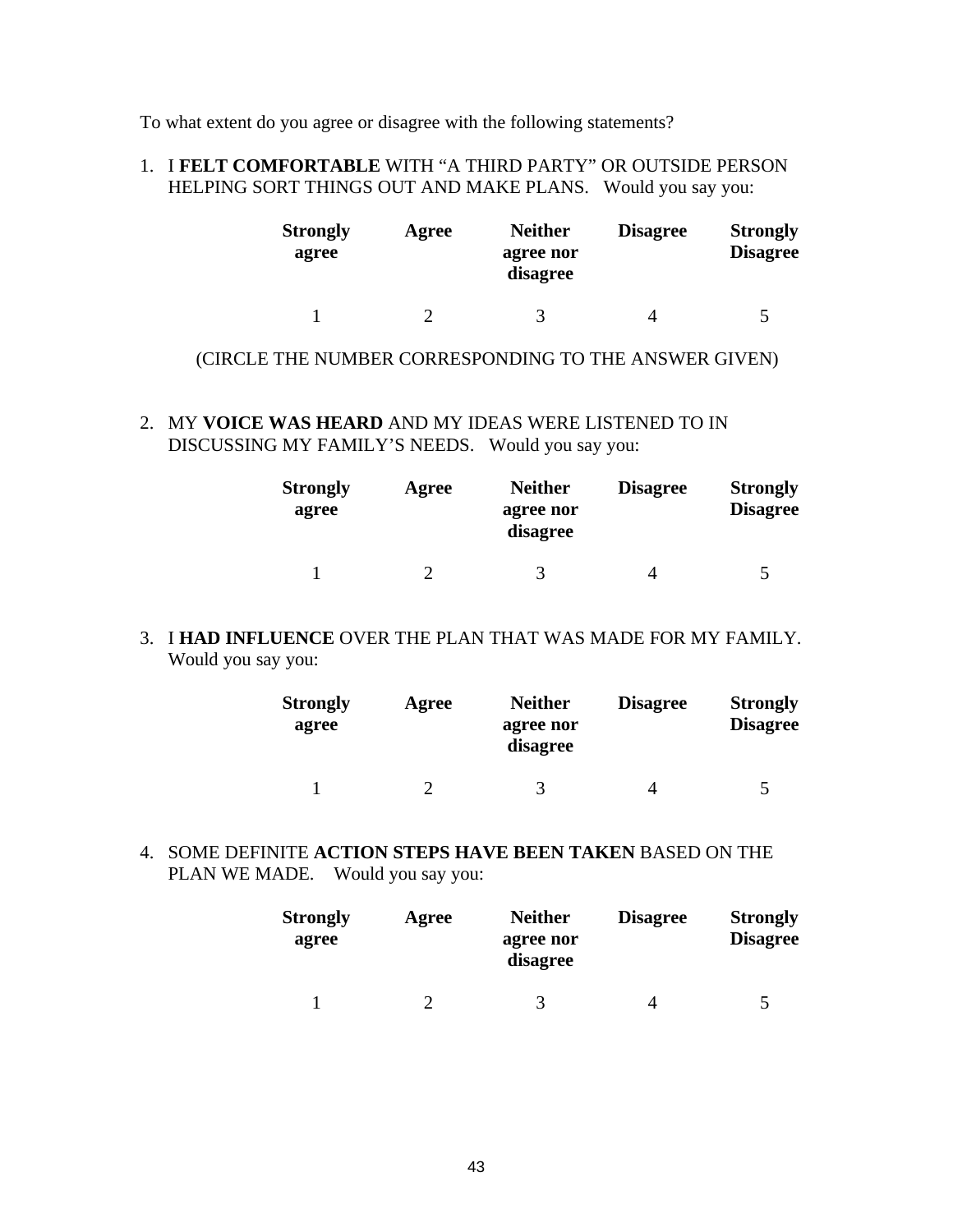To what extent do you agree or disagree with the following statements?

1. I **FELT COMFORTABLE** WITH "A THIRD PARTY" OR OUTSIDE PERSON HELPING SORT THINGS OUT AND MAKE PLANS. Would you say you:

| **Strongly agree** | **Agree** | **Neither agree nor disagree** | **Disagree** | **Strongly Disagree** |
|---|---|---|---|---|
| 1 | 2 | 3 | 4 | 5 |

(CIRCLE THE NUMBER CORRESPONDING TO THE ANSWER GIVEN)

2. MY **VOICE WAS HEARD** AND MY IDEAS WERE LISTENED TO IN DISCUSSING MY FAMILY'S NEEDS. Would you say you:

| **Strongly agree** | **Agree** | **Neither agree nor disagree** | **Disagree** | **Strongly Disagree** |
|---|---|---|---|---|
| 1 | 2 | 3 | 4 | 5 |

3. I **HAD INFLUENCE** OVER THE PLAN THAT WAS MADE FOR MY FAMILY. Would you say you:

| **Strongly agree** | **Agree** | **Neither agree nor disagree** | **Disagree** | **Strongly Disagree** |
|---|---|---|---|---|
| 1 | 2 | 3 | 4 | 5 |

4. SOME DEFINITE **ACTION STEPS HAVE BEEN TAKEN** BASED ON THE PLAN WE MADE. Would you say you:

| **Strongly agree** | **Agree** | **Neither agree nor disagree** | **Disagree** | **Strongly Disagree** |
|---|---|---|---|---|
| 1 | 2 | 3 | 4 | 5 |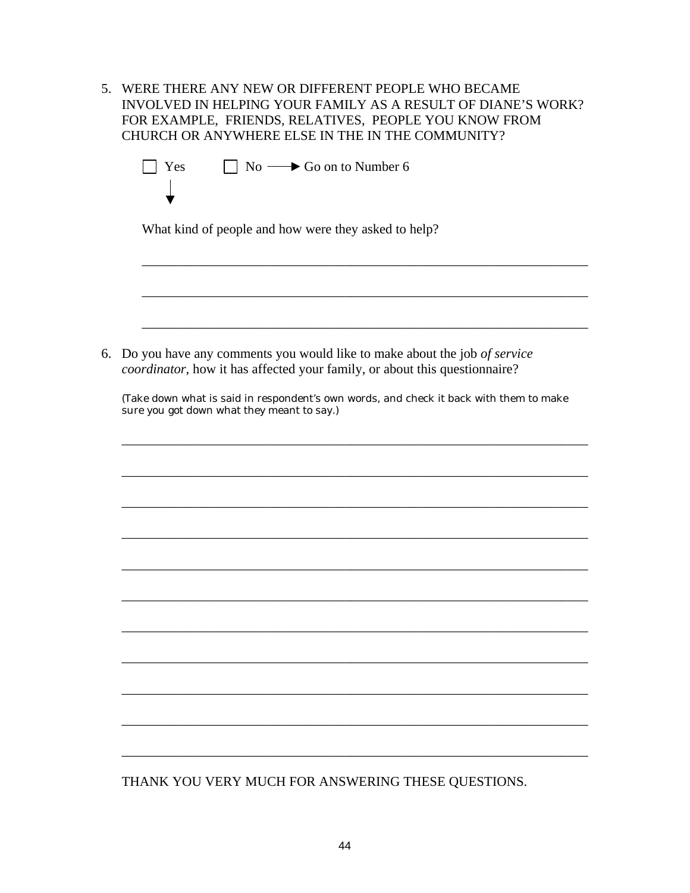5. WERE THERE ANY NEW OR DIFFERENT PEOPLE WHO BECAME INVOLVED IN HELPING YOUR FAMILY AS A RESULT OF DIANE'S WORK? FOR EXAMPLE, FRIENDS, RELATIVES, PEOPLE YOU KNOW FROM CHURCH OR ANYWHERE ELSE IN THE IN THE COMMUNITY?

   ☐ Yes   ☐ No ⟶ Go on to Number 6

   ↓

   What kind of people and how were they asked to help?

   \_\_\_\_\_\_\_\_\_\_\_\_\_\_\_\_\_\_\_\_\_\_\_\_\_\_\_\_\_\_\_\_\_\_\_\_\_\_\_\_\_\_\_\_\_\_\_\_\_\_\_\_\_\_\_\_\_\_\_\_\_\_\_\_

   \_\_\_\_\_\_\_\_\_\_\_\_\_\_\_\_\_\_\_\_\_\_\_\_\_\_\_\_\_\_\_\_\_\_\_\_\_\_\_\_\_\_\_\_\_\_\_\_\_\_\_\_\_\_\_\_\_\_\_\_\_\_\_\_

   \_\_\_\_\_\_\_\_\_\_\_\_\_\_\_\_\_\_\_\_\_\_\_\_\_\_\_\_\_\_\_\_\_\_\_\_\_\_\_\_\_\_\_\_\_\_\_\_\_\_\_\_\_\_\_\_\_\_\_\_\_\_\_\_

6. Do you have any comments you would like to make about the job *of service coordinator*, how it has affected your family, or about this questionnaire?

   (Take down what is said in respondent's own words, and check it back with them to make sure you got down what they meant to say.)

   \_\_\_\_\_\_\_\_\_\_\_\_\_\_\_\_\_\_\_\_\_\_\_\_\_\_\_\_\_\_\_\_\_\_\_\_\_\_\_\_\_\_\_\_\_\_\_\_\_\_\_\_\_\_\_\_\_\_\_\_\_\_\_\_

   \_\_\_\_\_\_\_\_\_\_\_\_\_\_\_\_\_\_\_\_\_\_\_\_\_\_\_\_\_\_\_\_\_\_\_\_\_\_\_\_\_\_\_\_\_\_\_\_\_\_\_\_\_\_\_\_\_\_\_\_\_\_\_\_

   \_\_\_\_\_\_\_\_\_\_\_\_\_\_\_\_\_\_\_\_\_\_\_\_\_\_\_\_\_\_\_\_\_\_\_\_\_\_\_\_\_\_\_\_\_\_\_\_\_\_\_\_\_\_\_\_\_\_\_\_\_\_\_\_

   \_\_\_\_\_\_\_\_\_\_\_\_\_\_\_\_\_\_\_\_\_\_\_\_\_\_\_\_\_\_\_\_\_\_\_\_\_\_\_\_\_\_\_\_\_\_\_\_\_\_\_\_\_\_\_\_\_\_\_\_\_\_\_\_

   \_\_\_\_\_\_\_\_\_\_\_\_\_\_\_\_\_\_\_\_\_\_\_\_\_\_\_\_\_\_\_\_\_\_\_\_\_\_\_\_\_\_\_\_\_\_\_\_\_\_\_\_\_\_\_\_\_\_\_\_\_\_\_\_

   \_\_\_\_\_\_\_\_\_\_\_\_\_\_\_\_\_\_\_\_\_\_\_\_\_\_\_\_\_\_\_\_\_\_\_\_\_\_\_\_\_\_\_\_\_\_\_\_\_\_\_\_\_\_\_\_\_\_\_\_\_\_\_\_

   \_\_\_\_\_\_\_\_\_\_\_\_\_\_\_\_\_\_\_\_\_\_\_\_\_\_\_\_\_\_\_\_\_\_\_\_\_\_\_\_\_\_\_\_\_\_\_\_\_\_\_\_\_\_\_\_\_\_\_\_\_\_\_\_

   \_\_\_\_\_\_\_\_\_\_\_\_\_\_\_\_\_\_\_\_\_\_\_\_\_\_\_\_\_\_\_\_\_\_\_\_\_\_\_\_\_\_\_\_\_\_\_\_\_\_\_\_\_\_\_\_\_\_\_\_\_\_\_\_

   \_\_\_\_\_\_\_\_\_\_\_\_\_\_\_\_\_\_\_\_\_\_\_\_\_\_\_\_\_\_\_\_\_\_\_\_\_\_\_\_\_\_\_\_\_\_\_\_\_\_\_\_\_\_\_\_\_\_\_\_\_\_\_\_

   \_\_\_\_\_\_\_\_\_\_\_\_\_\_\_\_\_\_\_\_\_\_\_\_\_\_\_\_\_\_\_\_\_\_\_\_\_\_\_\_\_\_\_\_\_\_\_\_\_\_\_\_\_\_\_\_\_\_\_\_\_\_\_\_

   \_\_\_\_\_\_\_\_\_\_\_\_\_\_\_\_\_\_\_\_\_\_\_\_\_\_\_\_\_\_\_\_\_\_\_\_\_\_\_\_\_\_\_\_\_\_\_\_\_\_\_\_\_\_\_\_\_\_\_\_\_\_\_\_

THANK YOU VERY MUCH FOR ANSWERING THESE QUESTIONS.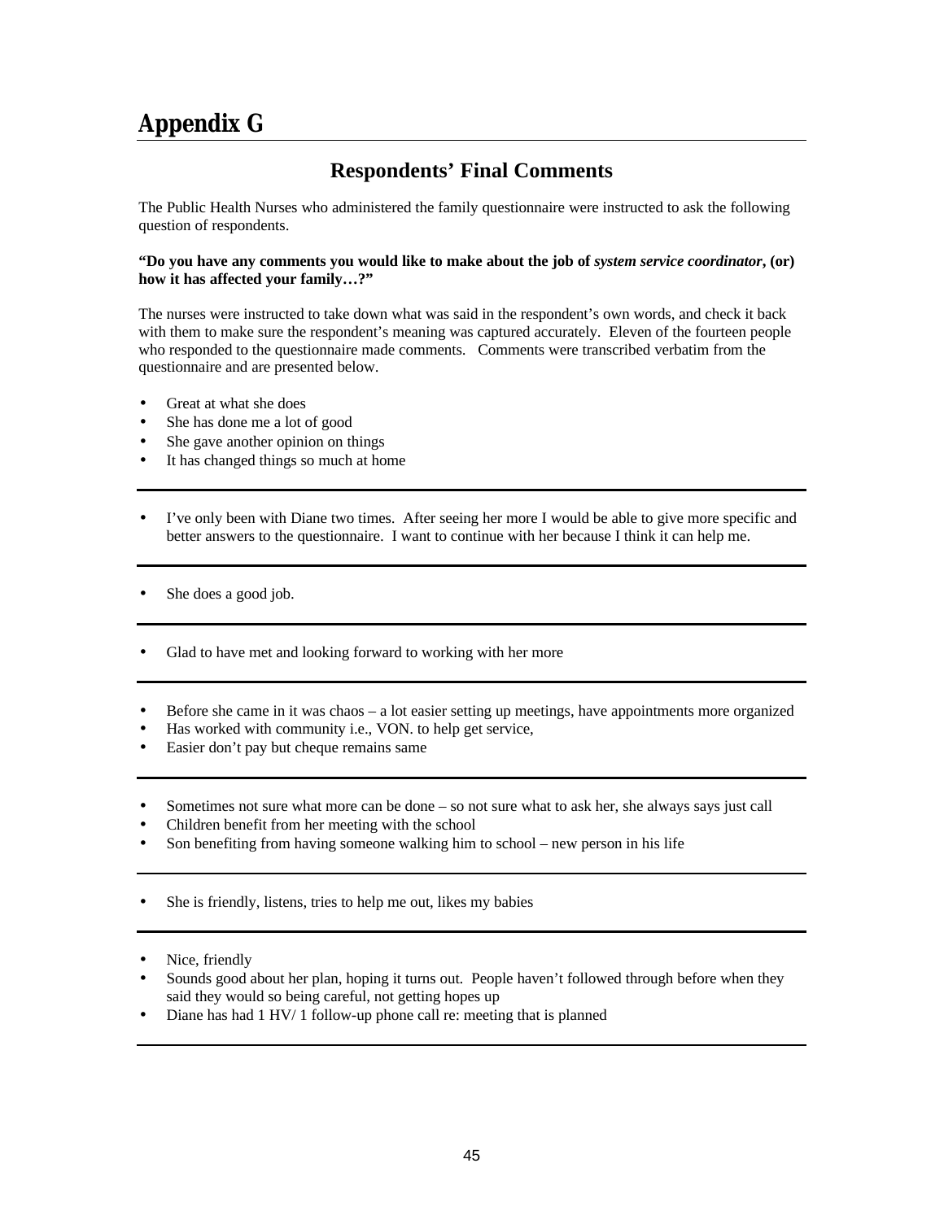# Appendix G

## Respondents' Final Comments

The Public Health Nurses who administered the family questionnaire were instructed to ask the following question of respondents.

**"Do you have any comments you would like to make about the job of *system service coordinator*, (or) how it has affected your family…?"**

The nurses were instructed to take down what was said in the respondent's own words, and check it back with them to make sure the respondent's meaning was captured accurately. Eleven of the fourteen people who responded to the questionnaire made comments. Comments were transcribed verbatim from the questionnaire and are presented below.

- Great at what she does
- She has done me a lot of good
- She gave another opinion on things
- It has changed things so much at home

---

- I've only been with Diane two times. After seeing her more I would be able to give more specific and better answers to the questionnaire. I want to continue with her because I think it can help me.

---

- She does a good job.

---

- Glad to have met and looking forward to working with her more

---

- Before she came in it was chaos – a lot easier setting up meetings, have appointments more organized
- Has worked with community i.e., VON. to help get service,
- Easier don't pay but cheque remains same

---

- Sometimes not sure what more can be done – so not sure what to ask her, she always says just call
- Children benefit from her meeting with the school
- Son benefiting from having someone walking him to school – new person in his life

---

- She is friendly, listens, tries to help me out, likes my babies

---

- Nice, friendly
- Sounds good about her plan, hoping it turns out. People haven't followed through before when they said they would so being careful, not getting hopes up
- Diane has had 1 HV/ 1 follow-up phone call re: meeting that is planned

---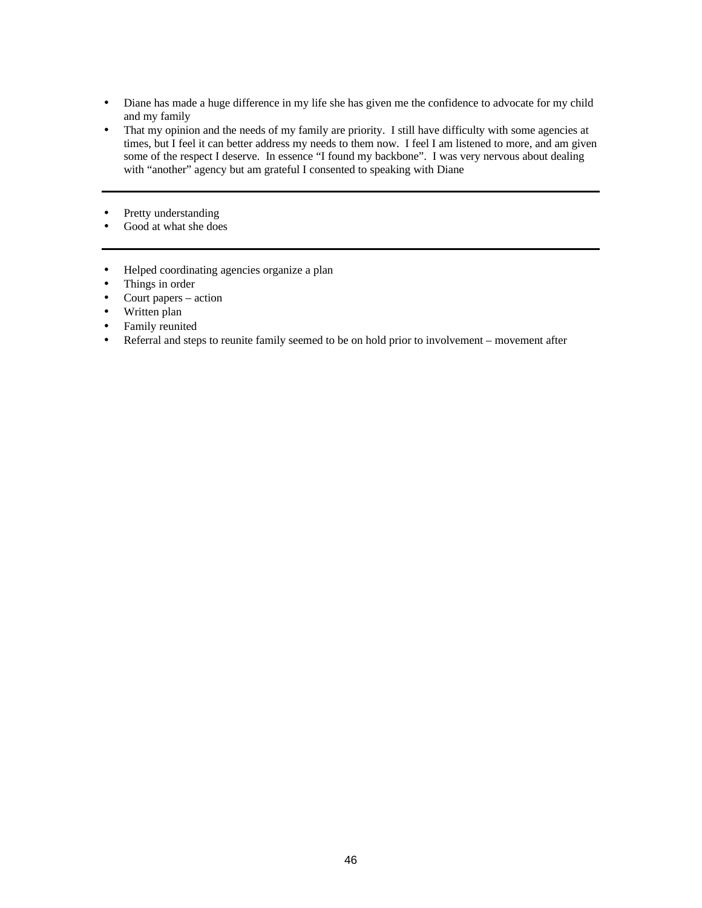- Diane has made a huge difference in my life she has given me the confidence to advocate for my child and my family
- That my opinion and the needs of my family are priority. I still have difficulty with some agencies at times, but I feel it can better address my needs to them now. I feel I am listened to more, and am given some of the respect I deserve. In essence "I found my backbone". I was very nervous about dealing with "another" agency but am grateful I consented to speaking with Diane

---

- Pretty understanding
- Good at what she does

---

- Helped coordinating agencies organize a plan
- Things in order
- Court papers – action
- Written plan
- Family reunited
- Referral and steps to reunite family seemed to be on hold prior to involvement – movement after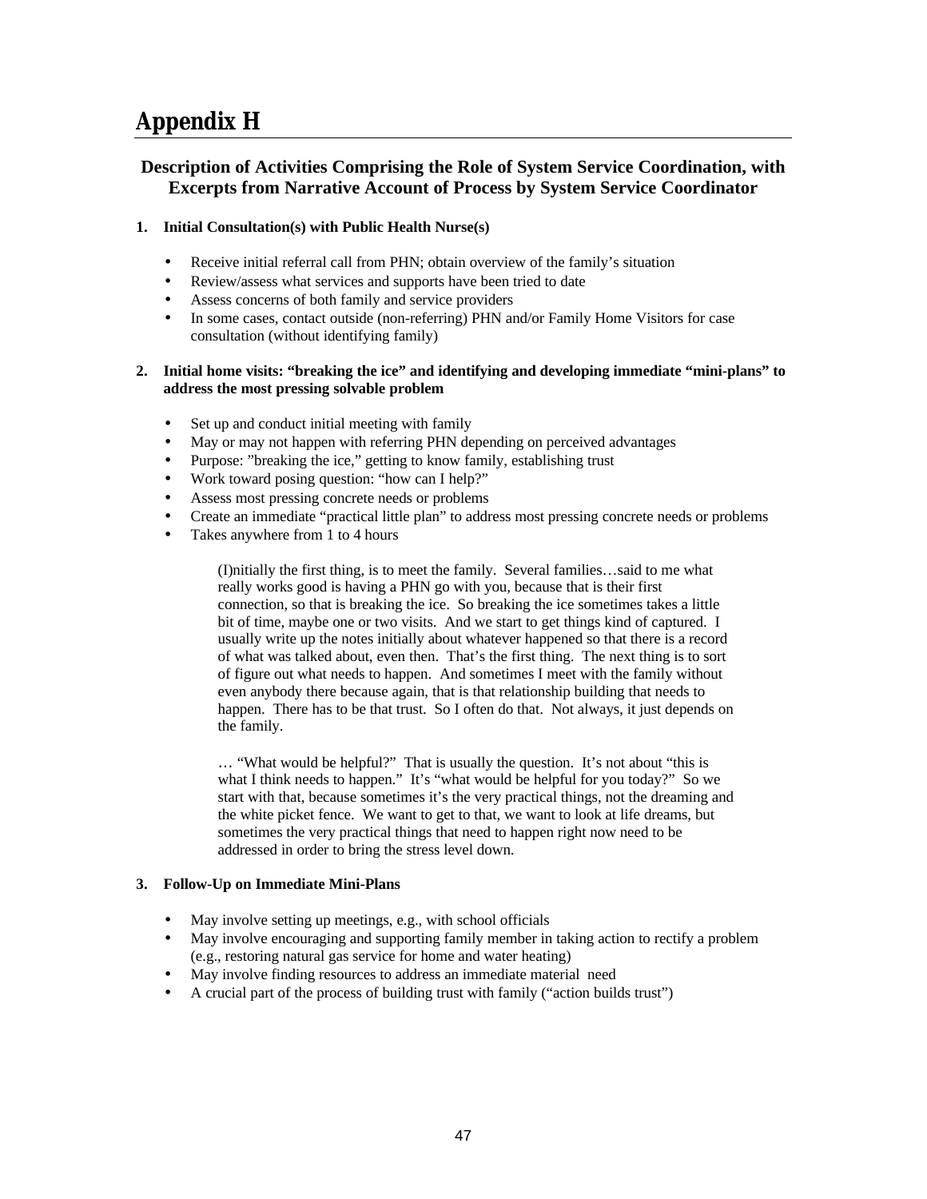# Appendix H

## Description of Activities Comprising the Role of System Service Coordination, with Excerpts from Narrative Account of Process by System Service Coordinator

**1. Initial Consultation(s) with Public Health Nurse(s)**

- Receive initial referral call from PHN; obtain overview of the family's situation
- Review/assess what services and supports have been tried to date
- Assess concerns of both family and service providers
- In some cases, contact outside (non-referring) PHN and/or Family Home Visitors for case consultation (without identifying family)

**2. Initial home visits: "breaking the ice" and identifying and developing immediate "mini-plans" to address the most pressing solvable problem**

- Set up and conduct initial meeting with family
- May or may not happen with referring PHN depending on perceived advantages
- Purpose: "breaking the ice," getting to know family, establishing trust
- Work toward posing question: "how can I help?"
- Assess most pressing concrete needs or problems
- Create an immediate "practical little plan" to address most pressing concrete needs or problems
- Takes anywhere from 1 to 4 hours

> (I)nitially the first thing, is to meet the family. Several families…said to me what really works good is having a PHN go with you, because that is their first connection, so that is breaking the ice. So breaking the ice sometimes takes a little bit of time, maybe one or two visits. And we start to get things kind of captured. I usually write up the notes initially about whatever happened so that there is a record of what was talked about, even then. That's the first thing. The next thing is to sort of figure out what needs to happen. And sometimes I meet with the family without even anybody there because again, that is that relationship building that needs to happen. There has to be that trust. So I often do that. Not always, it just depends on the family.
>
> … "What would be helpful?" That is usually the question. It's not about "this is what I think needs to happen." It's "what would be helpful for you today?" So we start with that, because sometimes it's the very practical things, not the dreaming and the white picket fence. We want to get to that, we want to look at life dreams, but sometimes the very practical things that need to happen right now need to be addressed in order to bring the stress level down.

**3. Follow-Up on Immediate Mini-Plans**

- May involve setting up meetings, e.g., with school officials
- May involve encouraging and supporting family member in taking action to rectify a problem (e.g., restoring natural gas service for home and water heating)
- May involve finding resources to address an immediate material need
- A crucial part of the process of building trust with family ("action builds trust")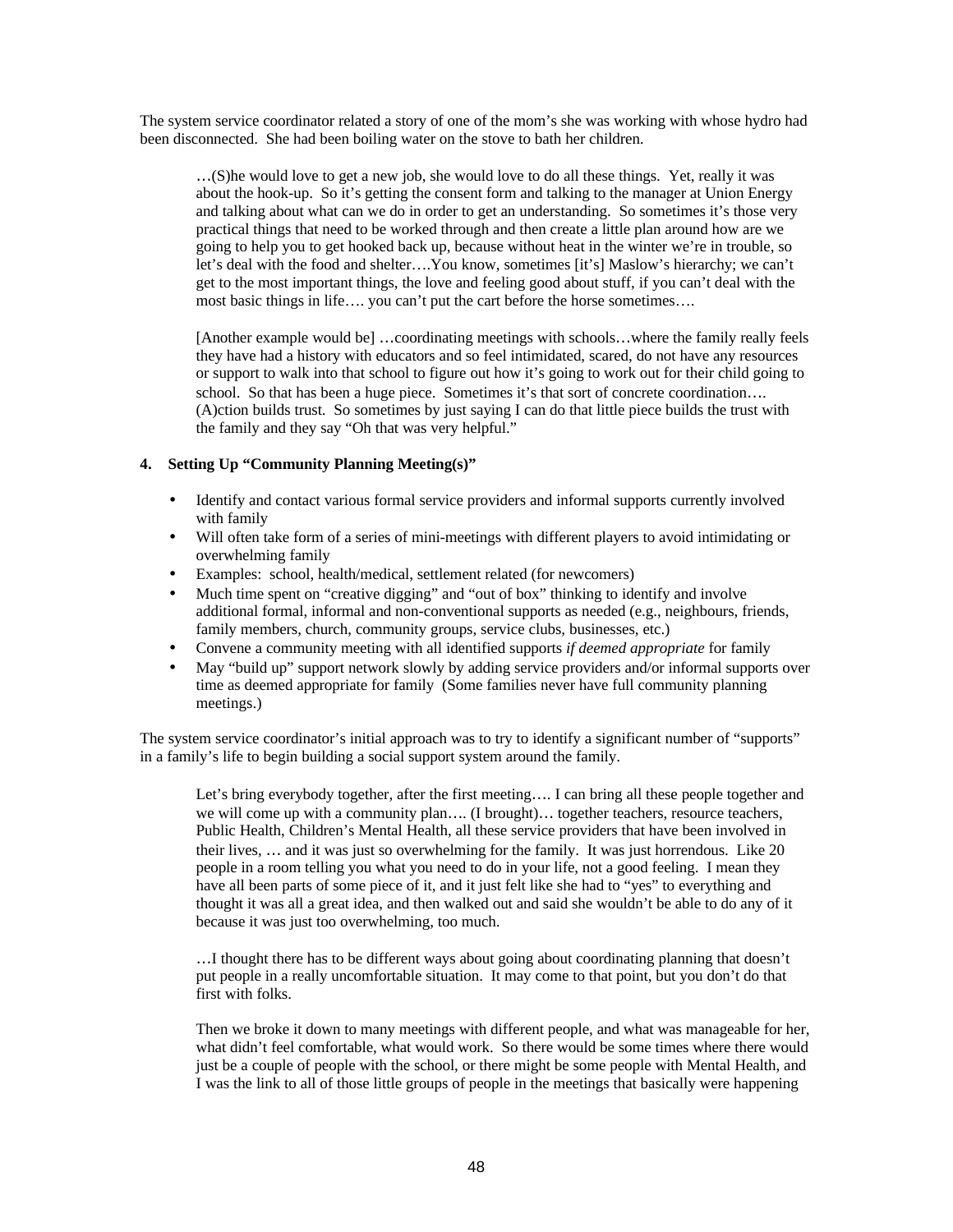The system service coordinator related a story of one of the mom's she was working with whose hydro had been disconnected. She had been boiling water on the stove to bath her children.

> …(S)he would love to get a new job, she would love to do all these things. Yet, really it was about the hook-up. So it's getting the consent form and talking to the manager at Union Energy and talking about what can we do in order to get an understanding. So sometimes it's those very practical things that need to be worked through and then create a little plan around how are we going to help you to get hooked back up, because without heat in the winter we're in trouble, so let's deal with the food and shelter….You know, sometimes [it's] Maslow's hierarchy; we can't get to the most important things, the love and feeling good about stuff, if you can't deal with the most basic things in life…. you can't put the cart before the horse sometimes….
>
> [Another example would be] …coordinating meetings with schools…where the family really feels they have had a history with educators and so feel intimidated, scared, do not have any resources or support to walk into that school to figure out how it's going to work out for their child going to school. So that has been a huge piece. Sometimes it's that sort of concrete coordination…. (A)ction builds trust. So sometimes by just saying I can do that little piece builds the trust with the family and they say "Oh that was very helpful."

**4. Setting Up "Community Planning Meeting(s)"**

- Identify and contact various formal service providers and informal supports currently involved with family
- Will often take form of a series of mini-meetings with different players to avoid intimidating or overwhelming family
- Examples: school, health/medical, settlement related (for newcomers)
- Much time spent on "creative digging" and "out of box" thinking to identify and involve additional formal, informal and non-conventional supports as needed (e.g., neighbours, friends, family members, church, community groups, service clubs, businesses, etc.)
- Convene a community meeting with all identified supports *if deemed appropriate* for family
- May "build up" support network slowly by adding service providers and/or informal supports over time as deemed appropriate for family (Some families never have full community planning meetings.)

The system service coordinator's initial approach was to try to identify a significant number of "supports" in a family's life to begin building a social support system around the family.

> Let's bring everybody together, after the first meeting…. I can bring all these people together and we will come up with a community plan…. (I brought)… together teachers, resource teachers, Public Health, Children's Mental Health, all these service providers that have been involved in their lives, … and it was just so overwhelming for the family. It was just horrendous. Like 20 people in a room telling you what you need to do in your life, not a good feeling. I mean they have all been parts of some piece of it, and it just felt like she had to "yes" to everything and thought it was all a great idea, and then walked out and said she wouldn't be able to do any of it because it was just too overwhelming, too much.
>
> …I thought there has to be different ways about going about coordinating planning that doesn't put people in a really uncomfortable situation. It may come to that point, but you don't do that first with folks.
>
> Then we broke it down to many meetings with different people, and what was manageable for her, what didn't feel comfortable, what would work. So there would be some times where there would just be a couple of people with the school, or there might be some people with Mental Health, and I was the link to all of those little groups of people in the meetings that basically were happening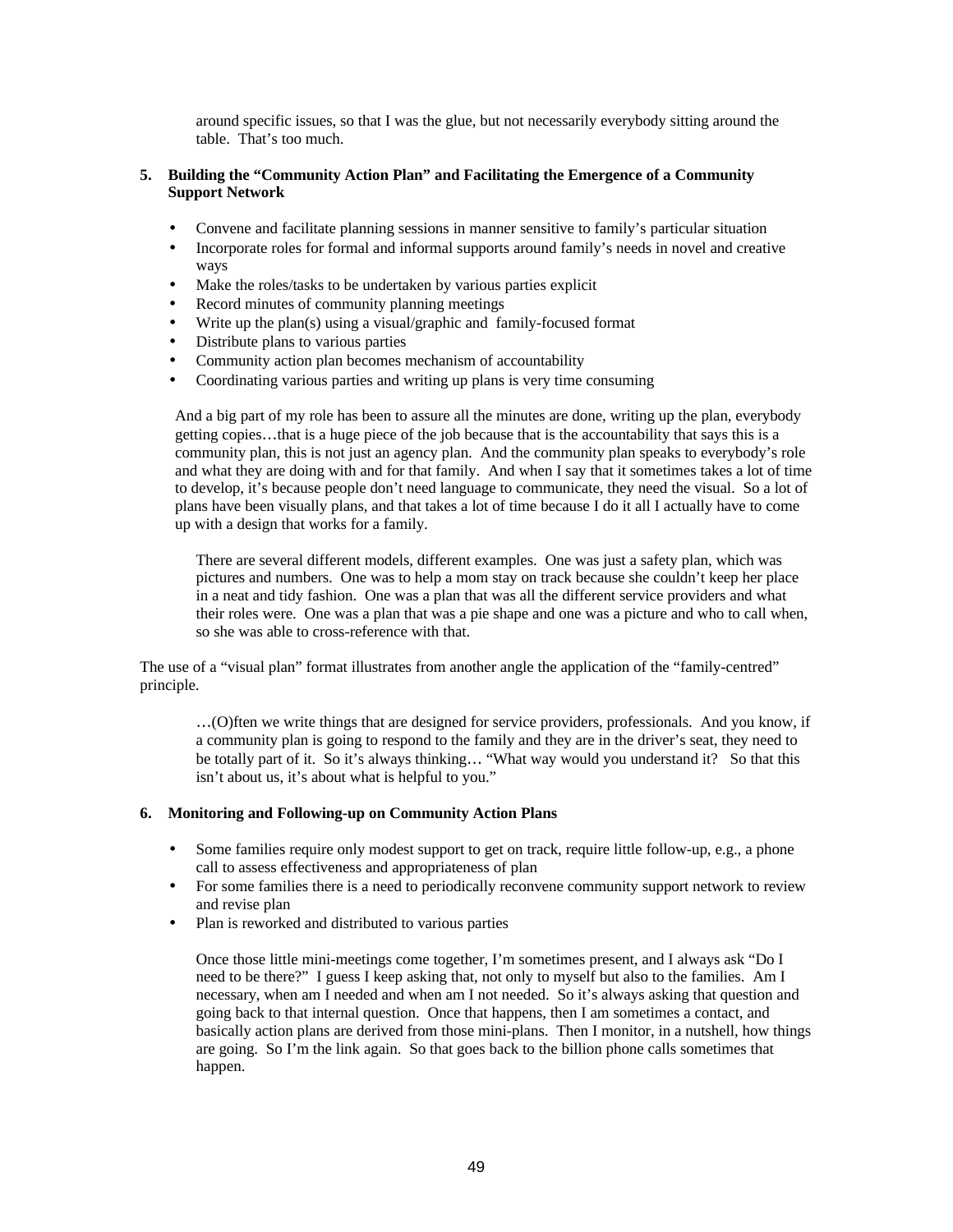around specific issues, so that I was the glue, but not necessarily everybody sitting around the table. That's too much.

**5. Building the "Community Action Plan" and Facilitating the Emergence of a Community Support Network**

- Convene and facilitate planning sessions in manner sensitive to family's particular situation
- Incorporate roles for formal and informal supports around family's needs in novel and creative ways
- Make the roles/tasks to be undertaken by various parties explicit
- Record minutes of community planning meetings
- Write up the plan(s) using a visual/graphic and family-focused format
- Distribute plans to various parties
- Community action plan becomes mechanism of accountability
- Coordinating various parties and writing up plans is very time consuming

> And a big part of my role has been to assure all the minutes are done, writing up the plan, everybody getting copies…that is a huge piece of the job because that is the accountability that says this is a community plan, this is not just an agency plan. And the community plan speaks to everybody's role and what they are doing with and for that family. And when I say that it sometimes takes a lot of time to develop, it's because people don't need language to communicate, they need the visual. So a lot of plans have been visually plans, and that takes a lot of time because I do it all I actually have to come up with a design that works for a family.
>
> There are several different models, different examples. One was just a safety plan, which was pictures and numbers. One was to help a mom stay on track because she couldn't keep her place in a neat and tidy fashion. One was a plan that was all the different service providers and what their roles were. One was a plan that was a pie shape and one was a picture and who to call when, so she was able to cross-reference with that.

The use of a "visual plan" format illustrates from another angle the application of the "family-centred" principle.

> …(O)ften we write things that are designed for service providers, professionals. And you know, if a community plan is going to respond to the family and they are in the driver's seat, they need to be totally part of it. So it's always thinking… "What way would you understand it? So that this isn't about us, it's about what is helpful to you."

**6. Monitoring and Following-up on Community Action Plans**

- Some families require only modest support to get on track, require little follow-up, e.g., a phone call to assess effectiveness and appropriateness of plan
- For some families there is a need to periodically reconvene community support network to review and revise plan
- Plan is reworked and distributed to various parties

> Once those little mini-meetings come together, I'm sometimes present, and I always ask "Do I need to be there?" I guess I keep asking that, not only to myself but also to the families. Am I necessary, when am I needed and when am I not needed. So it's always asking that question and going back to that internal question. Once that happens, then I am sometimes a contact, and basically action plans are derived from those mini-plans. Then I monitor, in a nutshell, how things are going. So I'm the link again. So that goes back to the billion phone calls sometimes that happen.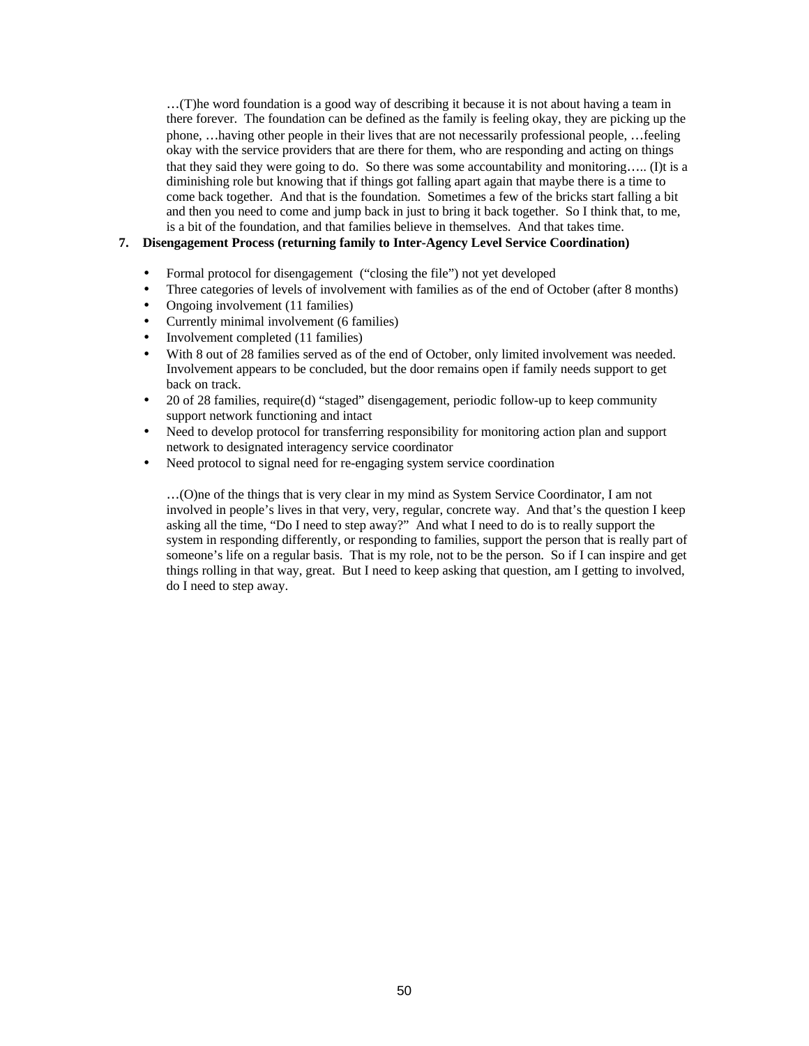…(T)he word foundation is a good way of describing it because it is not about having a team in there forever. The foundation can be defined as the family is feeling okay, they are picking up the phone, …having other people in their lives that are not necessarily professional people, …feeling okay with the service providers that are there for them, who are responding and acting on things that they said they were going to do. So there was some accountability and monitoring….. (I)t is a diminishing role but knowing that if things got falling apart again that maybe there is a time to come back together. And that is the foundation. Sometimes a few of the bricks start falling a bit and then you need to come and jump back in just to bring it back together. So I think that, to me, is a bit of the foundation, and that families believe in themselves. And that takes time.

**7. Disengagement Process (returning family to Inter-Agency Level Service Coordination)**

- Formal protocol for disengagement ("closing the file") not yet developed
- Three categories of levels of involvement with families as of the end of October (after 8 months)
- Ongoing involvement (11 families)
- Currently minimal involvement (6 families)
- Involvement completed (11 families)
- With 8 out of 28 families served as of the end of October, only limited involvement was needed. Involvement appears to be concluded, but the door remains open if family needs support to get back on track.
- 20 of 28 families, require(d) "staged" disengagement, periodic follow-up to keep community support network functioning and intact
- Need to develop protocol for transferring responsibility for monitoring action plan and support network to designated interagency service coordinator
- Need protocol to signal need for re-engaging system service coordination

…(O)ne of the things that is very clear in my mind as System Service Coordinator, I am not involved in people's lives in that very, very, regular, concrete way. And that's the question I keep asking all the time, "Do I need to step away?" And what I need to do is to really support the system in responding differently, or responding to families, support the person that is really part of someone's life on a regular basis. That is my role, not to be the person. So if I can inspire and get things rolling in that way, great. But I need to keep asking that question, am I getting to involved, do I need to step away.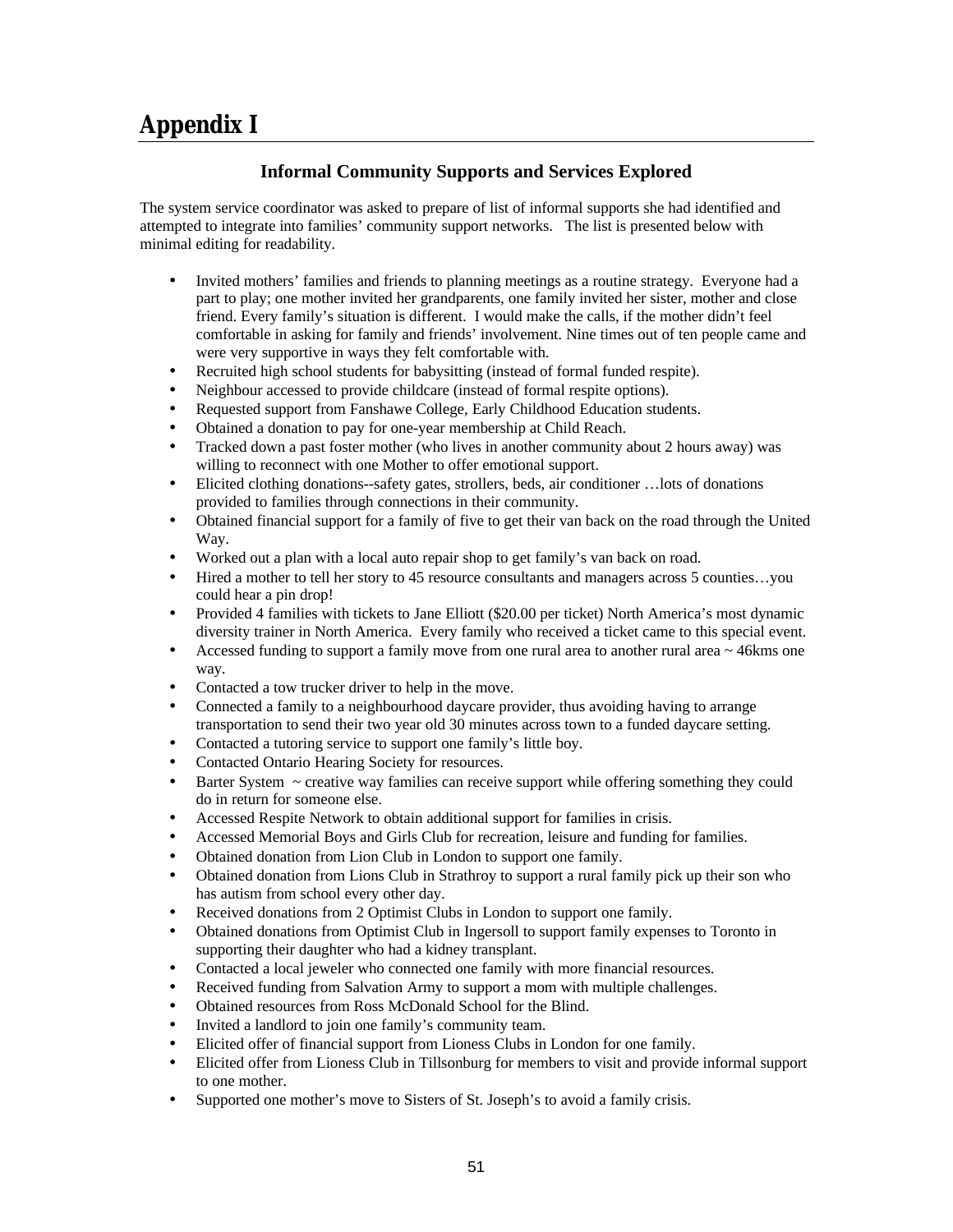# Appendix I

### Informal Community Supports and Services Explored

The system service coordinator was asked to prepare of list of informal supports she had identified and attempted to integrate into families' community support networks. The list is presented below with minimal editing for readability.

- Invited mothers' families and friends to planning meetings as a routine strategy. Everyone had a part to play; one mother invited her grandparents, one family invited her sister, mother and close friend. Every family's situation is different. I would make the calls, if the mother didn't feel comfortable in asking for family and friends' involvement. Nine times out of ten people came and were very supportive in ways they felt comfortable with.
- Recruited high school students for babysitting (instead of formal funded respite).
- Neighbour accessed to provide childcare (instead of formal respite options).
- Requested support from Fanshawe College, Early Childhood Education students.
- Obtained a donation to pay for one-year membership at Child Reach.
- Tracked down a past foster mother (who lives in another community about 2 hours away) was willing to reconnect with one Mother to offer emotional support.
- Elicited clothing donations--safety gates, strollers, beds, air conditioner …lots of donations provided to families through connections in their community.
- Obtained financial support for a family of five to get their van back on the road through the United Way.
- Worked out a plan with a local auto repair shop to get family's van back on road.
- Hired a mother to tell her story to 45 resource consultants and managers across 5 counties…you could hear a pin drop!
- Provided 4 families with tickets to Jane Elliott ($20.00 per ticket) North America's most dynamic diversity trainer in North America. Every family who received a ticket came to this special event.
- Accessed funding to support a family move from one rural area to another rural area ~ 46kms one way.
- Contacted a tow trucker driver to help in the move.
- Connected a family to a neighbourhood daycare provider, thus avoiding having to arrange transportation to send their two year old 30 minutes across town to a funded daycare setting.
- Contacted a tutoring service to support one family's little boy.
- Contacted Ontario Hearing Society for resources.
- Barter System ~ creative way families can receive support while offering something they could do in return for someone else.
- Accessed Respite Network to obtain additional support for families in crisis.
- Accessed Memorial Boys and Girls Club for recreation, leisure and funding for families.
- Obtained donation from Lion Club in London to support one family.
- Obtained donation from Lions Club in Strathroy to support a rural family pick up their son who has autism from school every other day.
- Received donations from 2 Optimist Clubs in London to support one family.
- Obtained donations from Optimist Club in Ingersoll to support family expenses to Toronto in supporting their daughter who had a kidney transplant.
- Contacted a local jeweler who connected one family with more financial resources.
- Received funding from Salvation Army to support a mom with multiple challenges.
- Obtained resources from Ross McDonald School for the Blind.
- Invited a landlord to join one family's community team.
- Elicited offer of financial support from Lioness Clubs in London for one family.
- Elicited offer from Lioness Club in Tillsonburg for members to visit and provide informal support to one mother.
- Supported one mother's move to Sisters of St. Joseph's to avoid a family crisis.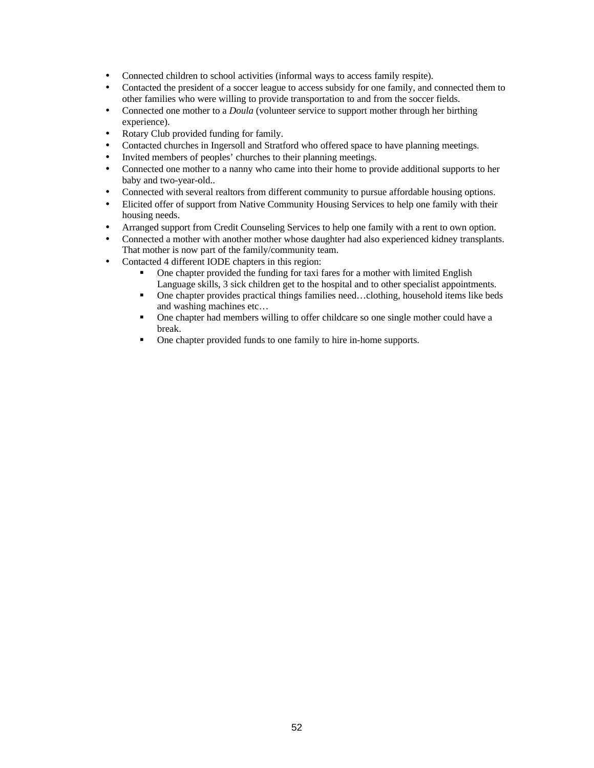- Connected children to school activities (informal ways to access family respite).
- Contacted the president of a soccer league to access subsidy for one family, and connected them to other families who were willing to provide transportation to and from the soccer fields.
- Connected one mother to a *Doula* (volunteer service to support mother through her birthing experience).
- Rotary Club provided funding for family.
- Contacted churches in Ingersoll and Stratford who offered space to have planning meetings.
- Invited members of peoples' churches to their planning meetings.
- Connected one mother to a nanny who came into their home to provide additional supports to her baby and two-year-old..
- Connected with several realtors from different community to pursue affordable housing options.
- Elicited offer of support from Native Community Housing Services to help one family with their housing needs.
- Arranged support from Credit Counseling Services to help one family with a rent to own option.
- Connected a mother with another mother whose daughter had also experienced kidney transplants. That mother is now part of the family/community team.
- Contacted 4 different IODE chapters in this region:
  - One chapter provided the funding for taxi fares for a mother with limited English Language skills, 3 sick children get to the hospital and to other specialist appointments.
  - One chapter provides practical things families need…clothing, household items like beds and washing machines etc…
  - One chapter had members willing to offer childcare so one single mother could have a break.
  - One chapter provided funds to one family to hire in-home supports.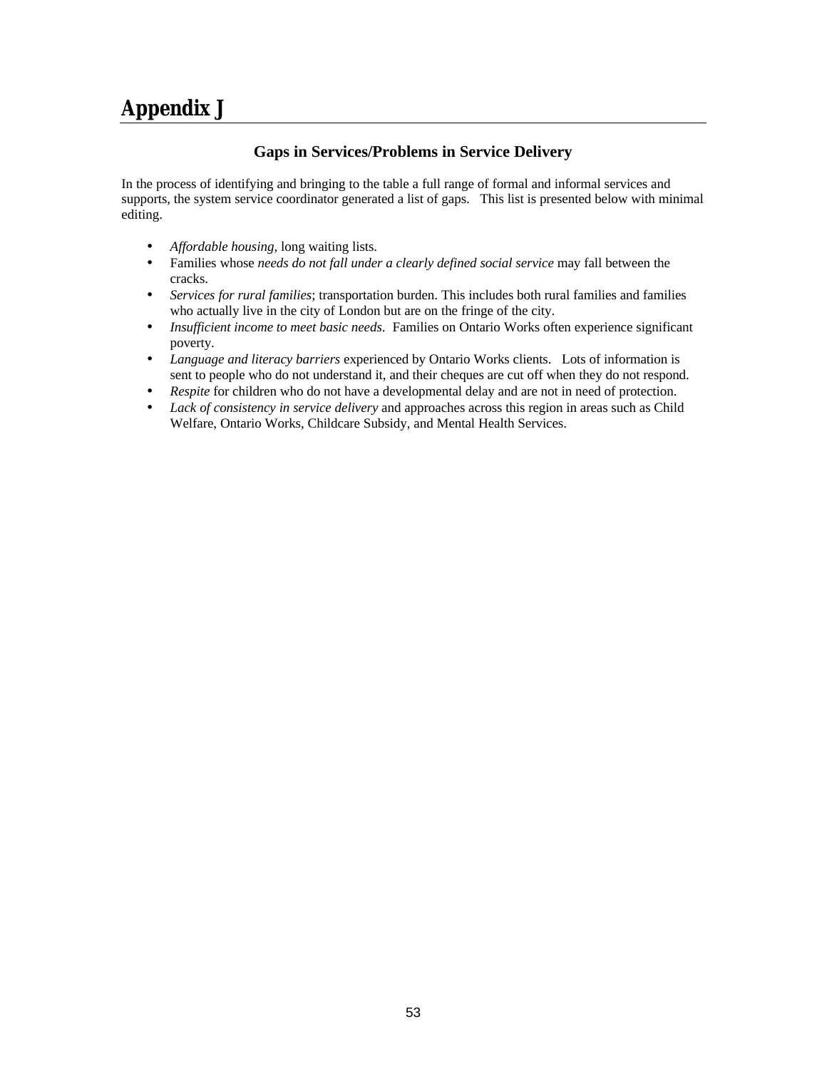# Appendix J

### Gaps in Services/Problems in Service Delivery

In the process of identifying and bringing to the table a full range of formal and informal services and supports, the system service coordinator generated a list of gaps. This list is presented below with minimal editing.

- *Affordable housing*, long waiting lists.
- Families whose *needs do not fall under a clearly defined social service* may fall between the cracks.
- *Services for rural families*; transportation burden. This includes both rural families and families who actually live in the city of London but are on the fringe of the city.
- *Insufficient income to meet basic needs*. Families on Ontario Works often experience significant poverty.
- *Language and literacy barriers* experienced by Ontario Works clients. Lots of information is sent to people who do not understand it, and their cheques are cut off when they do not respond.
- *Respite* for children who do not have a developmental delay and are not in need of protection.
- *Lack of consistency in service delivery* and approaches across this region in areas such as Child Welfare, Ontario Works, Childcare Subsidy, and Mental Health Services.